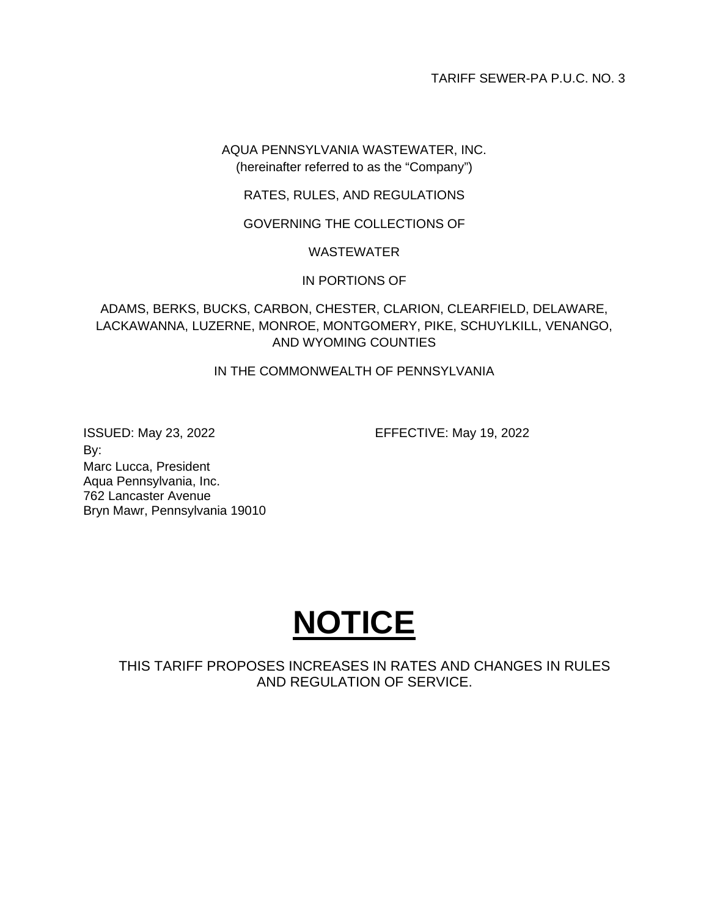TARIFF SEWER-PA P.U.C. NO. 3

AQUA PENNSYLVANIA WASTEWATER, INC.
(hereinafter referred to as the “Company”)

RATES, RULES, AND REGULATIONS

GOVERNING THE COLLECTIONS OF

WASTEWATER

IN PORTIONS OF

ADAMS, BERKS, BUCKS, CARBON, CHESTER, CLARION, CLEARFIELD, DELAWARE, LACKAWANNA, LUZERNE, MONROE, MONTGOMERY, PIKE, SCHUYLKILL, VENANGO, AND WYOMING COUNTIES

IN THE COMMONWEALTH OF PENNSYLVANIA

ISSUED: May 23, 2022

EFFECTIVE: May 19, 2022

By:
Marc Lucca, President
Aqua Pennsylvania, Inc.
762 Lancaster Avenue
Bryn Mawr, Pennsylvania 19010

# NOTICE

THIS TARIFF PROPOSES INCREASES IN RATES AND CHANGES IN RULES AND REGULATION OF SERVICE.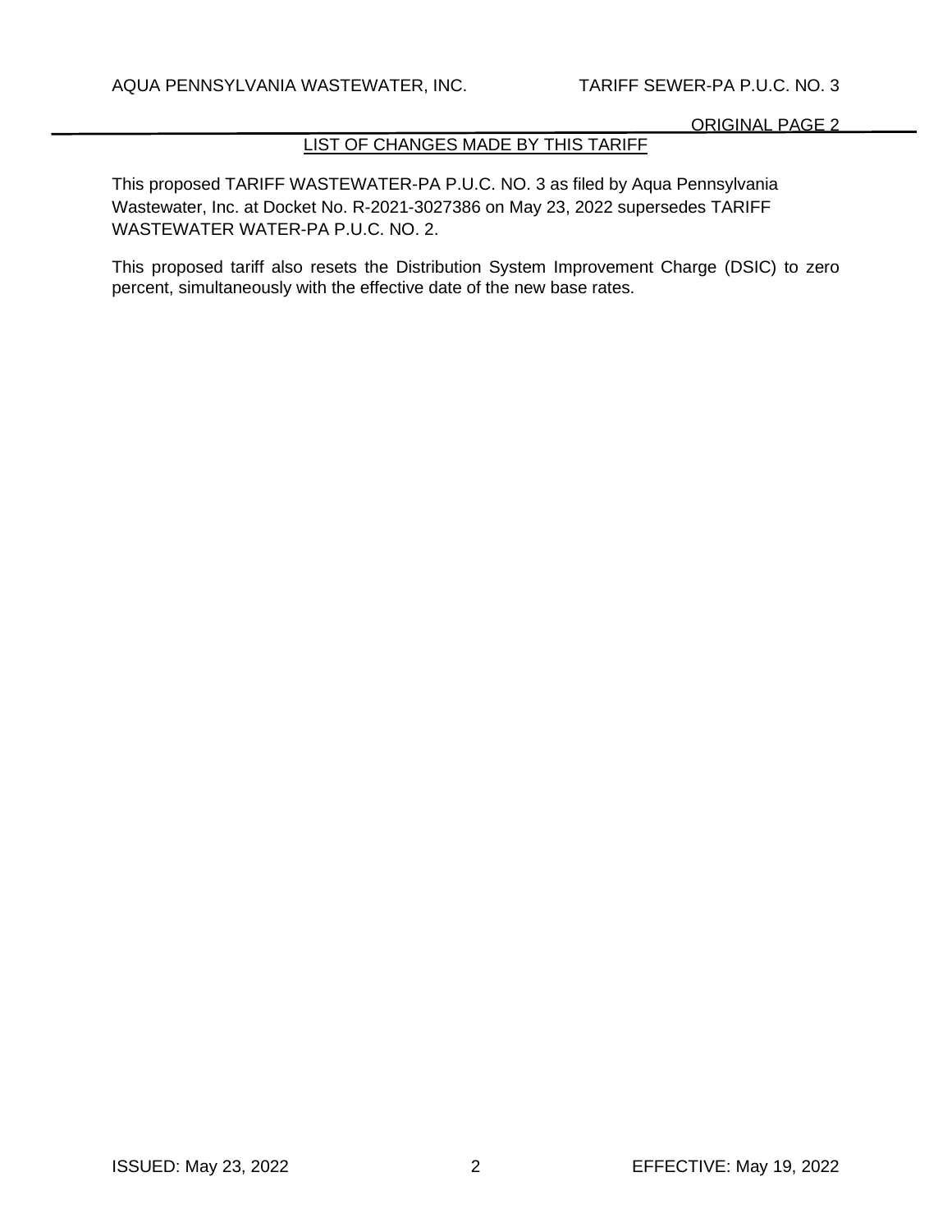## LIST OF CHANGES MADE BY THIS TARIFF

This proposed TARIFF WASTEWATER-PA P.U.C. NO. 3 as filed by Aqua Pennsylvania Wastewater, Inc. at Docket No. R-2021-3027386 on May 23, 2022 supersedes TARIFF WASTEWATER WATER-PA P.U.C. NO. 2.

This proposed tariff also resets the Distribution System Improvement Charge (DSIC) to zero percent, simultaneously with the effective date of the new base rates.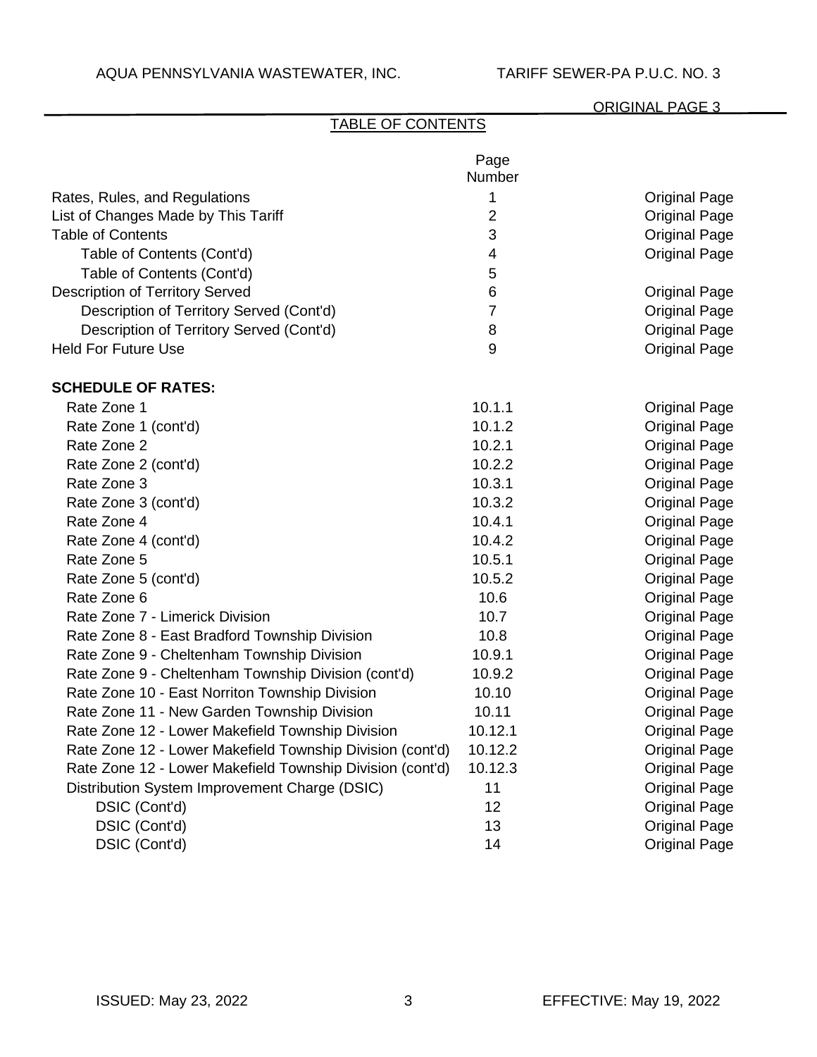ORIGINAL PAGE 3

# TABLE OF CONTENTS

| | Page Number | |
|---|---|---|
| Rates, Rules, and Regulations | 1 | Original Page |
| List of Changes Made by This Tariff | 2 | Original Page |
| Table of Contents | 3 | Original Page |
| Table of Contents (Cont'd) | 4 | Original Page |
| Table of Contents (Cont'd) | 5 | |
| Description of Territory Served | 6 | Original Page |
| Description of Territory Served (Cont'd) | 7 | Original Page |
| Description of Territory Served (Cont'd) | 8 | Original Page |
| Held For Future Use | 9 | Original Page |
| **SCHEDULE OF RATES:** | | |
| Rate Zone 1 | 10.1.1 | Original Page |
| Rate Zone 1 (cont'd) | 10.1.2 | Original Page |
| Rate Zone 2 | 10.2.1 | Original Page |
| Rate Zone 2 (cont'd) | 10.2.2 | Original Page |
| Rate Zone 3 | 10.3.1 | Original Page |
| Rate Zone 3 (cont'd) | 10.3.2 | Original Page |
| Rate Zone 4 | 10.4.1 | Original Page |
| Rate Zone 4 (cont'd) | 10.4.2 | Original Page |
| Rate Zone 5 | 10.5.1 | Original Page |
| Rate Zone 5 (cont'd) | 10.5.2 | Original Page |
| Rate Zone 6 | 10.6 | Original Page |
| Rate Zone 7 - Limerick Division | 10.7 | Original Page |
| Rate Zone 8 - East Bradford Township Division | 10.8 | Original Page |
| Rate Zone 9 - Cheltenham Township Division | 10.9.1 | Original Page |
| Rate Zone 9 - Cheltenham Township Division (cont'd) | 10.9.2 | Original Page |
| Rate Zone 10 - East Norriton Township Division | 10.10 | Original Page |
| Rate Zone 11 - New Garden Township Division | 10.11 | Original Page |
| Rate Zone 12 - Lower Makefield Township Division | 10.12.1 | Original Page |
| Rate Zone 12 - Lower Makefield Township Division (cont'd) | 10.12.2 | Original Page |
| Rate Zone 12 - Lower Makefield Township Division (cont'd) | 10.12.3 | Original Page |
| Distribution System Improvement Charge (DSIC) | 11 | Original Page |
| DSIC (Cont'd) | 12 | Original Page |
| DSIC (Cont'd) | 13 | Original Page |
| DSIC (Cont'd) | 14 | Original Page |

ISSUED: May 23, 2022 EFFECTIVE: May 19, 2022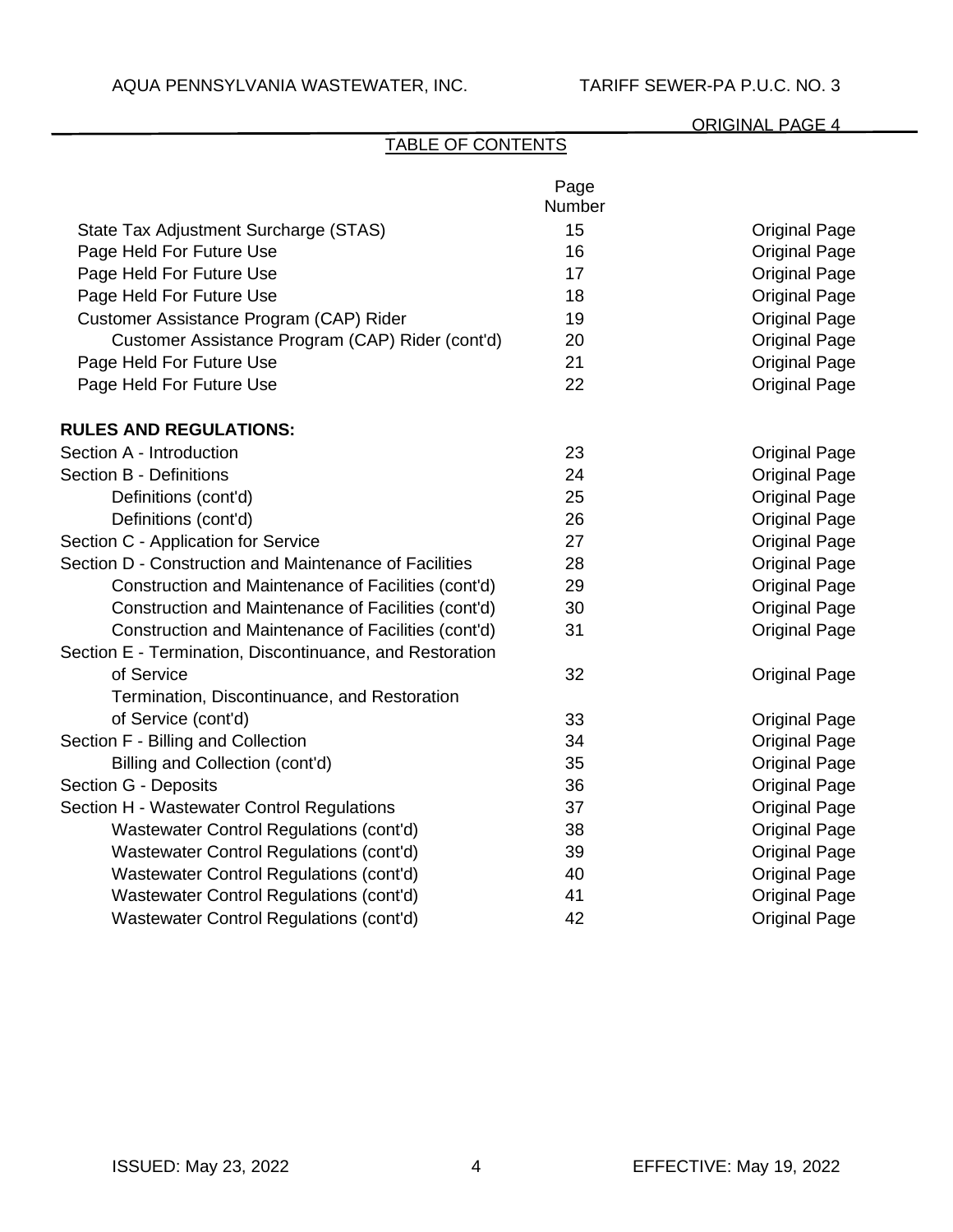## TABLE OF CONTENTS

| | Page Number | |
|---|---|---|
| State Tax Adjustment Surcharge (STAS) | 15 | Original Page |
| Page Held For Future Use | 16 | Original Page |
| Page Held For Future Use | 17 | Original Page |
| Page Held For Future Use | 18 | Original Page |
| Customer Assistance Program (CAP) Rider | 19 | Original Page |
| Customer Assistance Program (CAP) Rider (cont'd) | 20 | Original Page |
| Page Held For Future Use | 21 | Original Page |
| Page Held For Future Use | 22 | Original Page |
| **RULES AND REGULATIONS:** | | |
| Section A - Introduction | 23 | Original Page |
| Section B - Definitions | 24 | Original Page |
| Definitions (cont'd) | 25 | Original Page |
| Definitions (cont'd) | 26 | Original Page |
| Section C - Application for Service | 27 | Original Page |
| Section D - Construction and Maintenance of Facilities | 28 | Original Page |
| Construction and Maintenance of Facilities (cont'd) | 29 | Original Page |
| Construction and Maintenance of Facilities (cont'd) | 30 | Original Page |
| Construction and Maintenance of Facilities (cont'd) | 31 | Original Page |
| Section E - Termination, Discontinuance, and Restoration of Service | 32 | Original Page |
| Termination, Discontinuance, and Restoration of Service (cont'd) | 33 | Original Page |
| Section F - Billing and Collection | 34 | Original Page |
| Billing and Collection (cont'd) | 35 | Original Page |
| Section G - Deposits | 36 | Original Page |
| Section H - Wastewater Control Regulations | 37 | Original Page |
| Wastewater Control Regulations (cont'd) | 38 | Original Page |
| Wastewater Control Regulations (cont'd) | 39 | Original Page |
| Wastewater Control Regulations (cont'd) | 40 | Original Page |
| Wastewater Control Regulations (cont'd) | 41 | Original Page |
| Wastewater Control Regulations (cont'd) | 42 | Original Page |

ISSUED: May 23, 2022 EFFECTIVE: May 19, 2022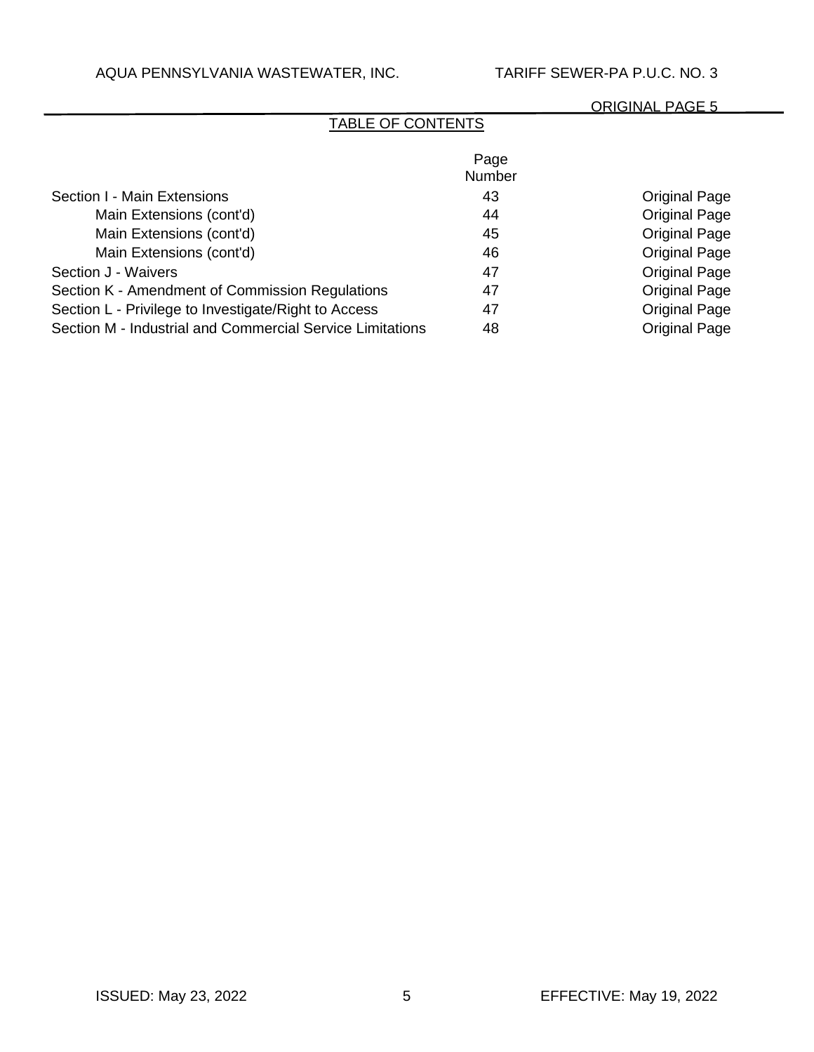## TABLE OF CONTENTS

| | Page Number | |
|---|---|---|
| Section I - Main Extensions | 43 | Original Page |
| Main Extensions (cont'd) | 44 | Original Page |
| Main Extensions (cont'd) | 45 | Original Page |
| Main Extensions (cont'd) | 46 | Original Page |
| Section J - Waivers | 47 | Original Page |
| Section K - Amendment of Commission Regulations | 47 | Original Page |
| Section L - Privilege to Investigate/Right to Access | 47 | Original Page |
| Section M - Industrial and Commercial Service Limitations | 48 | Original Page |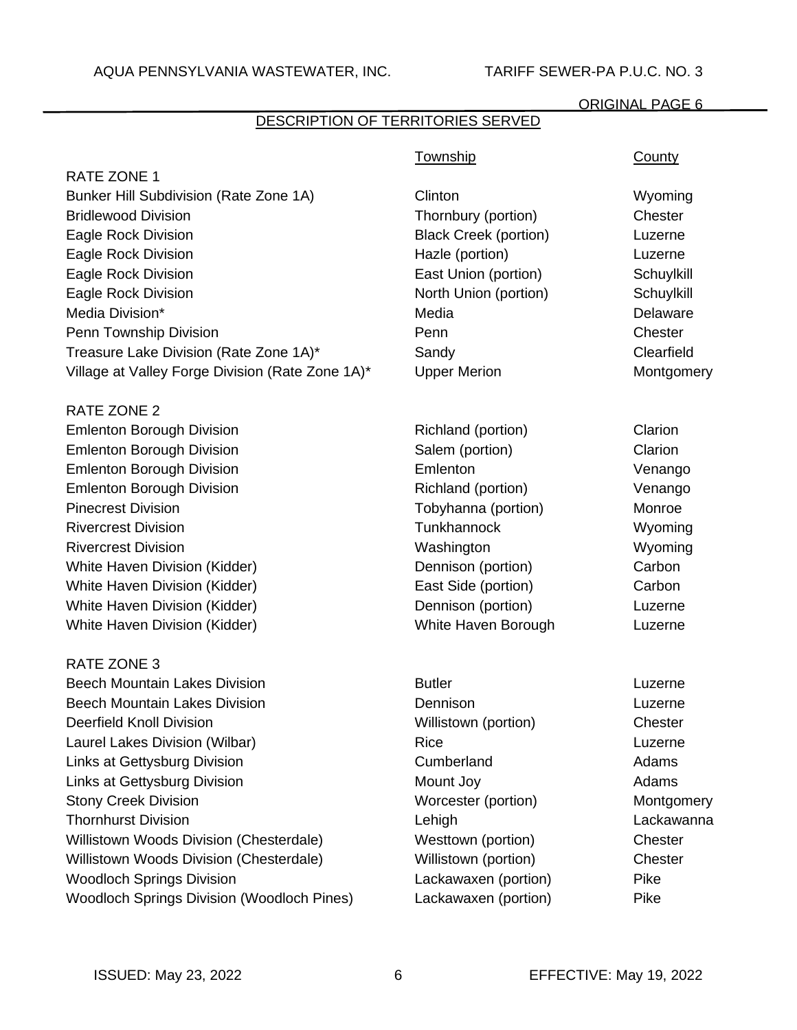## DESCRIPTION OF TERRITORIES SERVED

| | Township | County |
|---|---|---|
| RATE ZONE 1 | | |
| Bunker Hill Subdivision (Rate Zone 1A) | Clinton | Wyoming |
| Bridlewood Division | Thornbury (portion) | Chester |
| Eagle Rock Division | Black Creek (portion) | Luzerne |
| Eagle Rock Division | Hazle (portion) | Luzerne |
| Eagle Rock Division | East Union (portion) | Schuylkill |
| Eagle Rock Division | North Union (portion) | Schuylkill |
| Media Division* | Media | Delaware |
| Penn Township Division | Penn | Chester |
| Treasure Lake Division (Rate Zone 1A)* | Sandy | Clearfield |
| Village at Valley Forge Division (Rate Zone 1A)* | Upper Merion | Montgomery |
| RATE ZONE 2 | | |
| Emlenton Borough Division | Richland (portion) | Clarion |
| Emlenton Borough Division | Salem (portion) | Clarion |
| Emlenton Borough Division | Emlenton | Venango |
| Emlenton Borough Division | Richland (portion) | Venango |
| Pinecrest Division | Tobyhanna (portion) | Monroe |
| Rivercrest Division | Tunkhannock | Wyoming |
| Rivercrest Division | Washington | Wyoming |
| White Haven Division (Kidder) | Dennison (portion) | Carbon |
| White Haven Division (Kidder) | East Side (portion) | Carbon |
| White Haven Division (Kidder) | Dennison (portion) | Luzerne |
| White Haven Division (Kidder) | White Haven Borough | Luzerne |
| RATE ZONE 3 | | |
| Beech Mountain Lakes Division | Butler | Luzerne |
| Beech Mountain Lakes Division | Dennison | Luzerne |
| Deerfield Knoll Division | Willistown (portion) | Chester |
| Laurel Lakes Division (Wilbar) | Rice | Luzerne |
| Links at Gettysburg Division | Cumberland | Adams |
| Links at Gettysburg Division | Mount Joy | Adams |
| Stony Creek Division | Worcester (portion) | Montgomery |
| Thornhurst Division | Lehigh | Lackawanna |
| Willistown Woods Division (Chesterdale) | Westtown (portion) | Chester |
| Willistown Woods Division (Chesterdale) | Willistown (portion) | Chester |
| Woodloch Springs Division | Lackawaxen (portion) | Pike |
| Woodloch Springs Division (Woodloch Pines) | Lackawaxen (portion) | Pike |

ISSUED: May 23, 2022 EFFECTIVE: May 19, 2022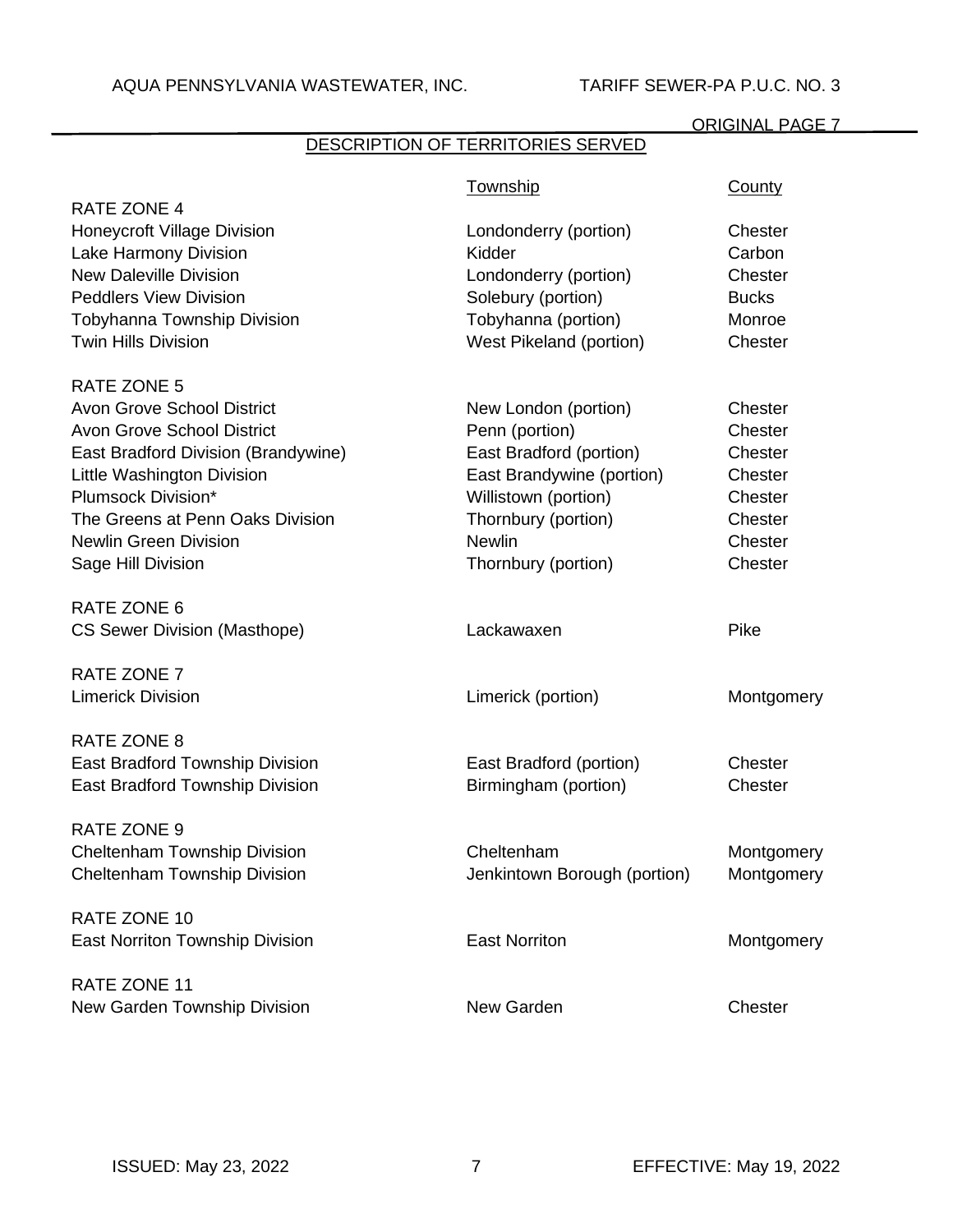## DESCRIPTION OF TERRITORIES SERVED

| | Township | County |
|---|---|---|
| RATE ZONE 4 | | |
| Honeycroft Village Division | Londonderry (portion) | Chester |
| Lake Harmony Division | Kidder | Carbon |
| New Daleville Division | Londonderry (portion) | Chester |
| Peddlers View Division | Solebury (portion) | Bucks |
| Tobyhanna Township Division | Tobyhanna (portion) | Monroe |
| Twin Hills Division | West Pikeland (portion) | Chester |
| | | |
| RATE ZONE 5 | | |
| Avon Grove School District | New London (portion) | Chester |
| Avon Grove School District | Penn (portion) | Chester |
| East Bradford Division (Brandywine) | East Bradford (portion) | Chester |
| Little Washington Division | East Brandywine (portion) | Chester |
| Plumsock Division* | Willistown (portion) | Chester |
| The Greens at Penn Oaks Division | Thornbury (portion) | Chester |
| Newlin Green Division | Newlin | Chester |
| Sage Hill Division | Thornbury (portion) | Chester |
| | | |
| RATE ZONE 6 | | |
| CS Sewer Division (Masthope) | Lackawaxen | Pike |
| | | |
| RATE ZONE 7 | | |
| Limerick Division | Limerick (portion) | Montgomery |
| | | |
| RATE ZONE 8 | | |
| East Bradford Township Division | East Bradford (portion) | Chester |
| East Bradford Township Division | Birmingham (portion) | Chester |
| | | |
| RATE ZONE 9 | | |
| Cheltenham Township Division | Cheltenham | Montgomery |
| Cheltenham Township Division | Jenkintown Borough (portion) | Montgomery |
| | | |
| RATE ZONE 10 | | |
| East Norriton Township Division | East Norriton | Montgomery |
| | | |
| RATE ZONE 11 | | |
| New Garden Township Division | New Garden | Chester |

ISSUED: May 23, 2022 EFFECTIVE: May 19, 2022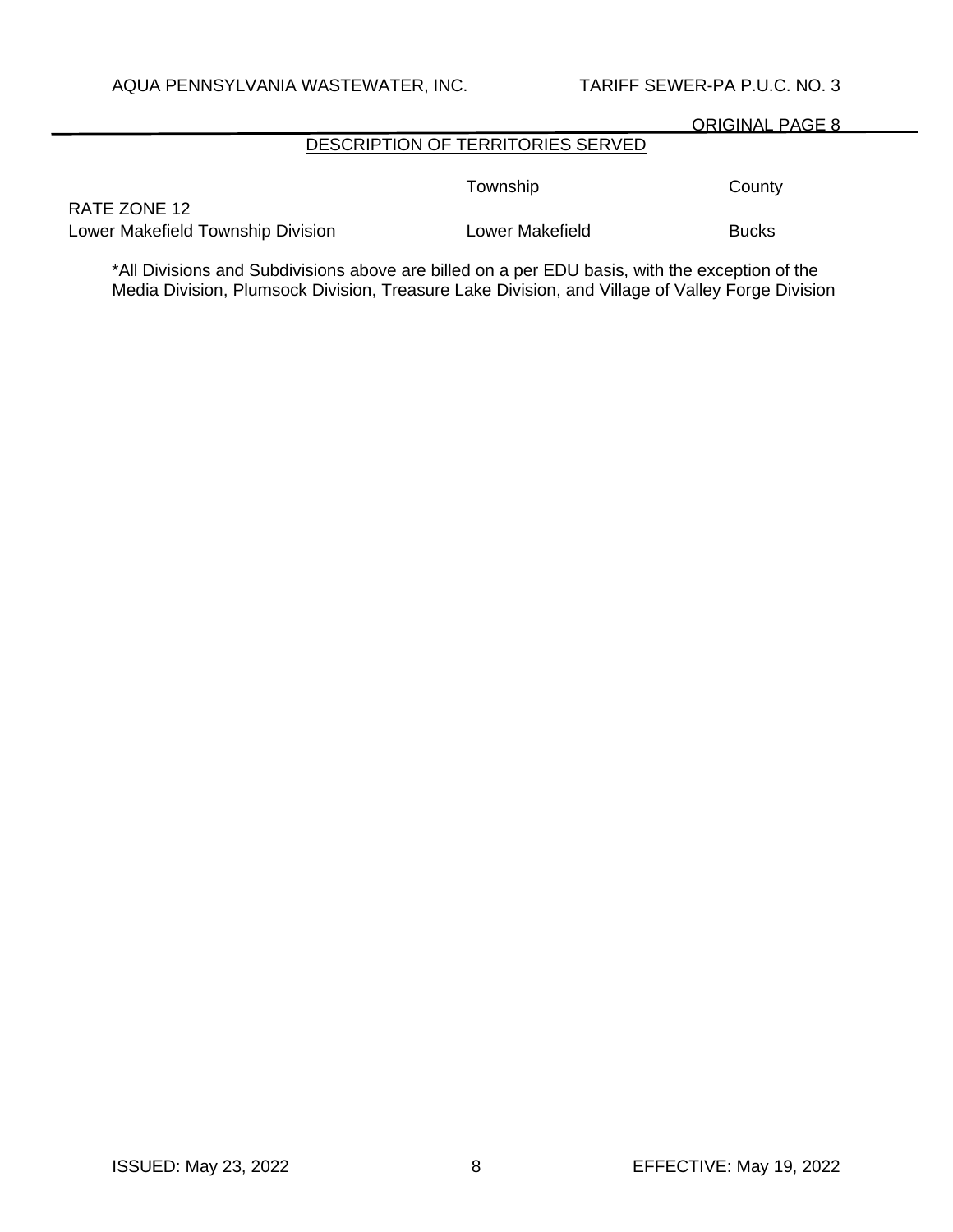## DESCRIPTION OF TERRITORIES SERVED

| | Township | County |
|---|---|---|
| RATE ZONE 12 | | |
| Lower Makefield Township Division | Lower Makefield | Bucks |

*All Divisions and Subdivisions above are billed on a per EDU basis, with the exception of the Media Division, Plumsock Division, Treasure Lake Division, and Village of Valley Forge Division

ISSUED: May 23, 2022 EFFECTIVE: May 19, 2022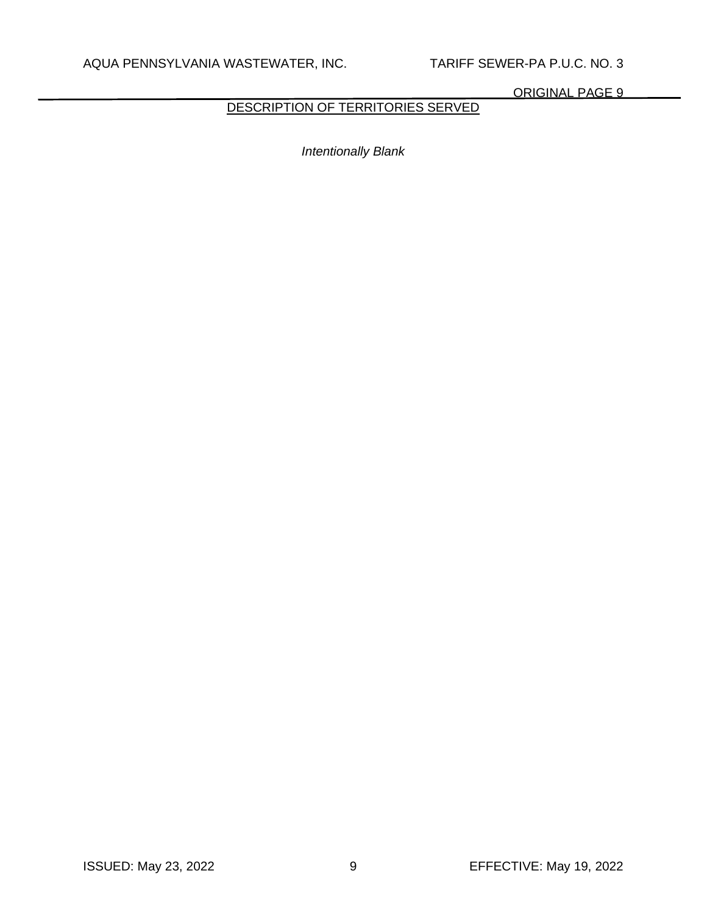## DESCRIPTION OF TERRITORIES SERVED

*Intentionally Blank*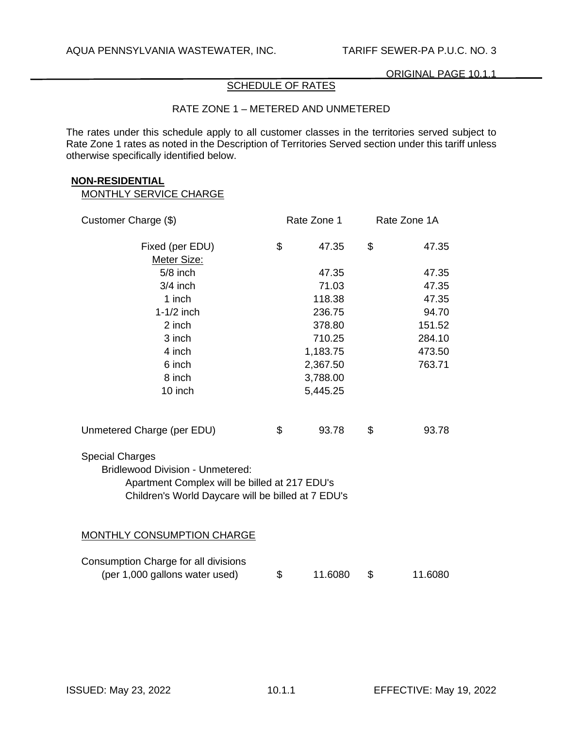## SCHEDULE OF RATES

### RATE ZONE 1 – METERED AND UNMETERED

The rates under this schedule apply to all customer classes in the territories served subject to Rate Zone 1 rates as noted in the Description of Territories Served section under this tariff unless otherwise specifically identified below.

**NON-RESIDENTIAL**

MONTHLY SERVICE CHARGE

| Customer Charge ($) | Rate Zone 1 | Rate Zone 1A |
|---|---|---|
| Fixed (per EDU) | $ 47.35 | $ 47.35 |
| Meter Size: | | |
| 5/8 inch | 47.35 | 47.35 |
| 3/4 inch | 71.03 | 47.35 |
| 1 inch | 118.38 | 47.35 |
| 1-1/2 inch | 236.75 | 94.70 |
| 2 inch | 378.80 | 151.52 |
| 3 inch | 710.25 | 284.10 |
| 4 inch | 1,183.75 | 473.50 |
| 6 inch | 2,367.50 | 763.71 |
| 8 inch | 3,788.00 | |
| 10 inch | 5,445.25 | |
| Unmetered Charge (per EDU) | $ 93.78 | $ 93.78 |

Special Charges

Bridlewood Division - Unmetered:

Apartment Complex will be billed at 217 EDU's

Children's World Daycare will be billed at 7 EDU's

MONTHLY CONSUMPTION CHARGE

| | Rate Zone 1 | Rate Zone 1A |
|---|---|---|
| Consumption Charge for all divisions (per 1,000 gallons water used) | $ 11.6080 | $ 11.6080 |

ISSUED: May 23, 2022 EFFECTIVE: May 19, 2022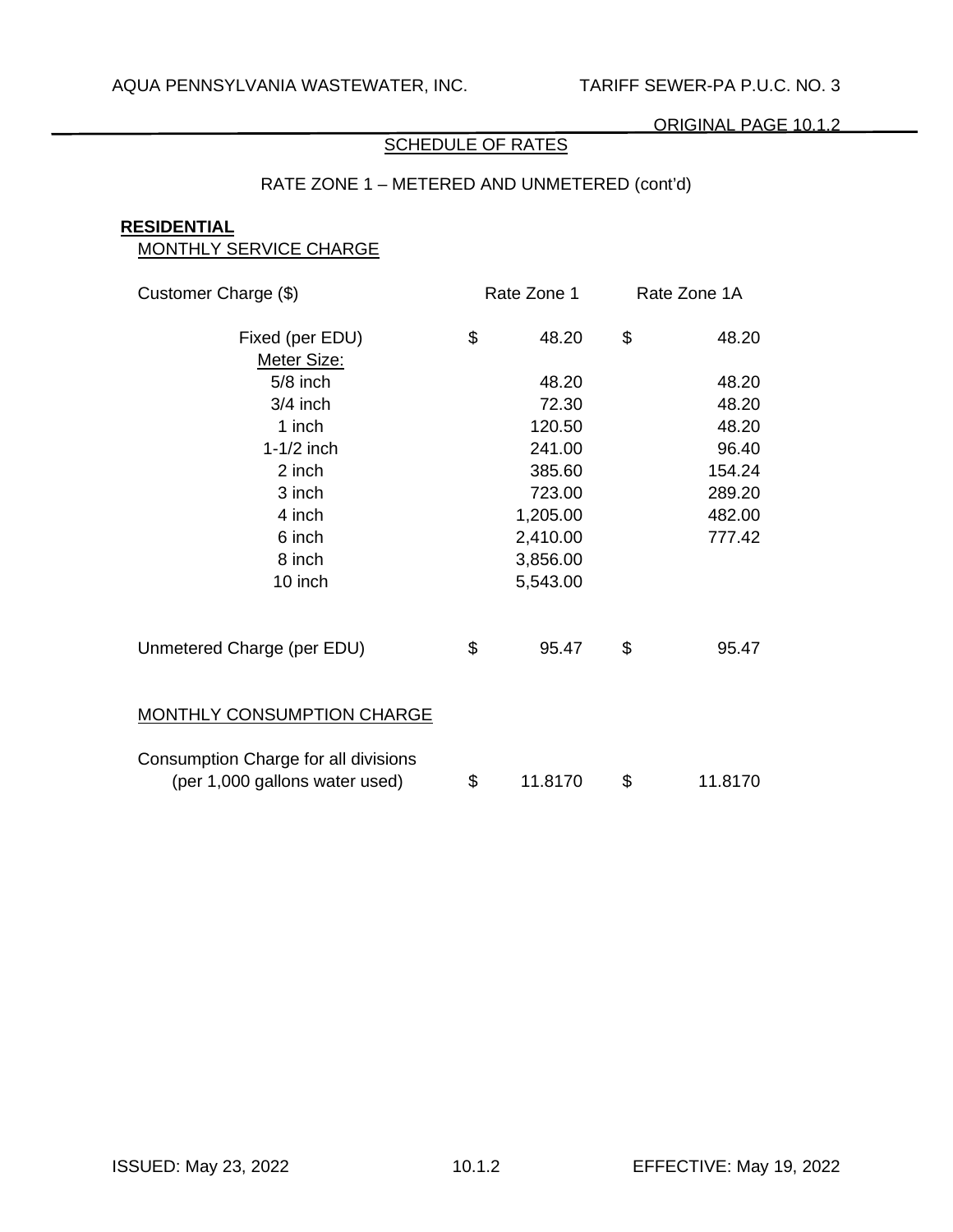## SCHEDULE OF RATES

### RATE ZONE 1 – METERED AND UNMETERED (cont'd)

**RESIDENTIAL**

MONTHLY SERVICE CHARGE

| Customer Charge ($) | Rate Zone 1 | Rate Zone 1A |
|---|---|---|
| Fixed (per EDU) | $ 48.20 | $ 48.20 |
| Meter Size: | | |
| 5/8 inch | 48.20 | 48.20 |
| 3/4 inch | 72.30 | 48.20 |
| 1 inch | 120.50 | 48.20 |
| 1-1/2 inch | 241.00 | 96.40 |
| 2 inch | 385.60 | 154.24 |
| 3 inch | 723.00 | 289.20 |
| 4 inch | 1,205.00 | 482.00 |
| 6 inch | 2,410.00 | 777.42 |
| 8 inch | 3,856.00 | |
| 10 inch | 5,543.00 | |
| Unmetered Charge (per EDU) | $ 95.47 | $ 95.47 |

MONTHLY CONSUMPTION CHARGE

| | Rate Zone 1 | Rate Zone 1A |
|---|---|---|
| Consumption Charge for all divisions (per 1,000 gallons water used) | $ 11.8170 | $ 11.8170 |

ISSUED: May 23, 2022 EFFECTIVE: May 19, 2022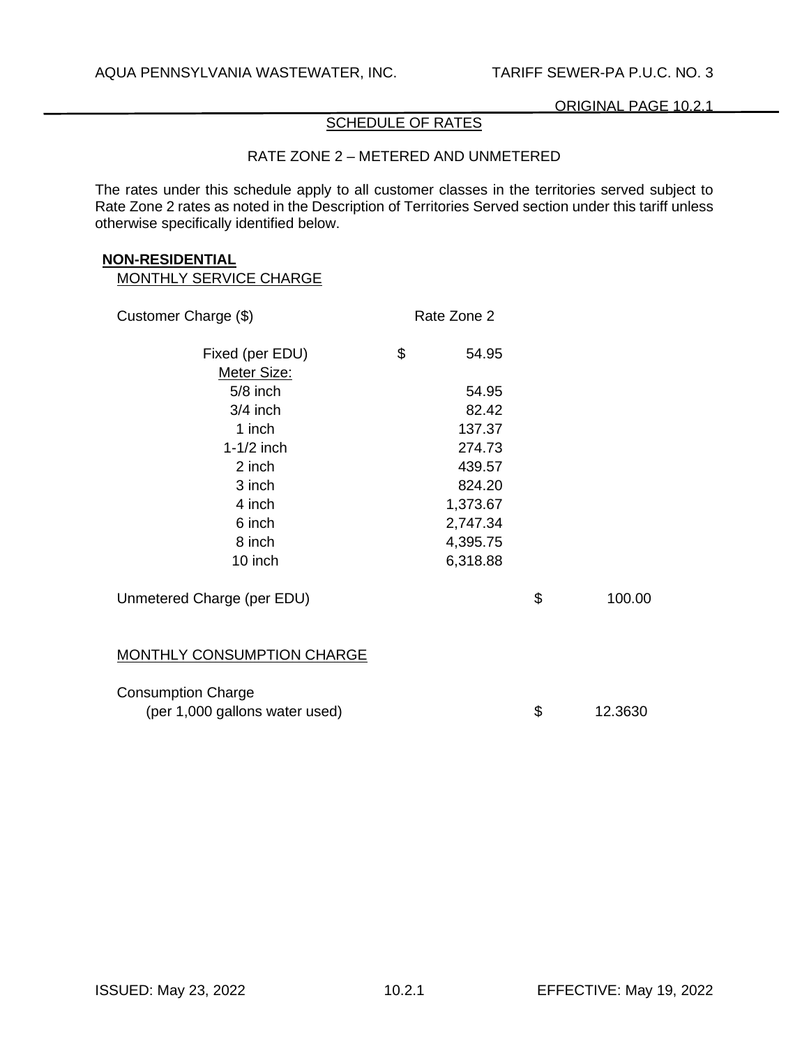## SCHEDULE OF RATES

### RATE ZONE 2 – METERED AND UNMETERED

The rates under this schedule apply to all customer classes in the territories served subject to Rate Zone 2 rates as noted in the Description of Territories Served section under this tariff unless otherwise specifically identified below.

**NON-RESIDENTIAL**

MONTHLY SERVICE CHARGE

| Customer Charge ($) | Rate Zone 2 | | |
|---|---|---|---|
| Fixed (per EDU) | $ 54.95 | | |
| Meter Size: | | | |
| 5/8 inch | 54.95 | | |
| 3/4 inch | 82.42 | | |
| 1 inch | 137.37 | | |
| 1-1/2 inch | 274.73 | | |
| 2 inch | 439.57 | | |
| 3 inch | 824.20 | | |
| 4 inch | 1,373.67 | | |
| 6 inch | 2,747.34 | | |
| 8 inch | 4,395.75 | | |
| 10 inch | 6,318.88 | | |
| Unmetered Charge (per EDU) | | $ | 100.00 |

MONTHLY CONSUMPTION CHARGE

| | | |
|---|---|---|
| Consumption Charge (per 1,000 gallons water used) | $ | 12.3630 |

ISSUED: May 23, 2022 EFFECTIVE: May 19, 2022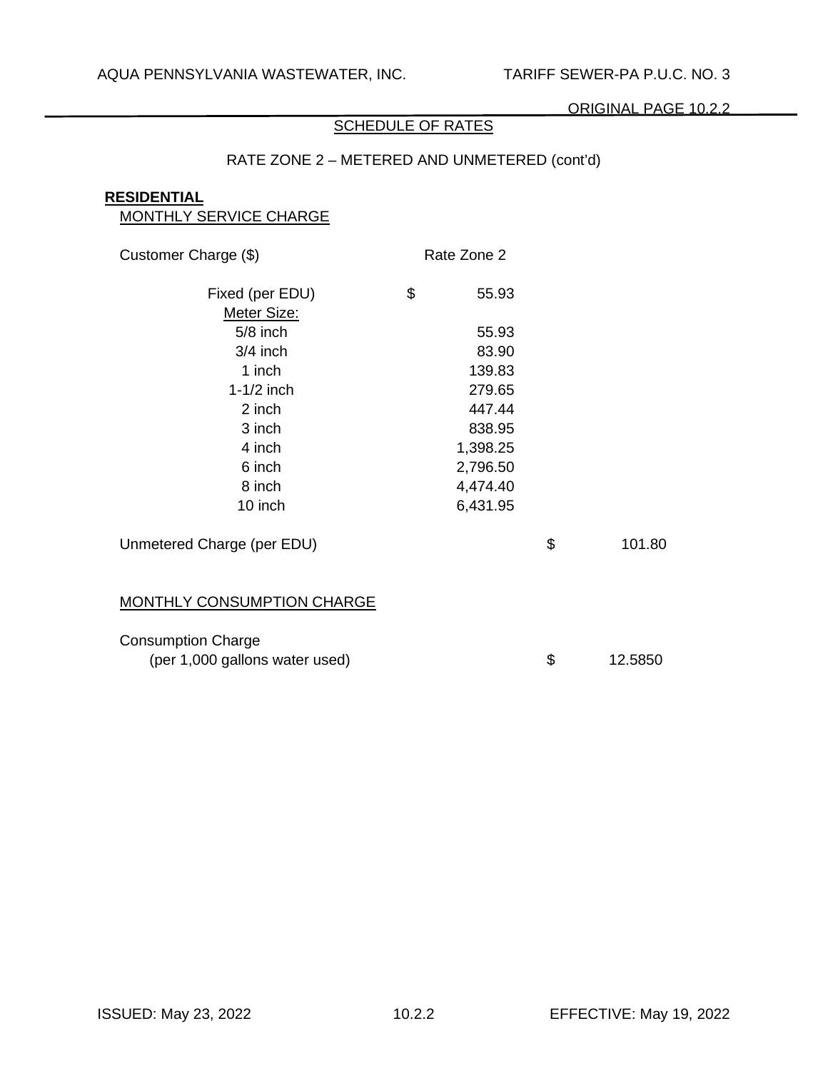## SCHEDULE OF RATES

### RATE ZONE 2 – METERED AND UNMETERED (cont'd)

**RESIDENTIAL**

MONTHLY SERVICE CHARGE

| Customer Charge ($) | Rate Zone 2 | | |
|---|---|---|---|
| Fixed (per EDU) | $ 55.93 | | |
| Meter Size: | | | |
| 5/8 inch | 55.93 | | |
| 3/4 inch | 83.90 | | |
| 1 inch | 139.83 | | |
| 1-1/2 inch | 279.65 | | |
| 2 inch | 447.44 | | |
| 3 inch | 838.95 | | |
| 4 inch | 1,398.25 | | |
| 6 inch | 2,796.50 | | |
| 8 inch | 4,474.40 | | |
| 10 inch | 6,431.95 | | |
| Unmetered Charge (per EDU) | | $ | 101.80 |

MONTHLY CONSUMPTION CHARGE

| | | |
|---|---|---|
| Consumption Charge (per 1,000 gallons water used) | $ | 12.5850 |

ISSUED: May 23, 2022 | 10.2.2 | EFFECTIVE: May 19, 2022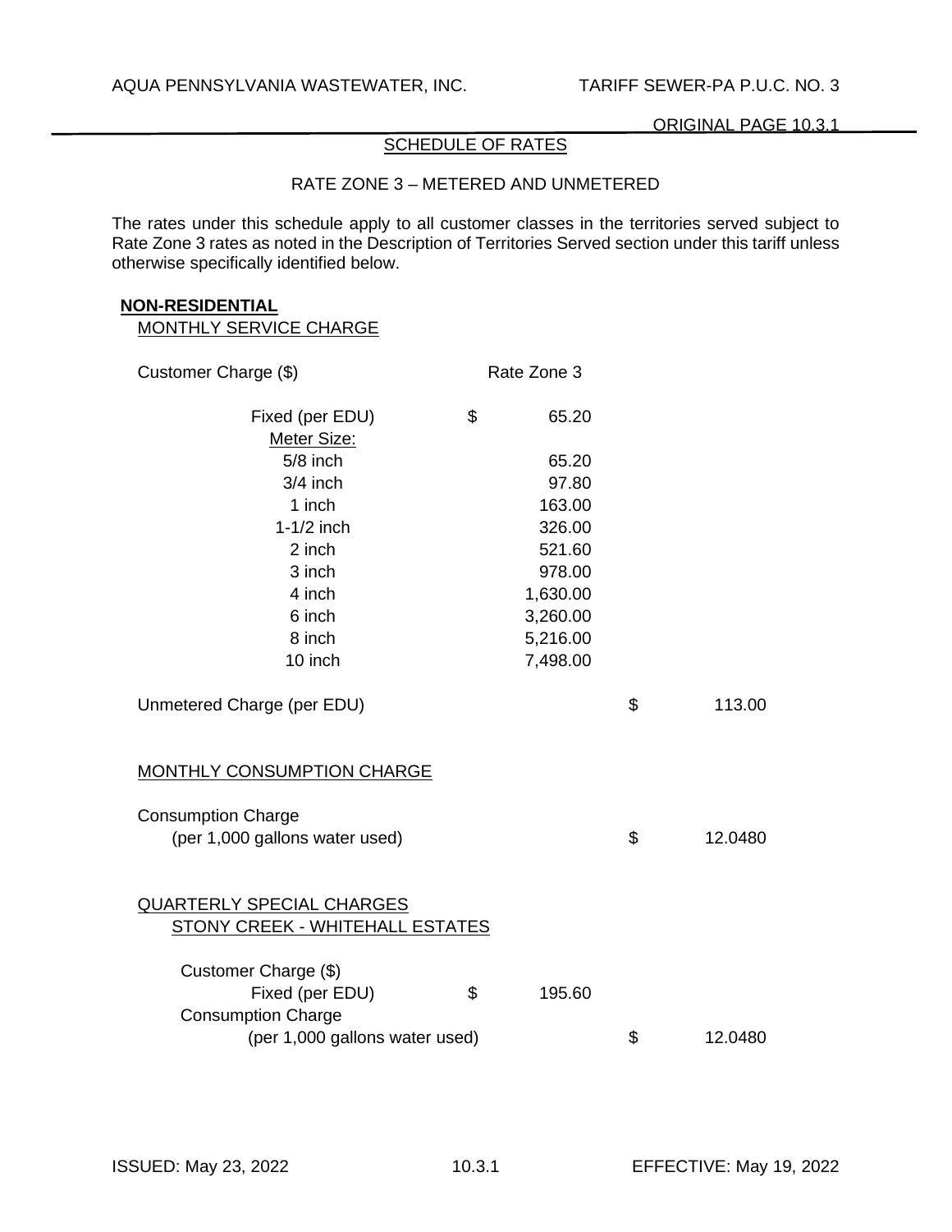## SCHEDULE OF RATES

### RATE ZONE 3 – METERED AND UNMETERED

The rates under this schedule apply to all customer classes in the territories served subject to Rate Zone 3 rates as noted in the Description of Territories Served section under this tariff unless otherwise specifically identified below.

**NON-RESIDENTIAL**

MONTHLY SERVICE CHARGE

| Customer Charge ($) | Rate Zone 3 | |
|---|---|---|
| Fixed (per EDU) | $ 65.20 | |
| Meter Size: | | |
| 5/8 inch | 65.20 | |
| 3/4 inch | 97.80 | |
| 1 inch | 163.00 | |
| 1-1/2 inch | 326.00 | |
| 2 inch | 521.60 | |
| 3 inch | 978.00 | |
| 4 inch | 1,630.00 | |
| 6 inch | 3,260.00 | |
| 8 inch | 5,216.00 | |
| 10 inch | 7,498.00 | |
| Unmetered Charge (per EDU) | | $ 113.00 |

MONTHLY CONSUMPTION CHARGE

| | | |
|---|---|---|
| Consumption Charge (per 1,000 gallons water used) | | $ 12.0480 |

QUARTERLY SPECIAL CHARGES

STONY CREEK - WHITEHALL ESTATES

| | | |
|---|---|---|
| Customer Charge ($) | | |
| Fixed (per EDU) | $ 195.60 | |
| Consumption Charge (per 1,000 gallons water used) | | $ 12.0480 |

ISSUED: May 23, 2022 EFFECTIVE: May 19, 2022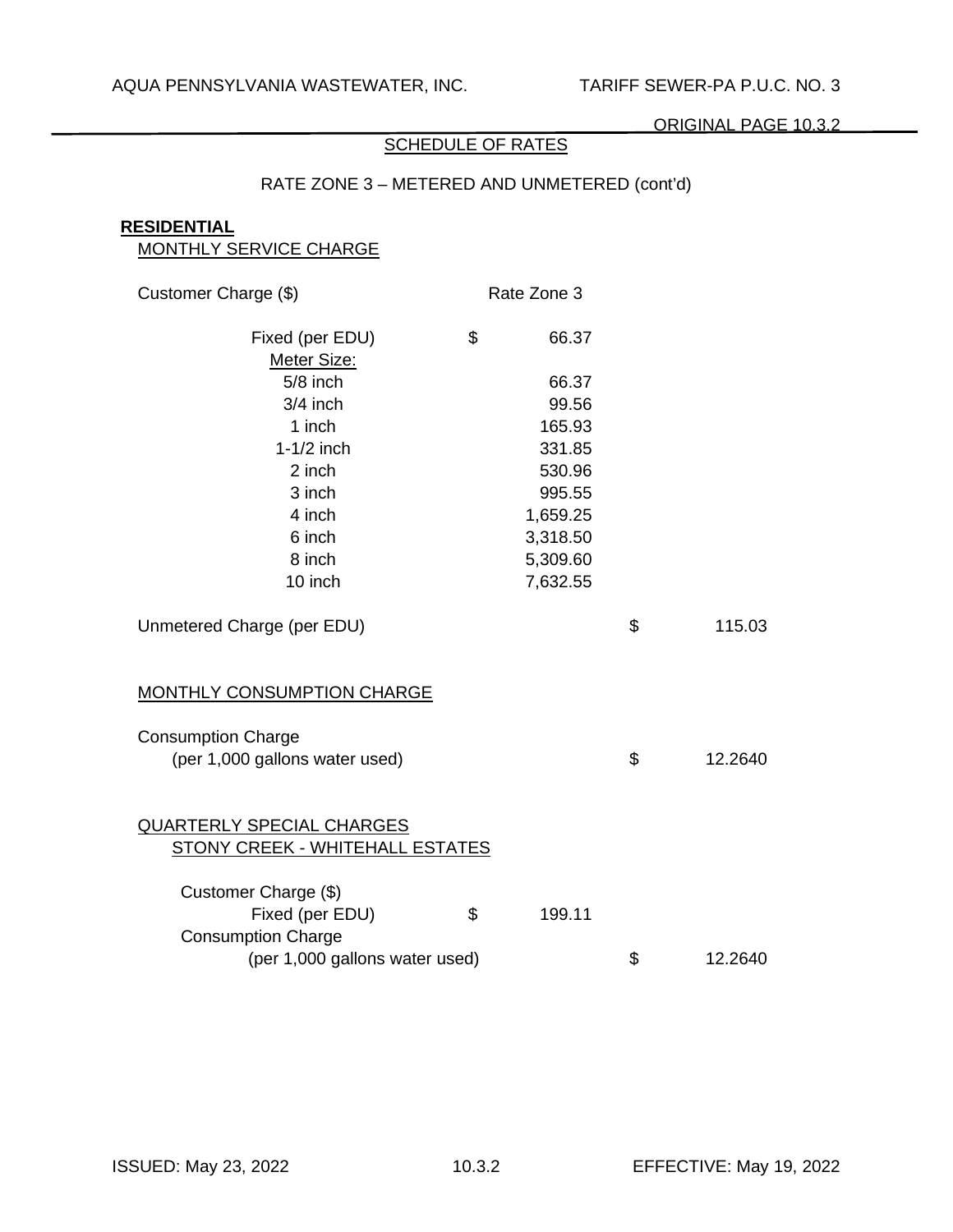## SCHEDULE OF RATES

### RATE ZONE 3 – METERED AND UNMETERED (cont'd)

**RESIDENTIAL**

MONTHLY SERVICE CHARGE

| Customer Charge ($) | Rate Zone 3 | |
|---|---|---|
| Fixed (per EDU) | $ 66.37 | |
| Meter Size: | | |
| 5/8 inch | 66.37 | |
| 3/4 inch | 99.56 | |
| 1 inch | 165.93 | |
| 1-1/2 inch | 331.85 | |
| 2 inch | 530.96 | |
| 3 inch | 995.55 | |
| 4 inch | 1,659.25 | |
| 6 inch | 3,318.50 | |
| 8 inch | 5,309.60 | |
| 10 inch | 7,632.55 | |
| Unmetered Charge (per EDU) | | $ 115.03 |

MONTHLY CONSUMPTION CHARGE

| | | |
|---|---|---|
| Consumption Charge (per 1,000 gallons water used) | | $ 12.2640 |

QUARTERLY SPECIAL CHARGES

STONY CREEK - WHITEHALL ESTATES

| | | |
|---|---|---|
| Customer Charge ($) | | |
| Fixed (per EDU) | $ 199.11 | |
| Consumption Charge (per 1,000 gallons water used) | | $ 12.2640 |

ISSUED: May 23, 2022 EFFECTIVE: May 19, 2022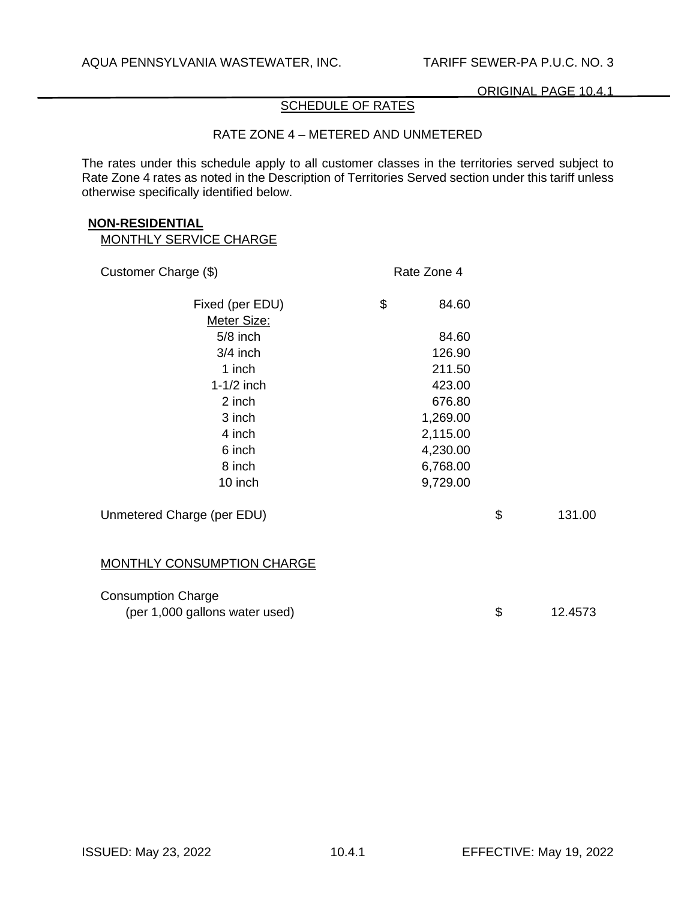## SCHEDULE OF RATES

### RATE ZONE 4 – METERED AND UNMETERED

The rates under this schedule apply to all customer classes in the territories served subject to Rate Zone 4 rates as noted in the Description of Territories Served section under this tariff unless otherwise specifically identified below.

**NON-RESIDENTIAL**

MONTHLY SERVICE CHARGE

| Customer Charge ($) | Rate Zone 4 | |
|---|---|---|
| Fixed (per EDU) | $ 84.60 | |
| Meter Size: | | |
| 5/8 inch | 84.60 | |
| 3/4 inch | 126.90 | |
| 1 inch | 211.50 | |
| 1-1/2 inch | 423.00 | |
| 2 inch | 676.80 | |
| 3 inch | 1,269.00 | |
| 4 inch | 2,115.00 | |
| 6 inch | 4,230.00 | |
| 8 inch | 6,768.00 | |
| 10 inch | 9,729.00 | |
| Unmetered Charge (per EDU) | | $ 131.00 |

MONTHLY CONSUMPTION CHARGE

| | |
|---|---|
| Consumption Charge (per 1,000 gallons water used) | $ 12.4573 |

ISSUED: May 23, 2022 10.4.1 EFFECTIVE: May 19, 2022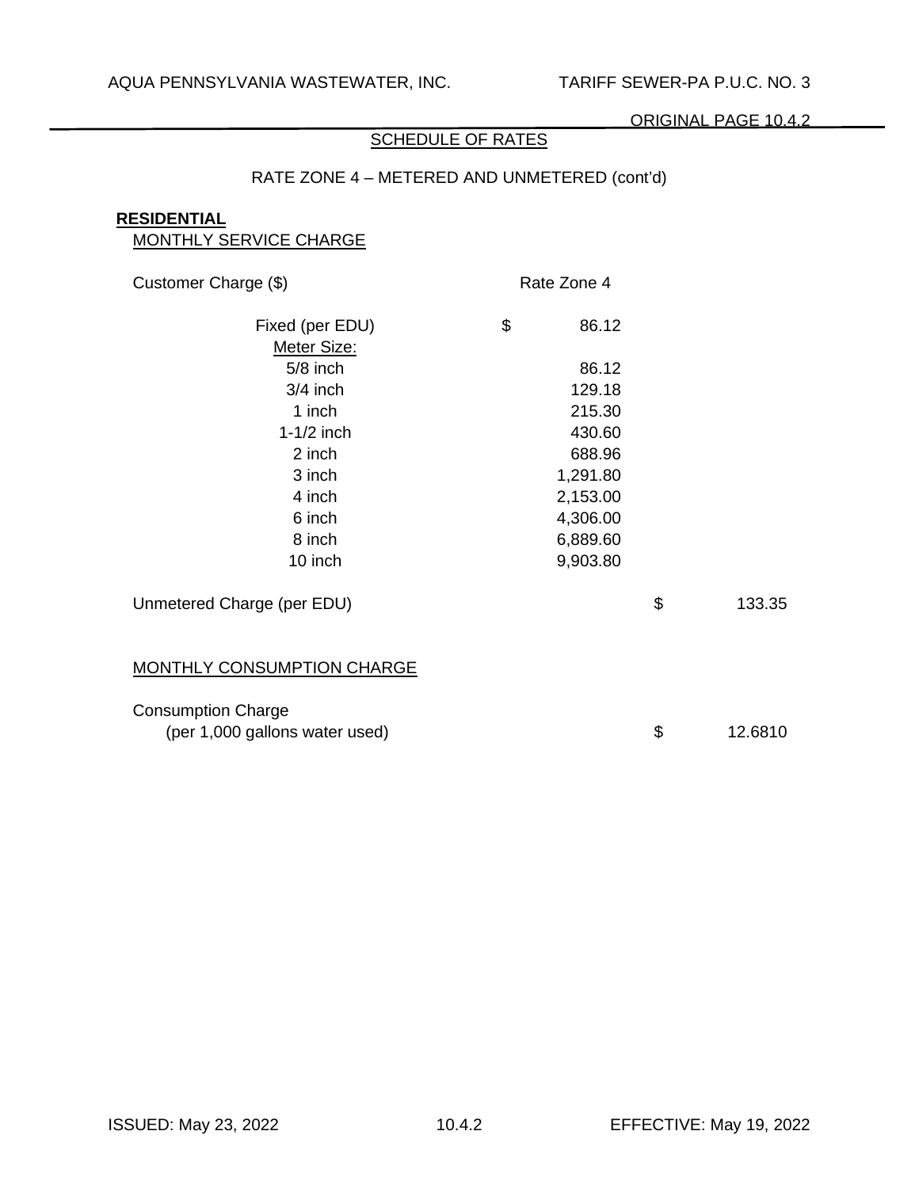## SCHEDULE OF RATES

### RATE ZONE 4 – METERED AND UNMETERED (cont'd)

**RESIDENTIAL**

MONTHLY SERVICE CHARGE

| Customer Charge ($) | Rate Zone 4 | |
|---|---|---|
| Fixed (per EDU) | $ 86.12 | |
| Meter Size: | | |
| 5/8 inch | 86.12 | |
| 3/4 inch | 129.18 | |
| 1 inch | 215.30 | |
| 1-1/2 inch | 430.60 | |
| 2 inch | 688.96 | |
| 3 inch | 1,291.80 | |
| 4 inch | 2,153.00 | |
| 6 inch | 4,306.00 | |
| 8 inch | 6,889.60 | |
| 10 inch | 9,903.80 | |
| Unmetered Charge (per EDU) | | $ 133.35 |

MONTHLY CONSUMPTION CHARGE

| | |
|---|---|
| Consumption Charge (per 1,000 gallons water used) | $ 12.6810 |

ISSUED: May 23, 2022 &nbsp;&nbsp;&nbsp; 10.4.2 &nbsp;&nbsp;&nbsp; EFFECTIVE: May 19, 2022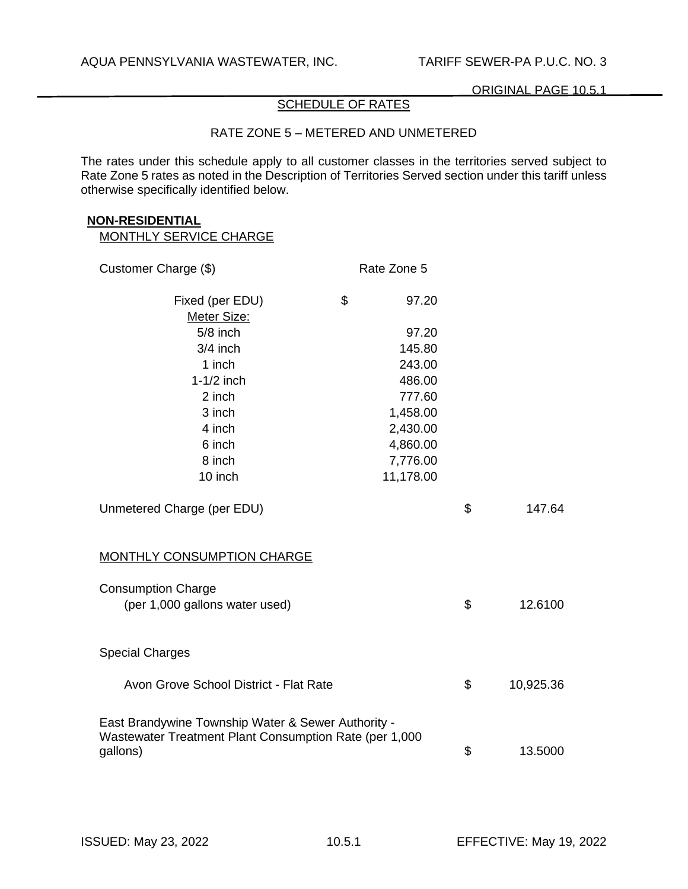## SCHEDULE OF RATES

### RATE ZONE 5 – METERED AND UNMETERED

The rates under this schedule apply to all customer classes in the territories served subject to Rate Zone 5 rates as noted in the Description of Territories Served section under this tariff unless otherwise specifically identified below.

**NON-RESIDENTIAL**

MONTHLY SERVICE CHARGE

| Customer Charge ($) | Rate Zone 5 |
|---|---|
| Fixed (per EDU) | $ 97.20 |
| Meter Size: | |
| 5/8 inch | 97.20 |
| 3/4 inch | 145.80 |
| 1 inch | 243.00 |
| 1-1/2 inch | 486.00 |
| 2 inch | 777.60 |
| 3 inch | 1,458.00 |
| 4 inch | 2,430.00 |
| 6 inch | 4,860.00 |
| 8 inch | 7,776.00 |
| 10 inch | 11,178.00 |

| | |
|---|---|
| Unmetered Charge (per EDU) | $ 147.64 |

MONTHLY CONSUMPTION CHARGE

| | |
|---|---|
| Consumption Charge (per 1,000 gallons water used) | $ 12.6100 |

Special Charges

| | |
|---|---|
| Avon Grove School District - Flat Rate | $ 10,925.36 |
| East Brandywine Township Water & Sewer Authority - Wastewater Treatment Plant Consumption Rate (per 1,000 gallons) | $ 13.5000 |

ISSUED: May 23, 2022 EFFECTIVE: May 19, 2022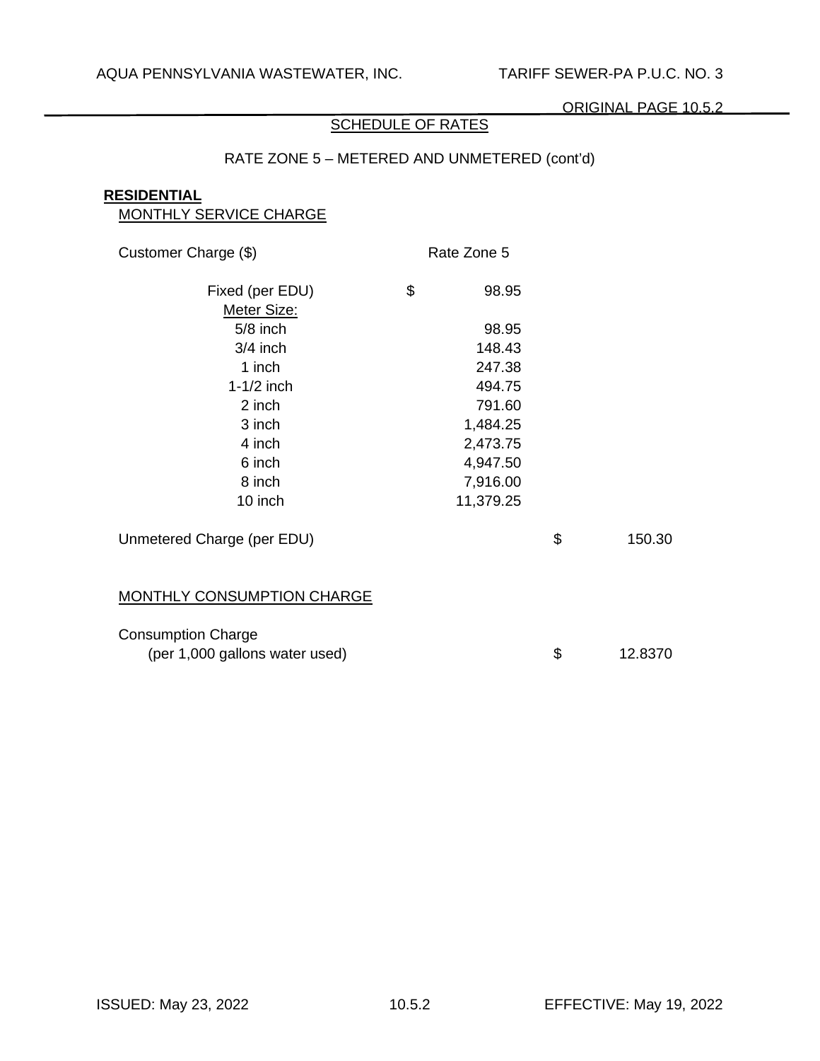## SCHEDULE OF RATES

RATE ZONE 5 – METERED AND UNMETERED (cont'd)

**RESIDENTIAL**

MONTHLY SERVICE CHARGE

| Customer Charge ($) | Rate Zone 5 | |
|---|---|---|
| Fixed (per EDU) | $ 98.95 | |
| Meter Size: | | |
| 5/8 inch | 98.95 | |
| 3/4 inch | 148.43 | |
| 1 inch | 247.38 | |
| 1-1/2 inch | 494.75 | |
| 2 inch | 791.60 | |
| 3 inch | 1,484.25 | |
| 4 inch | 2,473.75 | |
| 6 inch | 4,947.50 | |
| 8 inch | 7,916.00 | |
| 10 inch | 11,379.25 | |
| Unmetered Charge (per EDU) | | $ 150.30 |

MONTHLY CONSUMPTION CHARGE

| | |
|---|---|
| Consumption Charge (per 1,000 gallons water used) | $ 12.8370 |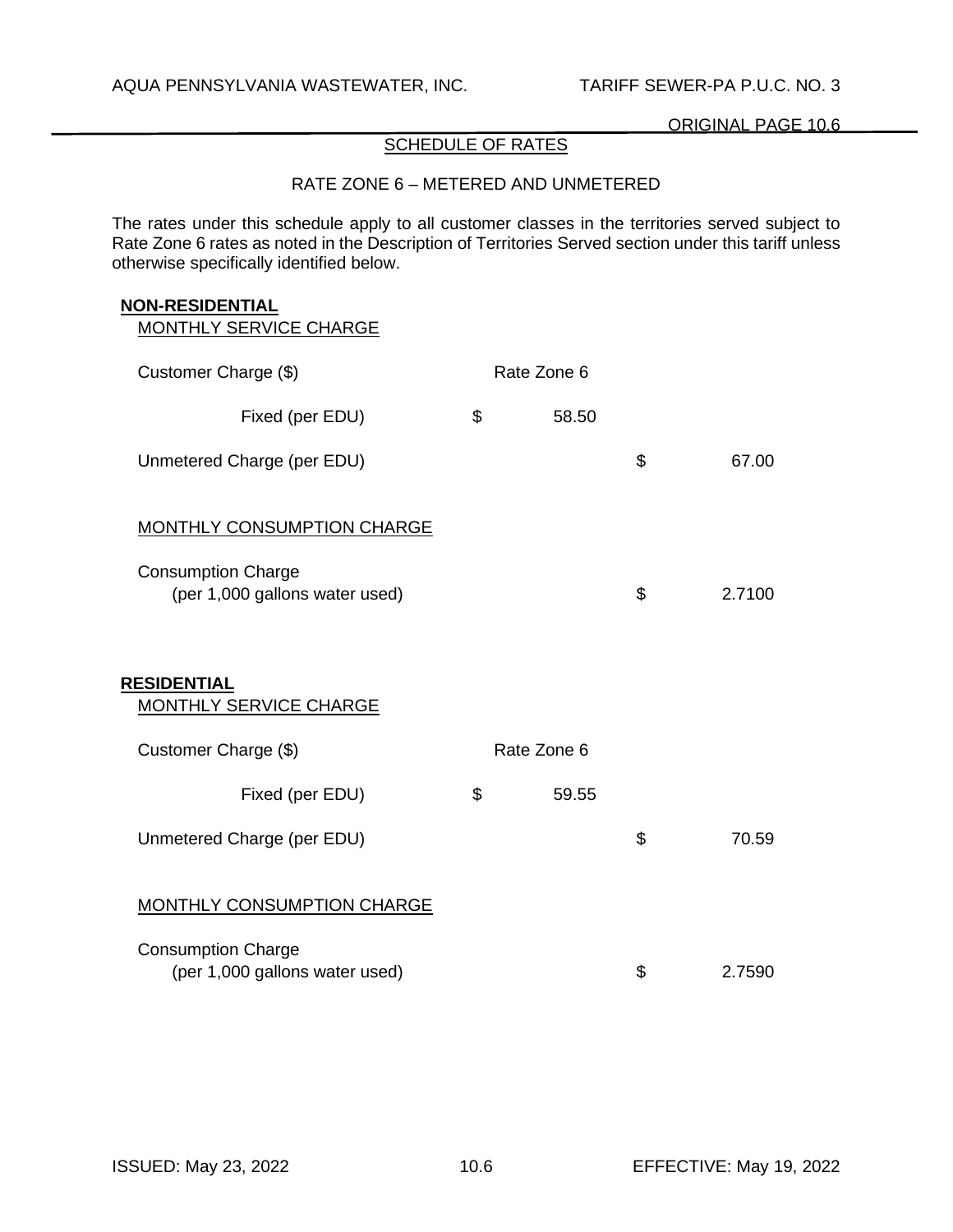## SCHEDULE OF RATES

### RATE ZONE 6 – METERED AND UNMETERED

The rates under this schedule apply to all customer classes in the territories served subject to Rate Zone 6 rates as noted in the Description of Territories Served section under this tariff unless otherwise specifically identified below.

**NON-RESIDENTIAL**

MONTHLY SERVICE CHARGE

| Customer Charge ($) | Rate Zone 6 | |
|---|---|---|
| Fixed (per EDU) | $ 58.50 | |
| Unmetered Charge (per EDU) | | $ 67.00 |

MONTHLY CONSUMPTION CHARGE

| | | |
|---|---|---|
| Consumption Charge (per 1,000 gallons water used) | | $ 2.7100 |

**RESIDENTIAL**

MONTHLY SERVICE CHARGE

| Customer Charge ($) | Rate Zone 6 | |
|---|---|---|
| Fixed (per EDU) | $ 59.55 | |
| Unmetered Charge (per EDU) | | $ 70.59 |

MONTHLY CONSUMPTION CHARGE

| | | |
|---|---|---|
| Consumption Charge (per 1,000 gallons water used) | | $ 2.7590 |

ISSUED: May 23, 2022 EFFECTIVE: May 19, 2022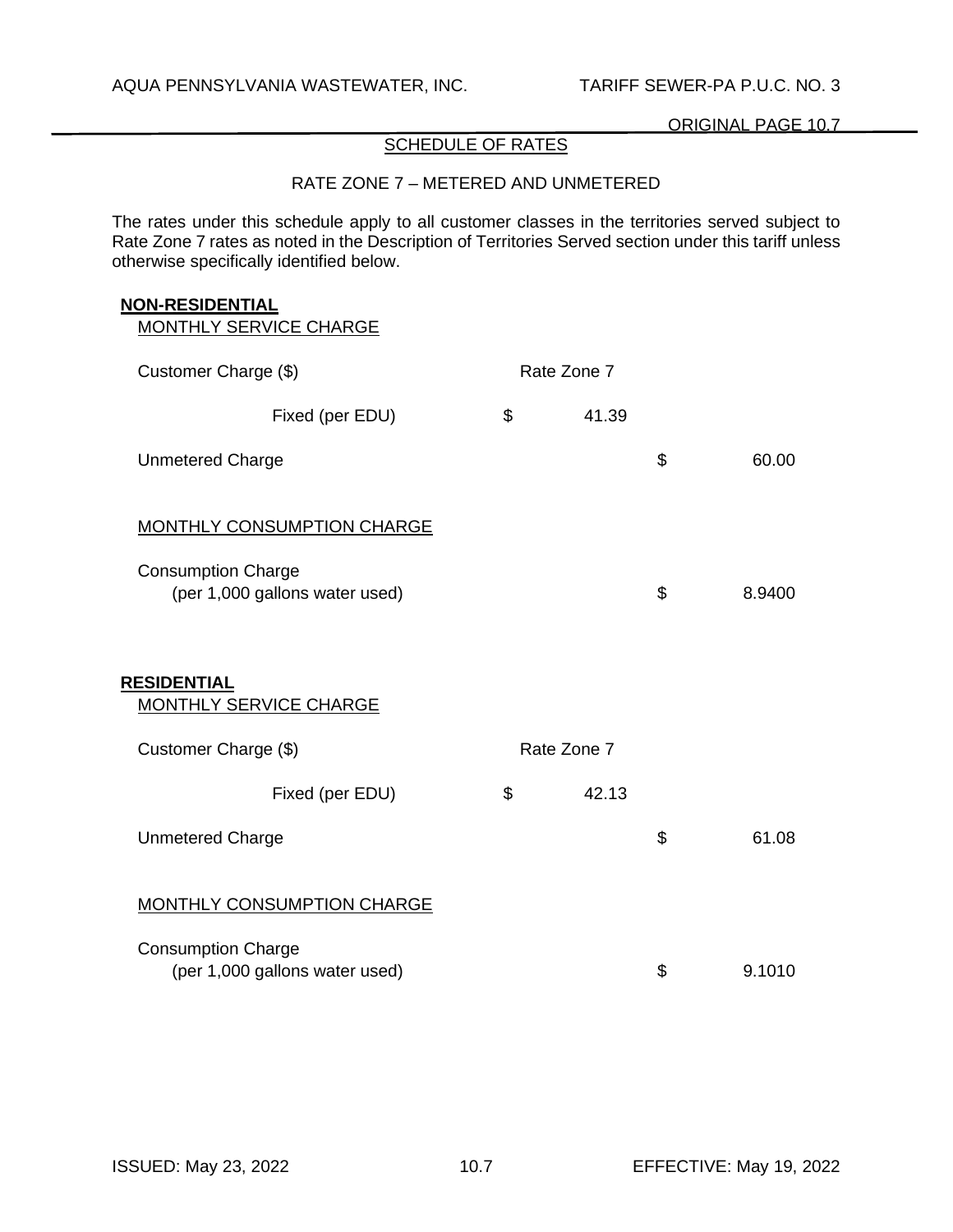SCHEDULE OF RATES

RATE ZONE 7 – METERED AND UNMETERED

The rates under this schedule apply to all customer classes in the territories served subject to Rate Zone 7 rates as noted in the Description of Territories Served section under this tariff unless otherwise specifically identified below.

**NON-RESIDENTIAL**

MONTHLY SERVICE CHARGE

| Customer Charge ($) | Rate Zone 7 | |
|---|---|---|
| Fixed (per EDU) | $ 41.39 | |
| Unmetered Charge | | $ 60.00 |

MONTHLY CONSUMPTION CHARGE

| | |
|---|---|
| Consumption Charge (per 1,000 gallons water used) | $ 8.9400 |

**RESIDENTIAL**

MONTHLY SERVICE CHARGE

| Customer Charge ($) | Rate Zone 7 | |
|---|---|---|
| Fixed (per EDU) | $ 42.13 | |
| Unmetered Charge | | $ 61.08 |

MONTHLY CONSUMPTION CHARGE

| | |
|---|---|
| Consumption Charge (per 1,000 gallons water used) | $ 9.1010 |

ISSUED: May 23, 2022 EFFECTIVE: May 19, 2022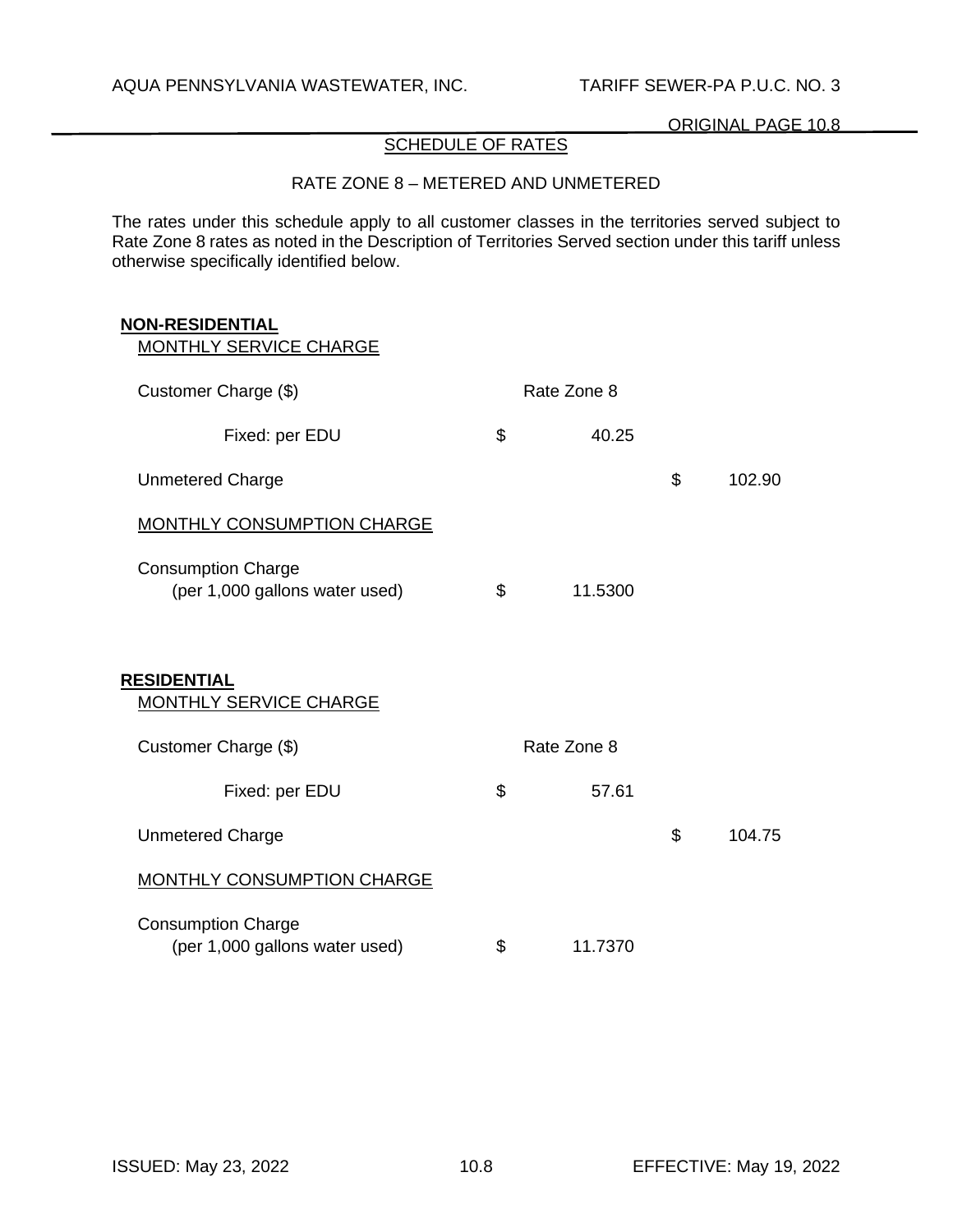## SCHEDULE OF RATES

### RATE ZONE 8 – METERED AND UNMETERED

The rates under this schedule apply to all customer classes in the territories served subject to Rate Zone 8 rates as noted in the Description of Territories Served section under this tariff unless otherwise specifically identified below.

**NON-RESIDENTIAL**

MONTHLY SERVICE CHARGE

| Customer Charge ($) | Rate Zone 8 | |
|---|---|---|
| Fixed: per EDU | $ 40.25 | |
| Unmetered Charge | | $ 102.90 |

MONTHLY CONSUMPTION CHARGE

| | | |
|---|---|---|
| Consumption Charge (per 1,000 gallons water used) | $ 11.5300 | |

**RESIDENTIAL**

MONTHLY SERVICE CHARGE

| Customer Charge ($) | Rate Zone 8 | |
|---|---|---|
| Fixed: per EDU | $ 57.61 | |
| Unmetered Charge | | $ 104.75 |

MONTHLY CONSUMPTION CHARGE

| | | |
|---|---|---|
| Consumption Charge (per 1,000 gallons water used) | $ 11.7370 | |

ISSUED: May 23, 2022 EFFECTIVE: May 19, 2022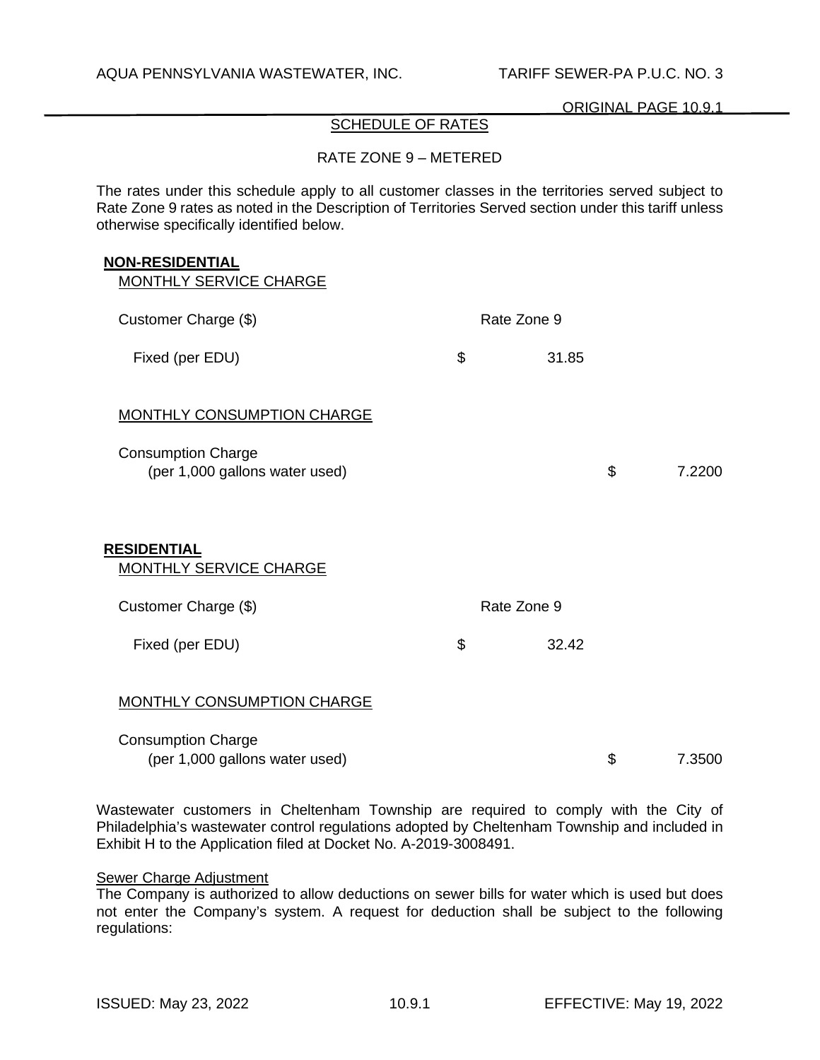## SCHEDULE OF RATES

### RATE ZONE 9 – METERED

The rates under this schedule apply to all customer classes in the territories served subject to Rate Zone 9 rates as noted in the Description of Territories Served section under this tariff unless otherwise specifically identified below.

**NON-RESIDENTIAL**

MONTHLY SERVICE CHARGE

| Customer Charge ($) | Rate Zone 9 |
|---|---|
| Fixed (per EDU) | $ 31.85 |

MONTHLY CONSUMPTION CHARGE

| Consumption Charge (per 1,000 gallons water used) | $ 7.2200 |
|---|---|

**RESIDENTIAL**

MONTHLY SERVICE CHARGE

| Customer Charge ($) | Rate Zone 9 |
|---|---|
| Fixed (per EDU) | $ 32.42 |

MONTHLY CONSUMPTION CHARGE

| Consumption Charge (per 1,000 gallons water used) | $ 7.3500 |
|---|---|

Wastewater customers in Cheltenham Township are required to comply with the City of Philadelphia's wastewater control regulations adopted by Cheltenham Township and included in Exhibit H to the Application filed at Docket No. A-2019-3008491.

Sewer Charge Adjustment

The Company is authorized to allow deductions on sewer bills for water which is used but does not enter the Company's system. A request for deduction shall be subject to the following regulations: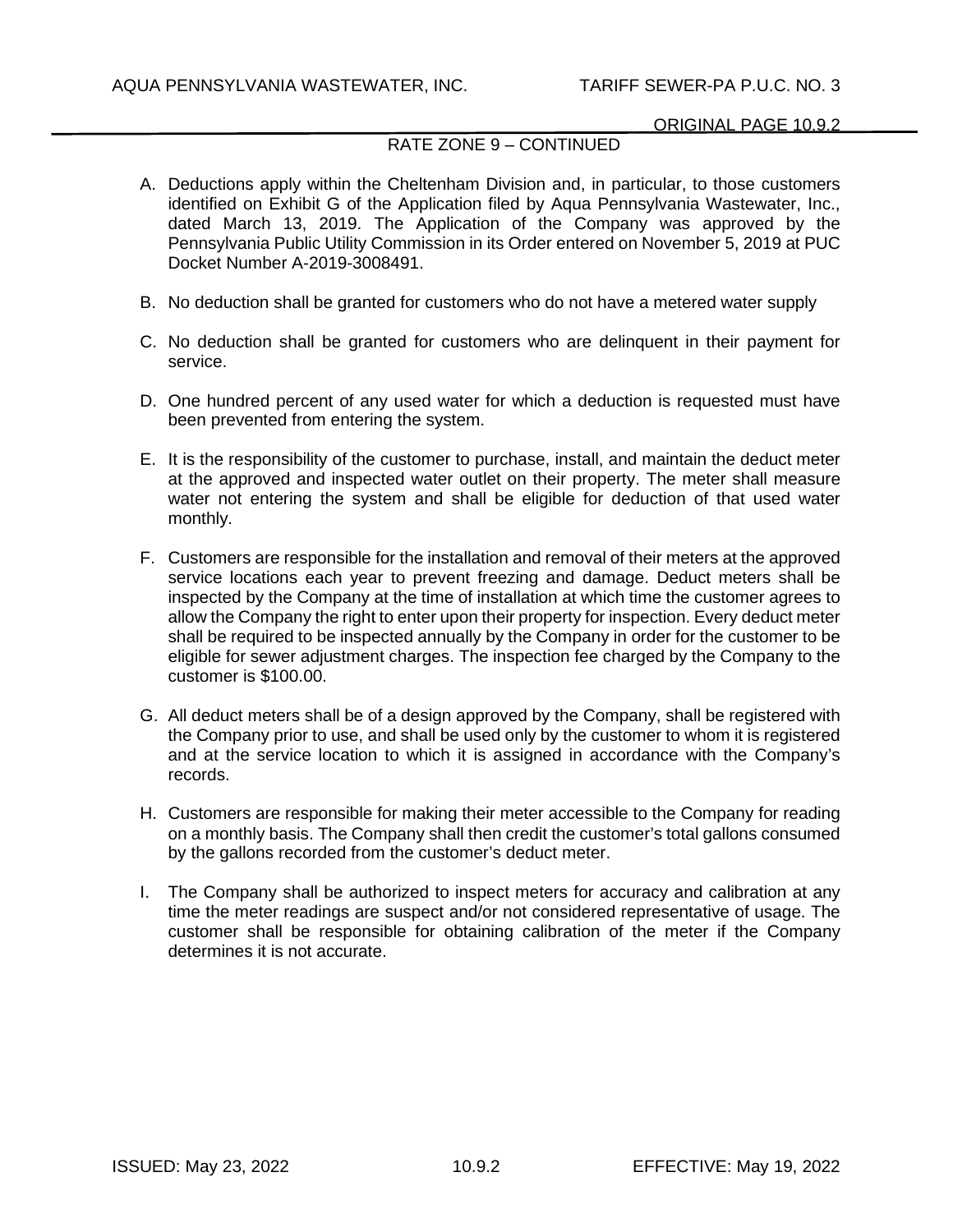RATE ZONE 9 – CONTINUED

A. Deductions apply within the Cheltenham Division and, in particular, to those customers identified on Exhibit G of the Application filed by Aqua Pennsylvania Wastewater, Inc., dated March 13, 2019. The Application of the Company was approved by the Pennsylvania Public Utility Commission in its Order entered on November 5, 2019 at PUC Docket Number A-2019-3008491.

B. No deduction shall be granted for customers who do not have a metered water supply

C. No deduction shall be granted for customers who are delinquent in their payment for service.

D. One hundred percent of any used water for which a deduction is requested must have been prevented from entering the system.

E. It is the responsibility of the customer to purchase, install, and maintain the deduct meter at the approved and inspected water outlet on their property. The meter shall measure water not entering the system and shall be eligible for deduction of that used water monthly.

F. Customers are responsible for the installation and removal of their meters at the approved service locations each year to prevent freezing and damage. Deduct meters shall be inspected by the Company at the time of installation at which time the customer agrees to allow the Company the right to enter upon their property for inspection. Every deduct meter shall be required to be inspected annually by the Company in order for the customer to be eligible for sewer adjustment charges. The inspection fee charged by the Company to the customer is $100.00.

G. All deduct meters shall be of a design approved by the Company, shall be registered with the Company prior to use, and shall be used only by the customer to whom it is registered and at the service location to which it is assigned in accordance with the Company's records.

H. Customers are responsible for making their meter accessible to the Company for reading on a monthly basis. The Company shall then credit the customer's total gallons consumed by the gallons recorded from the customer's deduct meter.

I. The Company shall be authorized to inspect meters for accuracy and calibration at any time the meter readings are suspect and/or not considered representative of usage. The customer shall be responsible for obtaining calibration of the meter if the Company determines it is not accurate.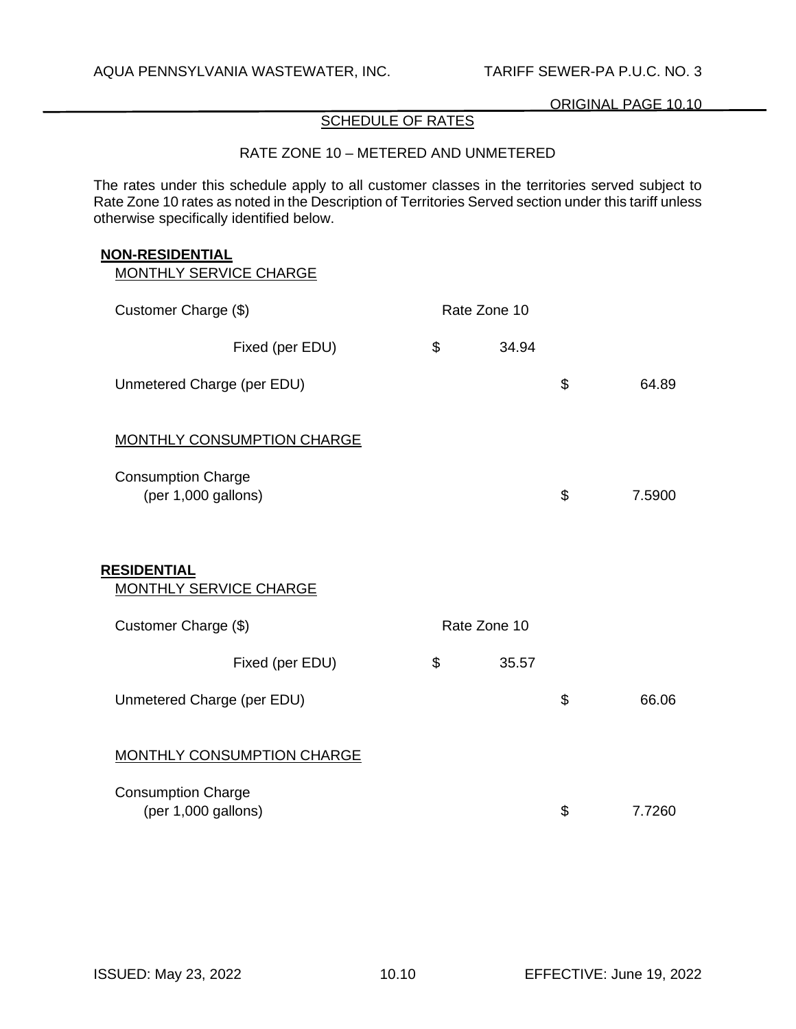## SCHEDULE OF RATES

RATE ZONE 10 – METERED AND UNMETERED

The rates under this schedule apply to all customer classes in the territories served subject to Rate Zone 10 rates as noted in the Description of Territories Served section under this tariff unless otherwise specifically identified below.

### NON-RESIDENTIAL

MONTHLY SERVICE CHARGE

| Customer Charge ($) | Rate Zone 10 | |
|---|---|---|
| Fixed (per EDU) | $ 34.94 | |
| Unmetered Charge (per EDU) | | $ 64.89 |

MONTHLY CONSUMPTION CHARGE

| | | |
|---|---|---|
| Consumption Charge (per 1,000 gallons) | | $ 7.5900 |

### RESIDENTIAL

MONTHLY SERVICE CHARGE

| Customer Charge ($) | Rate Zone 10 | |
|---|---|---|
| Fixed (per EDU) | $ 35.57 | |
| Unmetered Charge (per EDU) | | $ 66.06 |

MONTHLY CONSUMPTION CHARGE

| | | |
|---|---|---|
| Consumption Charge (per 1,000 gallons) | | $ 7.7260 |

ISSUED: May 23, 2022 EFFECTIVE: June 19, 2022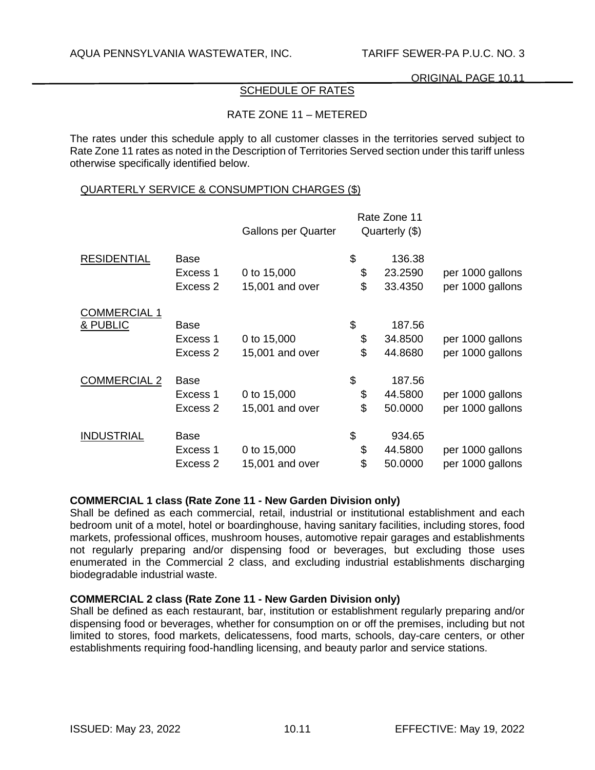## SCHEDULE OF RATES

### RATE ZONE 11 – METERED

The rates under this schedule apply to all customer classes in the territories served subject to Rate Zone 11 rates as noted in the Description of Territories Served section under this tariff unless otherwise specifically identified below.

QUARTERLY SERVICE & CONSUMPTION CHARGES ($)

| | | Gallons per Quarter | Rate Zone 11 Quarterly ($) | |
|---|---|---|---|---|
| RESIDENTIAL | Base | | $ 136.38 | |
| | Excess 1 | 0 to 15,000 | $ 23.2590 | per 1000 gallons |
| | Excess 2 | 15,001 and over | $ 33.4350 | per 1000 gallons |
| COMMERCIAL 1 & PUBLIC | Base | | $ 187.56 | |
| | Excess 1 | 0 to 15,000 | $ 34.8500 | per 1000 gallons |
| | Excess 2 | 15,001 and over | $ 44.8680 | per 1000 gallons |
| COMMERCIAL 2 | Base | | $ 187.56 | |
| | Excess 1 | 0 to 15,000 | $ 44.5800 | per 1000 gallons |
| | Excess 2 | 15,001 and over | $ 50.0000 | per 1000 gallons |
| INDUSTRIAL | Base | | $ 934.65 | |
| | Excess 1 | 0 to 15,000 | $ 44.5800 | per 1000 gallons |
| | Excess 2 | 15,001 and over | $ 50.0000 | per 1000 gallons |

**COMMERCIAL 1 class (Rate Zone 11 - New Garden Division only)**
Shall be defined as each commercial, retail, industrial or institutional establishment and each bedroom unit of a motel, hotel or boardinghouse, having sanitary facilities, including stores, food markets, professional offices, mushroom houses, automotive repair garages and establishments not regularly preparing and/or dispensing food or beverages, but excluding those uses enumerated in the Commercial 2 class, and excluding industrial establishments discharging biodegradable industrial waste.

**COMMERCIAL 2 class (Rate Zone 11 - New Garden Division only)**
Shall be defined as each restaurant, bar, institution or establishment regularly preparing and/or dispensing food or beverages, whether for consumption on or off the premises, including but not limited to stores, food markets, delicatessens, food marts, schools, day-care centers, or other establishments requiring food-handling licensing, and beauty parlor and service stations.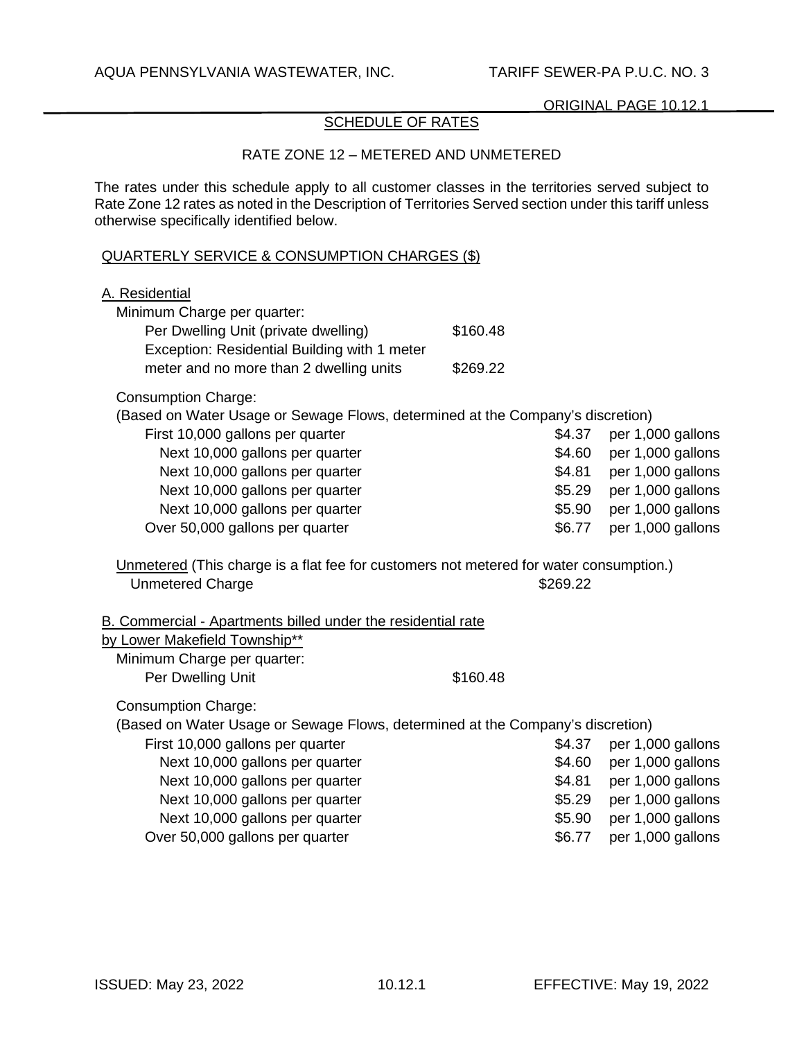## SCHEDULE OF RATES

### RATE ZONE 12 – METERED AND UNMETERED

The rates under this schedule apply to all customer classes in the territories served subject to Rate Zone 12 rates as noted in the Description of Territories Served section under this tariff unless otherwise specifically identified below.

QUARTERLY SERVICE & CONSUMPTION CHARGES ($)

A. Residential

Minimum Charge per quarter:

| | |
|---|---|
| Per Dwelling Unit (private dwelling) | $160.48 |
| Exception: Residential Building with 1 meter meter and no more than 2 dwelling units | $269.22 |

Consumption Charge:
(Based on Water Usage or Sewage Flows, determined at the Company's discretion)

| | | |
|---|---|---|
| First 10,000 gallons per quarter | $4.37 | per 1,000 gallons |
| Next 10,000 gallons per quarter | $4.60 | per 1,000 gallons |
| Next 10,000 gallons per quarter | $4.81 | per 1,000 gallons |
| Next 10,000 gallons per quarter | $5.29 | per 1,000 gallons |
| Next 10,000 gallons per quarter | $5.90 | per 1,000 gallons |
| Over 50,000 gallons per quarter | $6.77 | per 1,000 gallons |

Unmetered (This charge is a flat fee for customers not metered for water consumption.)

Unmetered Charge $269.22

B. Commercial - Apartments billed under the residential rate by Lower Makefield Township**

Minimum Charge per quarter:

Per Dwelling Unit $160.48

Consumption Charge:
(Based on Water Usage or Sewage Flows, determined at the Company's discretion)

| | | |
|---|---|---|
| First 10,000 gallons per quarter | $4.37 | per 1,000 gallons |
| Next 10,000 gallons per quarter | $4.60 | per 1,000 gallons |
| Next 10,000 gallons per quarter | $4.81 | per 1,000 gallons |
| Next 10,000 gallons per quarter | $5.29 | per 1,000 gallons |
| Next 10,000 gallons per quarter | $5.90 | per 1,000 gallons |
| Over 50,000 gallons per quarter | $6.77 | per 1,000 gallons |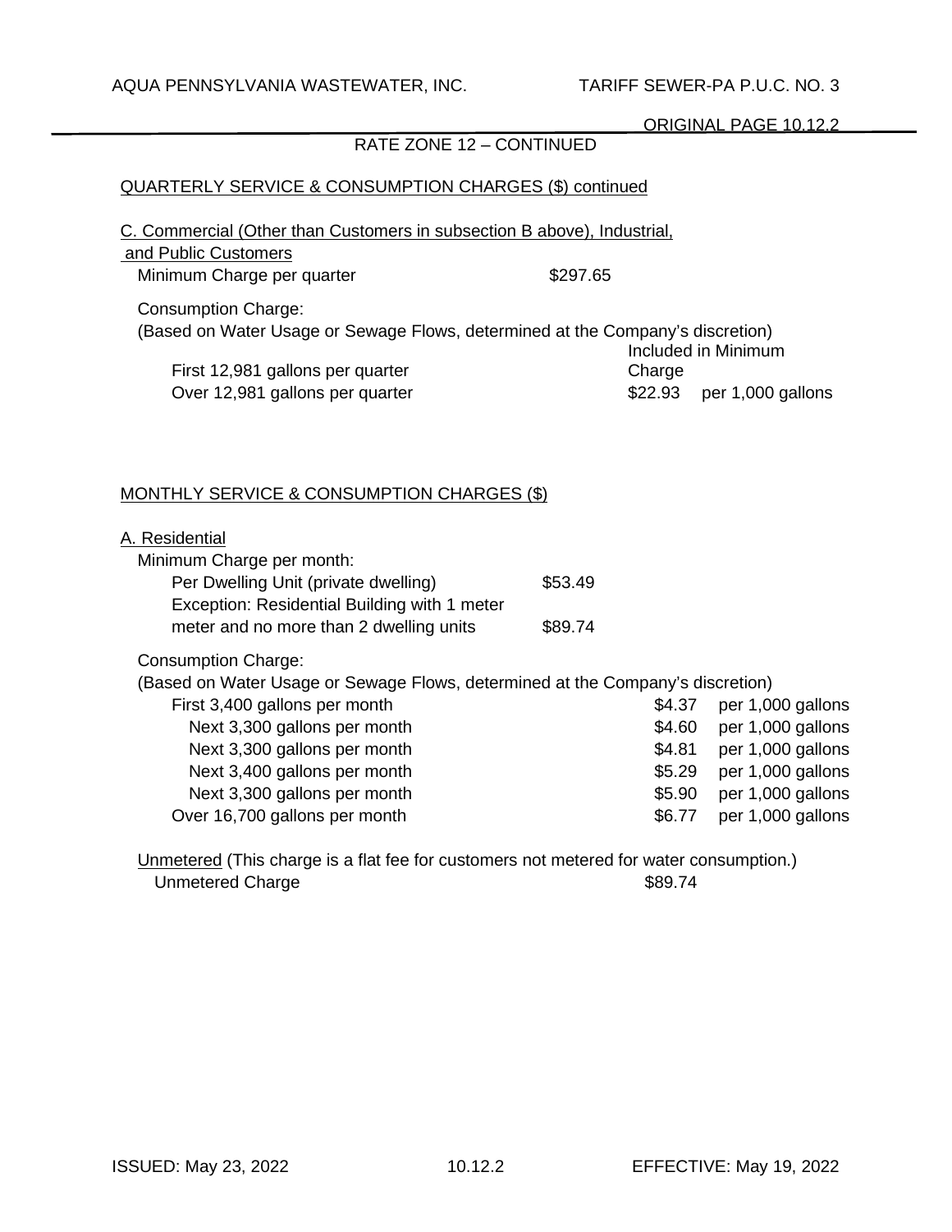RATE ZONE 12 – CONTINUED

QUARTERLY SERVICE & CONSUMPTION CHARGES ($) continued

C. Commercial (Other than Customers in subsection B above), Industrial, and Public Customers

| | | |
|---|---|---|
| Minimum Charge per quarter | $297.65 | |

Consumption Charge:
(Based on Water Usage or Sewage Flows, determined at the Company's discretion)

| | | |
|---|---|---|
| First 12,981 gallons per quarter | Included in Minimum Charge | |
| Over 12,981 gallons per quarter | $22.93 | per 1,000 gallons |

MONTHLY SERVICE & CONSUMPTION CHARGES ($)

A. Residential

Minimum Charge per month:

| | |
|---|---|
| Per Dwelling Unit (private dwelling) | $53.49 |
| Exception: Residential Building with 1 meter meter and no more than 2 dwelling units | $89.74 |

Consumption Charge:
(Based on Water Usage or Sewage Flows, determined at the Company's discretion)

| | | |
|---|---|---|
| First 3,400 gallons per month | $4.37 | per 1,000 gallons |
| Next 3,300 gallons per month | $4.60 | per 1,000 gallons |
| Next 3,300 gallons per month | $4.81 | per 1,000 gallons |
| Next 3,400 gallons per month | $5.29 | per 1,000 gallons |
| Next 3,300 gallons per month | $5.90 | per 1,000 gallons |
| Over 16,700 gallons per month | $6.77 | per 1,000 gallons |

Unmetered (This charge is a flat fee for customers not metered for water consumption.)

| | |
|---|---|
| Unmetered Charge | $89.74 |

ISSUED: May 23, 2022 EFFECTIVE: May 19, 2022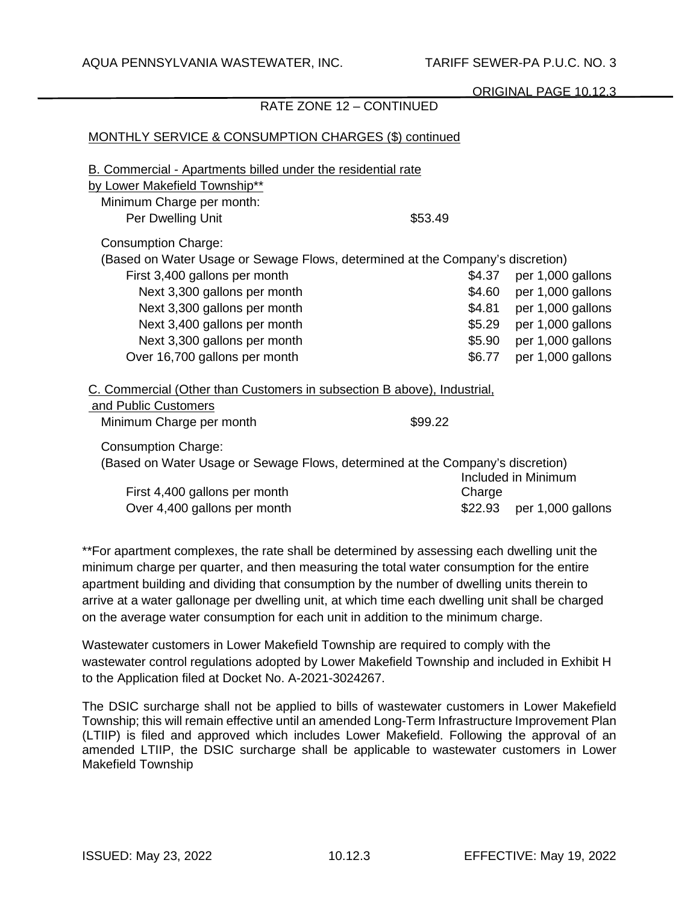RATE ZONE 12 – CONTINUED

MONTHLY SERVICE & CONSUMPTION CHARGES ($) continued

B. Commercial - Apartments billed under the residential rate by Lower Makefield Township**

Minimum Charge per month:

| | |
|---|---|
| Per Dwelling Unit | $53.49 |

Consumption Charge:

(Based on Water Usage or Sewage Flows, determined at the Company's discretion)

| | | |
|---|---|---|
| First 3,400 gallons per month | $4.37 | per 1,000 gallons |
| Next 3,300 gallons per month | $4.60 | per 1,000 gallons |
| Next 3,300 gallons per month | $4.81 | per 1,000 gallons |
| Next 3,400 gallons per month | $5.29 | per 1,000 gallons |
| Next 3,300 gallons per month | $5.90 | per 1,000 gallons |
| Over 16,700 gallons per month | $6.77 | per 1,000 gallons |

C. Commercial (Other than Customers in subsection B above), Industrial, and Public Customers

| | |
|---|---|
| Minimum Charge per month | $99.22 |

Consumption Charge:

(Based on Water Usage or Sewage Flows, determined at the Company's discretion)

| | | |
|---|---|---|
| First 4,400 gallons per month | Included in Minimum Charge | |
| Over 4,400 gallons per month | $22.93 | per 1,000 gallons |

**For apartment complexes, the rate shall be determined by assessing each dwelling unit the minimum charge per quarter, and then measuring the total water consumption for the entire apartment building and dividing that consumption by the number of dwelling units therein to arrive at a water gallonage per dwelling unit, at which time each dwelling unit shall be charged on the average water consumption for each unit in addition to the minimum charge.

Wastewater customers in Lower Makefield Township are required to comply with the wastewater control regulations adopted by Lower Makefield Township and included in Exhibit H to the Application filed at Docket No. A-2021-3024267.

The DSIC surcharge shall not be applied to bills of wastewater customers in Lower Makefield Township; this will remain effective until an amended Long-Term Infrastructure Improvement Plan (LTIIP) is filed and approved which includes Lower Makefield. Following the approval of an amended LTIIP, the DSIC surcharge shall be applicable to wastewater customers in Lower Makefield Township

ISSUED: May 23, 2022 EFFECTIVE: May 19, 2022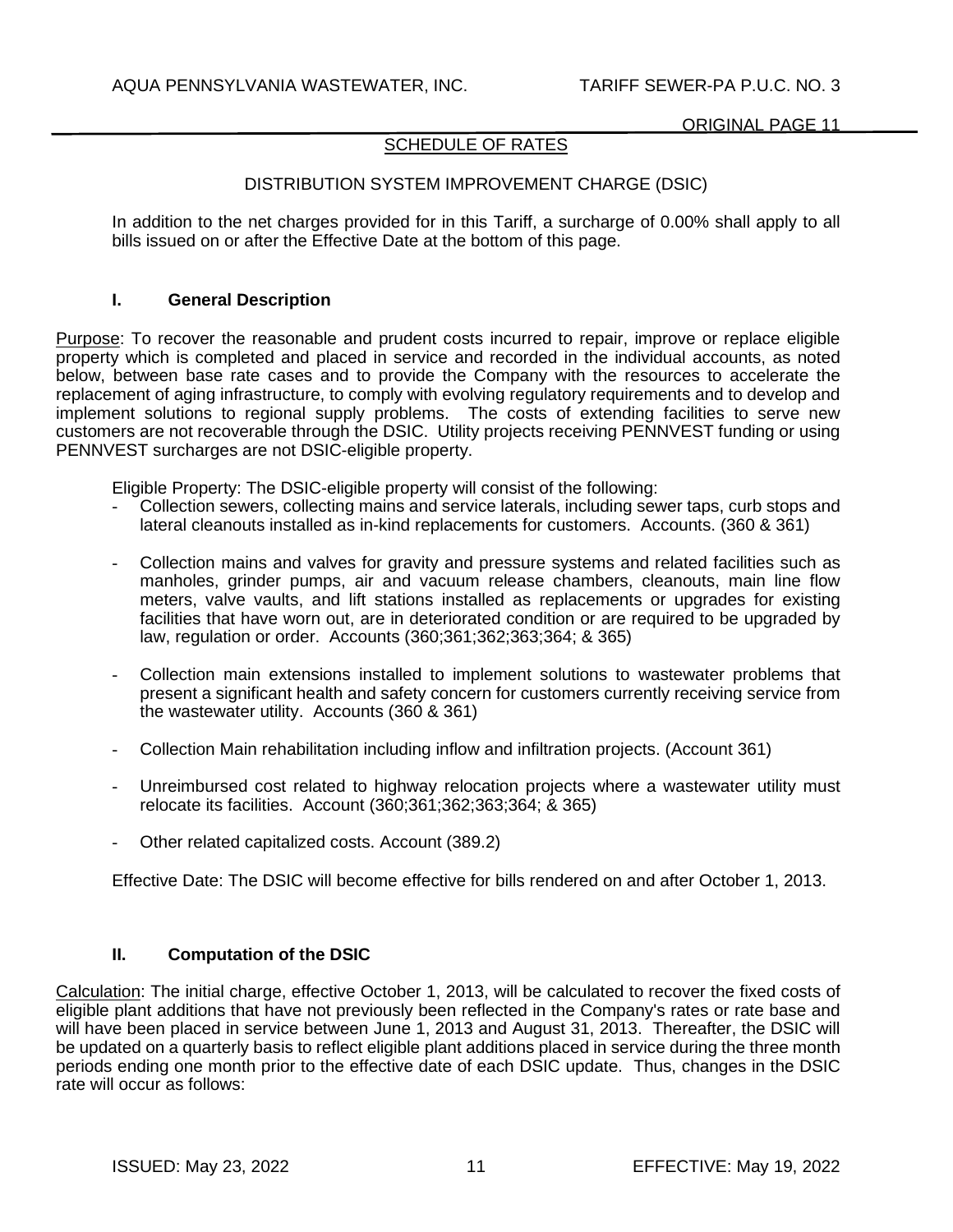## SCHEDULE OF RATES

### DISTRIBUTION SYSTEM IMPROVEMENT CHARGE (DSIC)

In addition to the net charges provided for in this Tariff, a surcharge of 0.00% shall apply to all bills issued on or after the Effective Date at the bottom of this page.

### I. General Description

Purpose: To recover the reasonable and prudent costs incurred to repair, improve or replace eligible property which is completed and placed in service and recorded in the individual accounts, as noted below, between base rate cases and to provide the Company with the resources to accelerate the replacement of aging infrastructure, to comply with evolving regulatory requirements and to develop and implement solutions to regional supply problems. The costs of extending facilities to serve new customers are not recoverable through the DSIC. Utility projects receiving PENNVEST funding or using PENNVEST surcharges are not DSIC-eligible property.

Eligible Property: The DSIC-eligible property will consist of the following:

- Collection sewers, collecting mains and service laterals, including sewer taps, curb stops and lateral cleanouts installed as in-kind replacements for customers. Accounts. (360 & 361)
- Collection mains and valves for gravity and pressure systems and related facilities such as manholes, grinder pumps, air and vacuum release chambers, cleanouts, main line flow meters, valve vaults, and lift stations installed as replacements or upgrades for existing facilities that have worn out, are in deteriorated condition or are required to be upgraded by law, regulation or order. Accounts (360;361;362;363;364; & 365)
- Collection main extensions installed to implement solutions to wastewater problems that present a significant health and safety concern for customers currently receiving service from the wastewater utility. Accounts (360 & 361)
- Collection Main rehabilitation including inflow and infiltration projects. (Account 361)
- Unreimbursed cost related to highway relocation projects where a wastewater utility must relocate its facilities. Account (360;361;362;363;364; & 365)
- Other related capitalized costs. Account (389.2)

Effective Date: The DSIC will become effective for bills rendered on and after October 1, 2013.

### II. Computation of the DSIC

Calculation: The initial charge, effective October 1, 2013, will be calculated to recover the fixed costs of eligible plant additions that have not previously been reflected in the Company's rates or rate base and will have been placed in service between June 1, 2013 and August 31, 2013. Thereafter, the DSIC will be updated on a quarterly basis to reflect eligible plant additions placed in service during the three month periods ending one month prior to the effective date of each DSIC update. Thus, changes in the DSIC rate will occur as follows: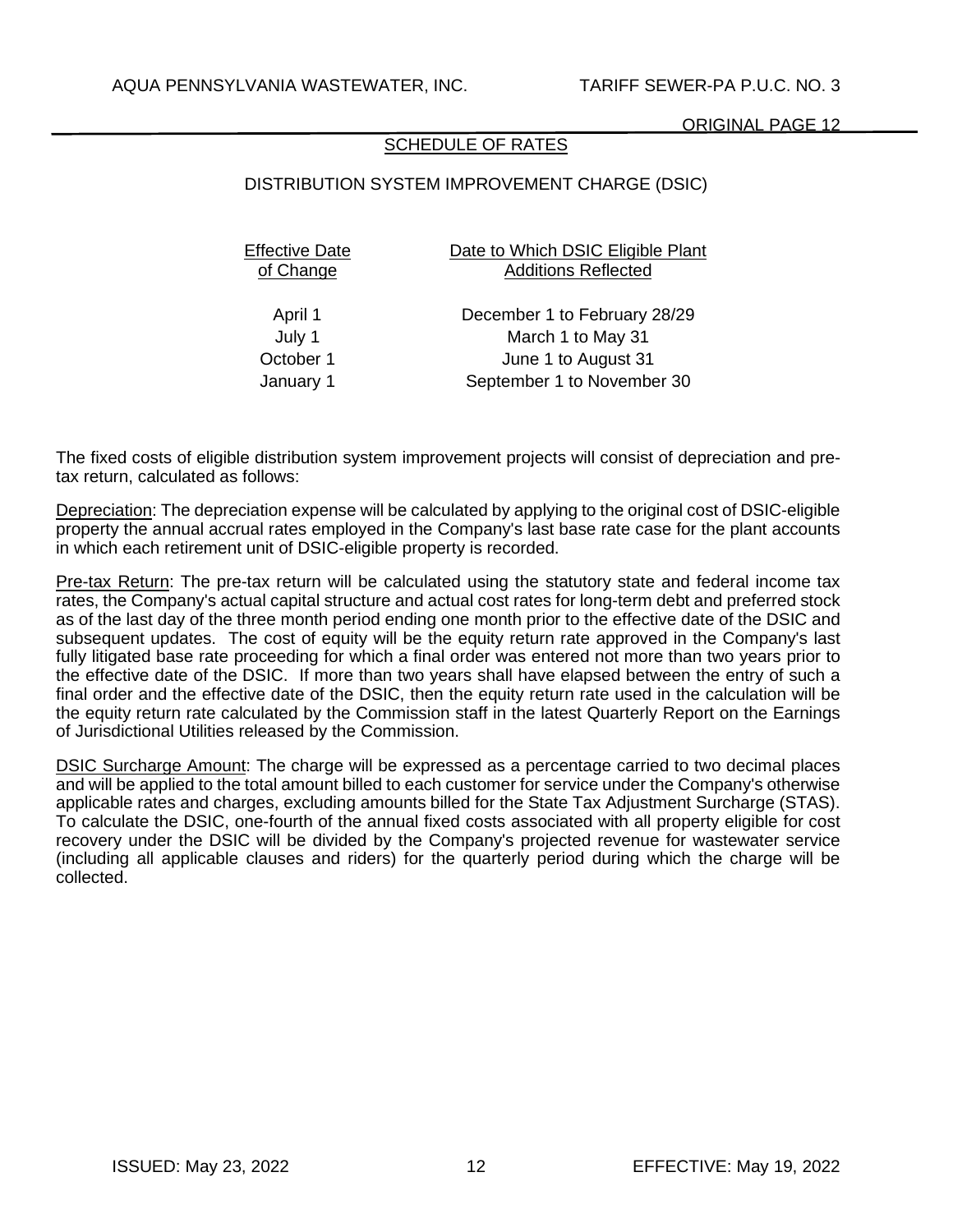## SCHEDULE OF RATES

### DISTRIBUTION SYSTEM IMPROVEMENT CHARGE (DSIC)

| Effective Date of Change | Date to Which DSIC Eligible Plant Additions Reflected |
|---|---|
| April 1 | December 1 to February 28/29 |
| July 1 | March 1 to May 31 |
| October 1 | June 1 to August 31 |
| January 1 | September 1 to November 30 |

The fixed costs of eligible distribution system improvement projects will consist of depreciation and pre-tax return, calculated as follows:

Depreciation: The depreciation expense will be calculated by applying to the original cost of DSIC-eligible property the annual accrual rates employed in the Company's last base rate case for the plant accounts in which each retirement unit of DSIC-eligible property is recorded.

Pre-tax Return: The pre-tax return will be calculated using the statutory state and federal income tax rates, the Company's actual capital structure and actual cost rates for long-term debt and preferred stock as of the last day of the three month period ending one month prior to the effective date of the DSIC and subsequent updates. The cost of equity will be the equity return rate approved in the Company's last fully litigated base rate proceeding for which a final order was entered not more than two years prior to the effective date of the DSIC. If more than two years shall have elapsed between the entry of such a final order and the effective date of the DSIC, then the equity return rate used in the calculation will be the equity return rate calculated by the Commission staff in the latest Quarterly Report on the Earnings of Jurisdictional Utilities released by the Commission.

DSIC Surcharge Amount: The charge will be expressed as a percentage carried to two decimal places and will be applied to the total amount billed to each customer for service under the Company's otherwise applicable rates and charges, excluding amounts billed for the State Tax Adjustment Surcharge (STAS). To calculate the DSIC, one-fourth of the annual fixed costs associated with all property eligible for cost recovery under the DSIC will be divided by the Company's projected revenue for wastewater service (including all applicable clauses and riders) for the quarterly period during which the charge will be collected.

ISSUED: May 23, 2022 EFFECTIVE: May 19, 2022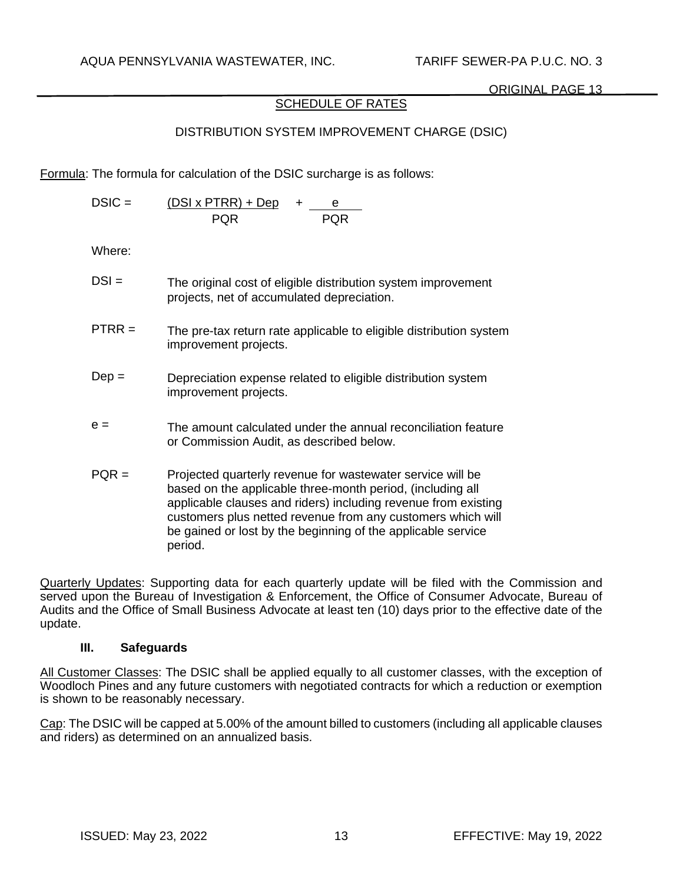## SCHEDULE OF RATES

### DISTRIBUTION SYSTEM IMPROVEMENT CHARGE (DSIC)

Formula: The formula for calculation of the DSIC surcharge is as follows:

$$DSIC = \frac{(DSI \times PTRR) + Dep}{PQR} + \frac{e}{PQR}$$

Where:

DSI = The original cost of eligible distribution system improvement projects, net of accumulated depreciation.

PTRR = The pre-tax return rate applicable to eligible distribution system improvement projects.

Dep = Depreciation expense related to eligible distribution system improvement projects.

e = The amount calculated under the annual reconciliation feature or Commission Audit, as described below.

PQR = Projected quarterly revenue for wastewater service will be based on the applicable three-month period, (including all applicable clauses and riders) including revenue from existing customers plus netted revenue from any customers which will be gained or lost by the beginning of the applicable service period.

Quarterly Updates: Supporting data for each quarterly update will be filed with the Commission and served upon the Bureau of Investigation & Enforcement, the Office of Consumer Advocate, Bureau of Audits and the Office of Small Business Advocate at least ten (10) days prior to the effective date of the update.

### III. Safeguards

All Customer Classes: The DSIC shall be applied equally to all customer classes, with the exception of Woodloch Pines and any future customers with negotiated contracts for which a reduction or exemption is shown to be reasonably necessary.

Cap: The DSIC will be capped at 5.00% of the amount billed to customers (including all applicable clauses and riders) as determined on an annualized basis.

ISSUED: May 23, 2022 EFFECTIVE: May 19, 2022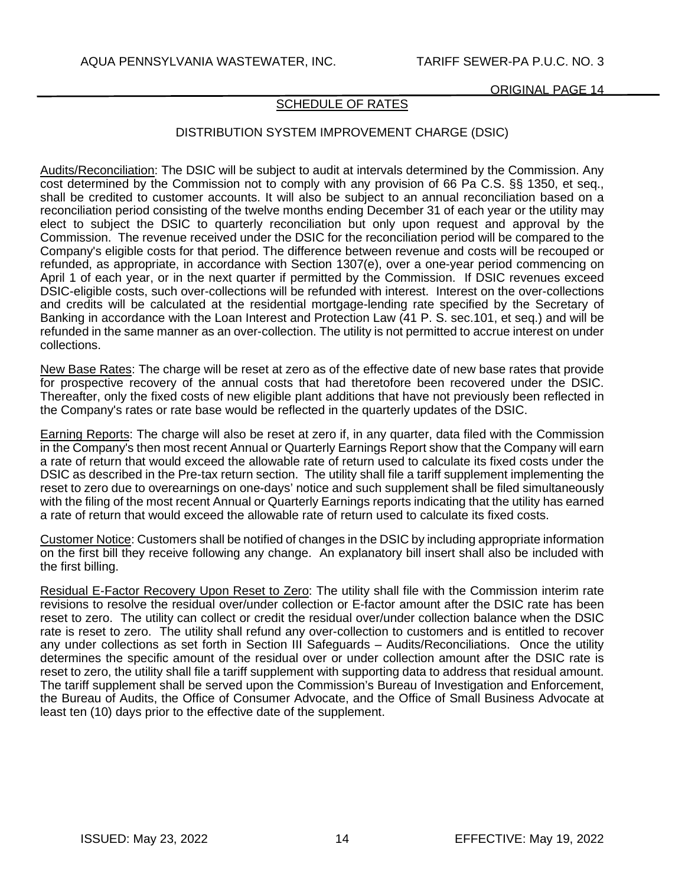## SCHEDULE OF RATES

### DISTRIBUTION SYSTEM IMPROVEMENT CHARGE (DSIC)

Audits/Reconciliation: The DSIC will be subject to audit at intervals determined by the Commission. Any cost determined by the Commission not to comply with any provision of 66 Pa C.S. §§ 1350, et seq., shall be credited to customer accounts. It will also be subject to an annual reconciliation based on a reconciliation period consisting of the twelve months ending December 31 of each year or the utility may elect to subject the DSIC to quarterly reconciliation but only upon request and approval by the Commission. The revenue received under the DSIC for the reconciliation period will be compared to the Company's eligible costs for that period. The difference between revenue and costs will be recouped or refunded, as appropriate, in accordance with Section 1307(e), over a one-year period commencing on April 1 of each year, or in the next quarter if permitted by the Commission. If DSIC revenues exceed DSIC-eligible costs, such over-collections will be refunded with interest. Interest on the over-collections and credits will be calculated at the residential mortgage-lending rate specified by the Secretary of Banking in accordance with the Loan Interest and Protection Law (41 P. S. sec.101, et seq.) and will be refunded in the same manner as an over-collection. The utility is not permitted to accrue interest on under collections.

New Base Rates: The charge will be reset at zero as of the effective date of new base rates that provide for prospective recovery of the annual costs that had theretofore been recovered under the DSIC. Thereafter, only the fixed costs of new eligible plant additions that have not previously been reflected in the Company's rates or rate base would be reflected in the quarterly updates of the DSIC.

Earning Reports: The charge will also be reset at zero if, in any quarter, data filed with the Commission in the Company's then most recent Annual or Quarterly Earnings Report show that the Company will earn a rate of return that would exceed the allowable rate of return used to calculate its fixed costs under the DSIC as described in the Pre-tax return section. The utility shall file a tariff supplement implementing the reset to zero due to overearnings on one-days' notice and such supplement shall be filed simultaneously with the filing of the most recent Annual or Quarterly Earnings reports indicating that the utility has earned a rate of return that would exceed the allowable rate of return used to calculate its fixed costs.

Customer Notice: Customers shall be notified of changes in the DSIC by including appropriate information on the first bill they receive following any change. An explanatory bill insert shall also be included with the first billing.

Residual E-Factor Recovery Upon Reset to Zero: The utility shall file with the Commission interim rate revisions to resolve the residual over/under collection or E-factor amount after the DSIC rate has been reset to zero. The utility can collect or credit the residual over/under collection balance when the DSIC rate is reset to zero. The utility shall refund any over-collection to customers and is entitled to recover any under collections as set forth in Section III Safeguards – Audits/Reconciliations. Once the utility determines the specific amount of the residual over or under collection amount after the DSIC rate is reset to zero, the utility shall file a tariff supplement with supporting data to address that residual amount. The tariff supplement shall be served upon the Commission's Bureau of Investigation and Enforcement, the Bureau of Audits, the Office of Consumer Advocate, and the Office of Small Business Advocate at least ten (10) days prior to the effective date of the supplement.

ISSUED: May 23, 2022 EFFECTIVE: May 19, 2022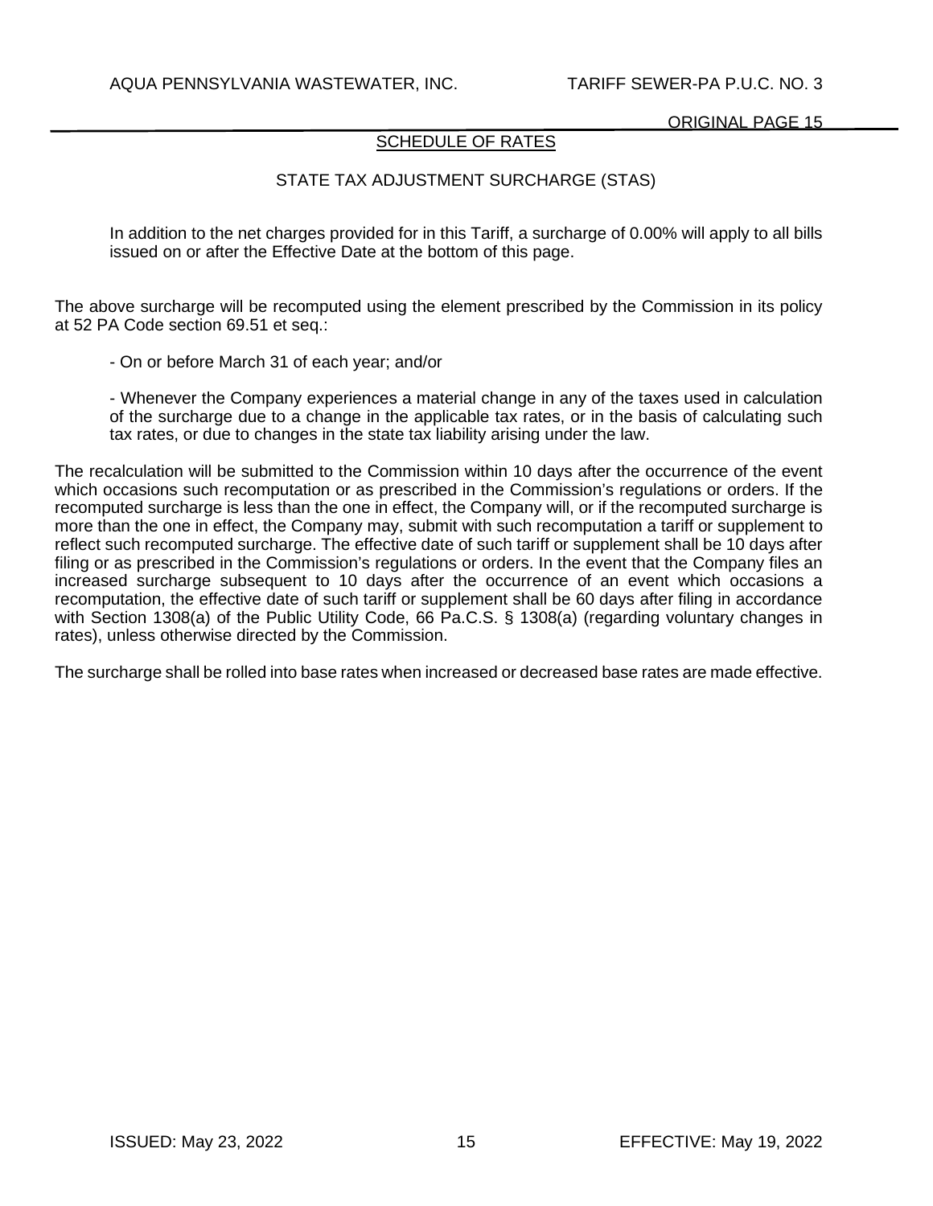## SCHEDULE OF RATES

### STATE TAX ADJUSTMENT SURCHARGE (STAS)

In addition to the net charges provided for in this Tariff, a surcharge of 0.00% will apply to all bills issued on or after the Effective Date at the bottom of this page.

The above surcharge will be recomputed using the element prescribed by the Commission in its policy at 52 PA Code section 69.51 et seq.:

- On or before March 31 of each year; and/or

- Whenever the Company experiences a material change in any of the taxes used in calculation of the surcharge due to a change in the applicable tax rates, or in the basis of calculating such tax rates, or due to changes in the state tax liability arising under the law.

The recalculation will be submitted to the Commission within 10 days after the occurrence of the event which occasions such recomputation or as prescribed in the Commission's regulations or orders. If the recomputed surcharge is less than the one in effect, the Company will, or if the recomputed surcharge is more than the one in effect, the Company may, submit with such recomputation a tariff or supplement to reflect such recomputed surcharge. The effective date of such tariff or supplement shall be 10 days after filing or as prescribed in the Commission's regulations or orders. In the event that the Company files an increased surcharge subsequent to 10 days after the occurrence of an event which occasions a recomputation, the effective date of such tariff or supplement shall be 60 days after filing in accordance with Section 1308(a) of the Public Utility Code, 66 Pa.C.S. § 1308(a) (regarding voluntary changes in rates), unless otherwise directed by the Commission.

The surcharge shall be rolled into base rates when increased or decreased base rates are made effective.

ISSUED: May 23, 2022 EFFECTIVE: May 19, 2022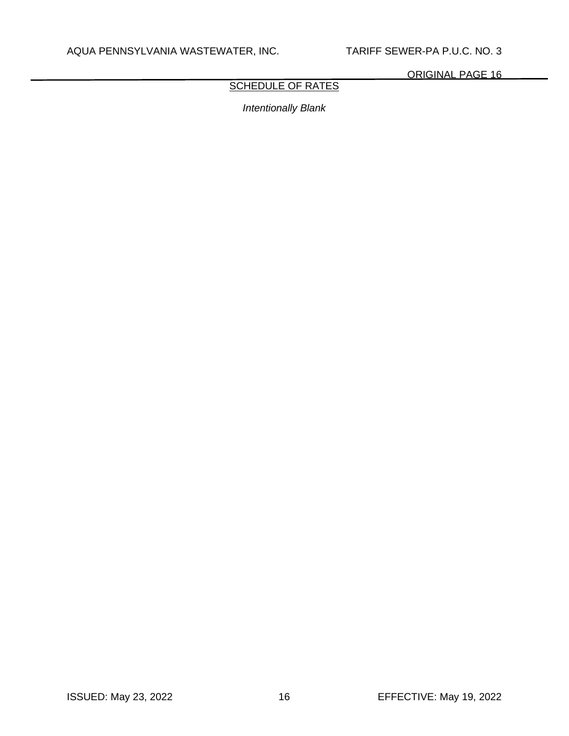SCHEDULE OF RATES

*Intentionally Blank*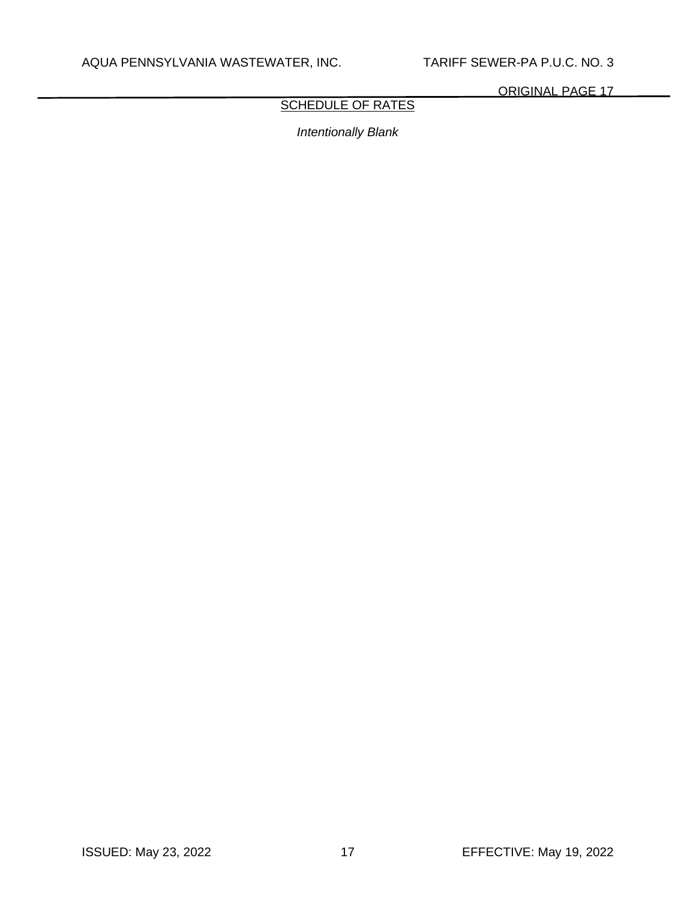## SCHEDULE OF RATES

*Intentionally Blank*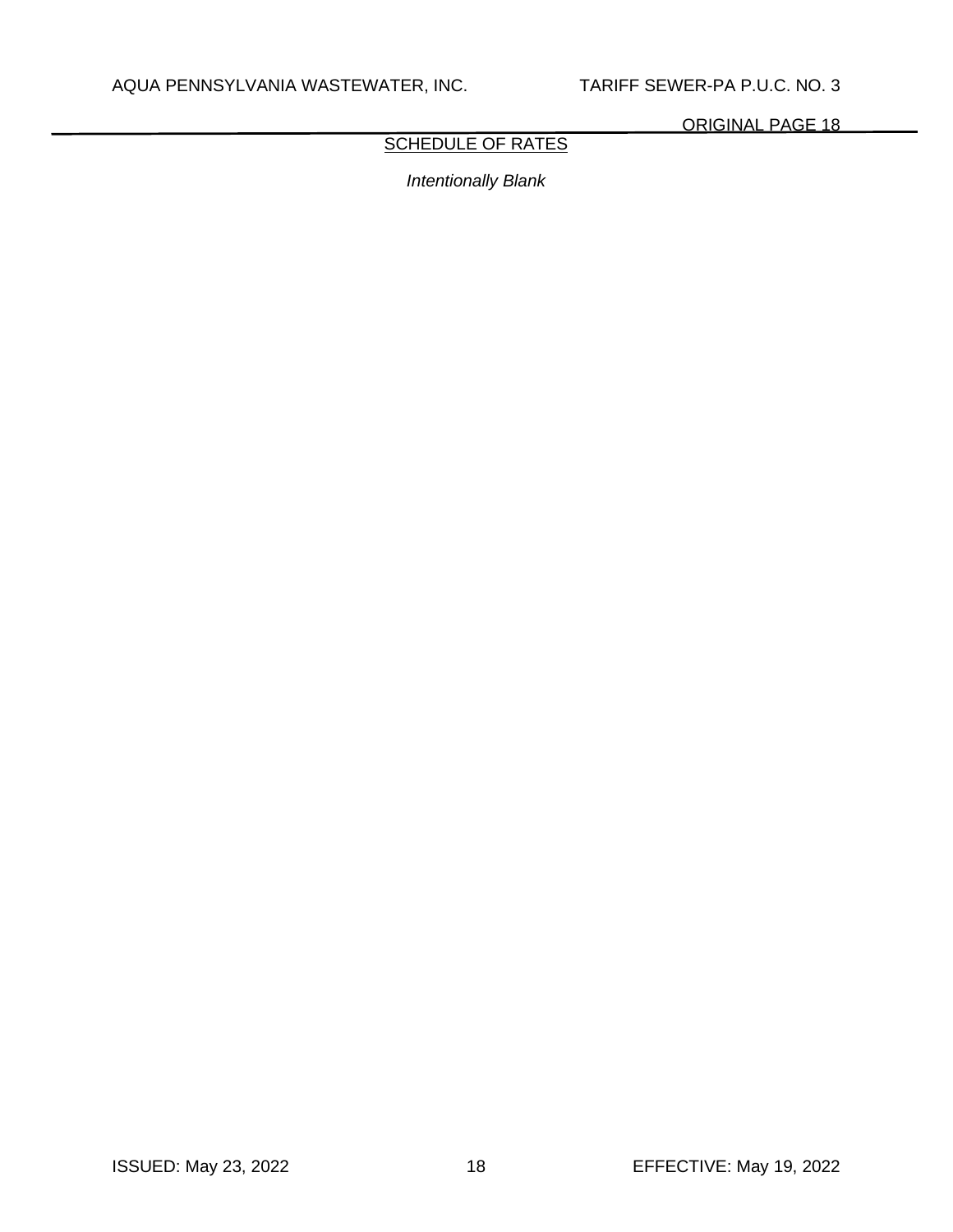## SCHEDULE OF RATES

*Intentionally Blank*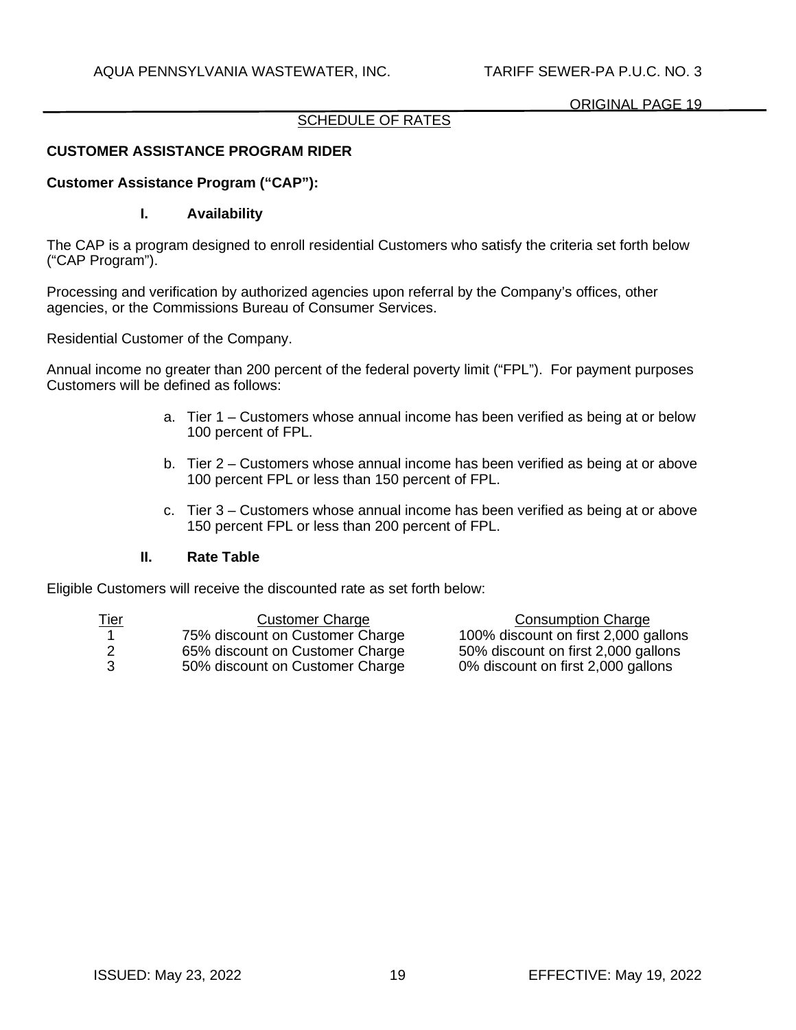SCHEDULE OF RATES

## CUSTOMER ASSISTANCE PROGRAM RIDER

### Customer Assistance Program ("CAP"):

#### I. Availability

The CAP is a program designed to enroll residential Customers who satisfy the criteria set forth below ("CAP Program").

Processing and verification by authorized agencies upon referral by the Company's offices, other agencies, or the Commissions Bureau of Consumer Services.

Residential Customer of the Company.

Annual income no greater than 200 percent of the federal poverty limit ("FPL"). For payment purposes Customers will be defined as follows:

a. Tier 1 – Customers whose annual income has been verified as being at or below 100 percent of FPL.

b. Tier 2 – Customers whose annual income has been verified as being at or above 100 percent FPL or less than 150 percent of FPL.

c. Tier 3 – Customers whose annual income has been verified as being at or above 150 percent FPL or less than 200 percent of FPL.

#### II. Rate Table

Eligible Customers will receive the discounted rate as set forth below:

| Tier | Customer Charge | Consumption Charge |
|---|---|---|
| 1 | 75% discount on Customer Charge | 100% discount on first 2,000 gallons |
| 2 | 65% discount on Customer Charge | 50% discount on first 2,000 gallons |
| 3 | 50% discount on Customer Charge | 0% discount on first 2,000 gallons |

ISSUED: May 23, 2022 EFFECTIVE: May 19, 2022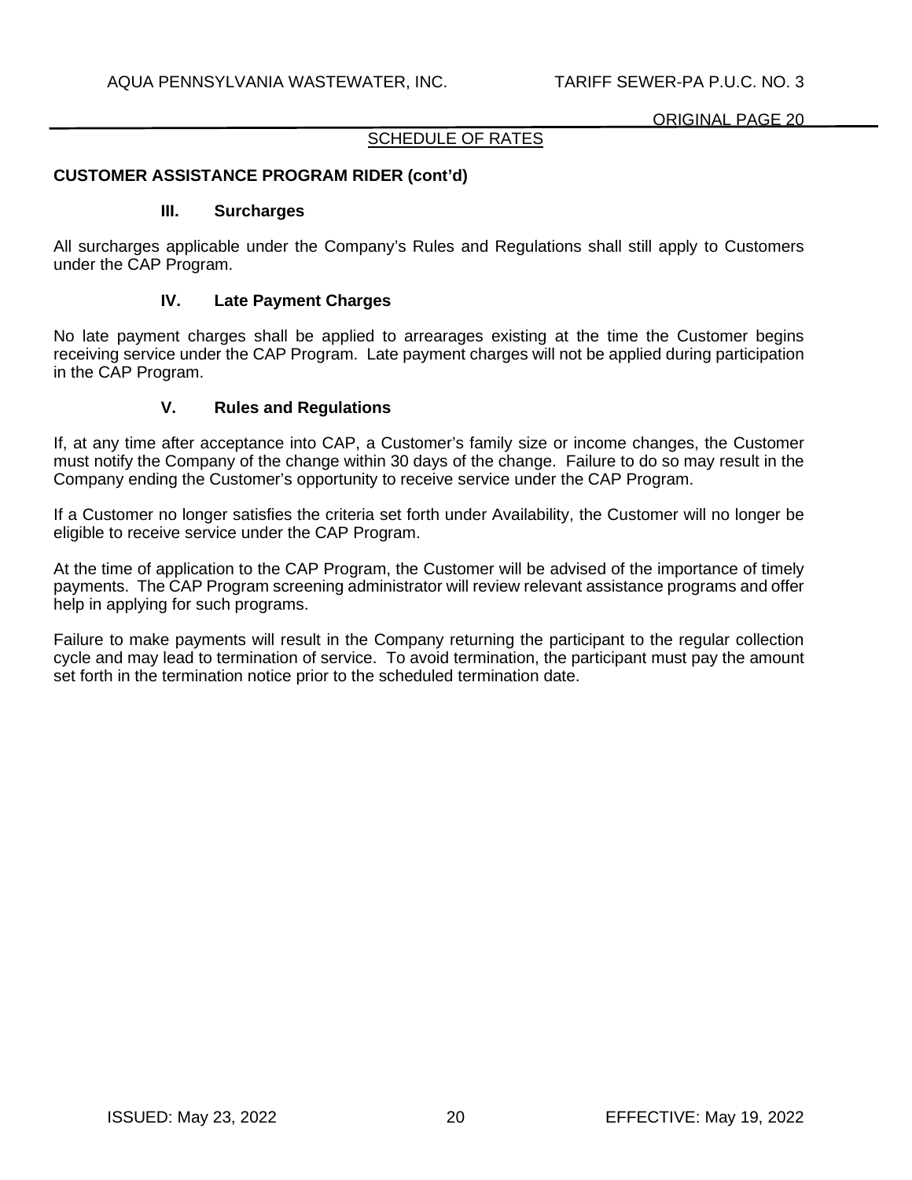SCHEDULE OF RATES

**CUSTOMER ASSISTANCE PROGRAM RIDER (cont'd)**

### III. Surcharges

All surcharges applicable under the Company's Rules and Regulations shall still apply to Customers under the CAP Program.

### IV. Late Payment Charges

No late payment charges shall be applied to arrearages existing at the time the Customer begins receiving service under the CAP Program. Late payment charges will not be applied during participation in the CAP Program.

### V. Rules and Regulations

If, at any time after acceptance into CAP, a Customer's family size or income changes, the Customer must notify the Company of the change within 30 days of the change. Failure to do so may result in the Company ending the Customer's opportunity to receive service under the CAP Program.

If a Customer no longer satisfies the criteria set forth under Availability, the Customer will no longer be eligible to receive service under the CAP Program.

At the time of application to the CAP Program, the Customer will be advised of the importance of timely payments. The CAP Program screening administrator will review relevant assistance programs and offer help in applying for such programs.

Failure to make payments will result in the Company returning the participant to the regular collection cycle and may lead to termination of service. To avoid termination, the participant must pay the amount set forth in the termination notice prior to the scheduled termination date.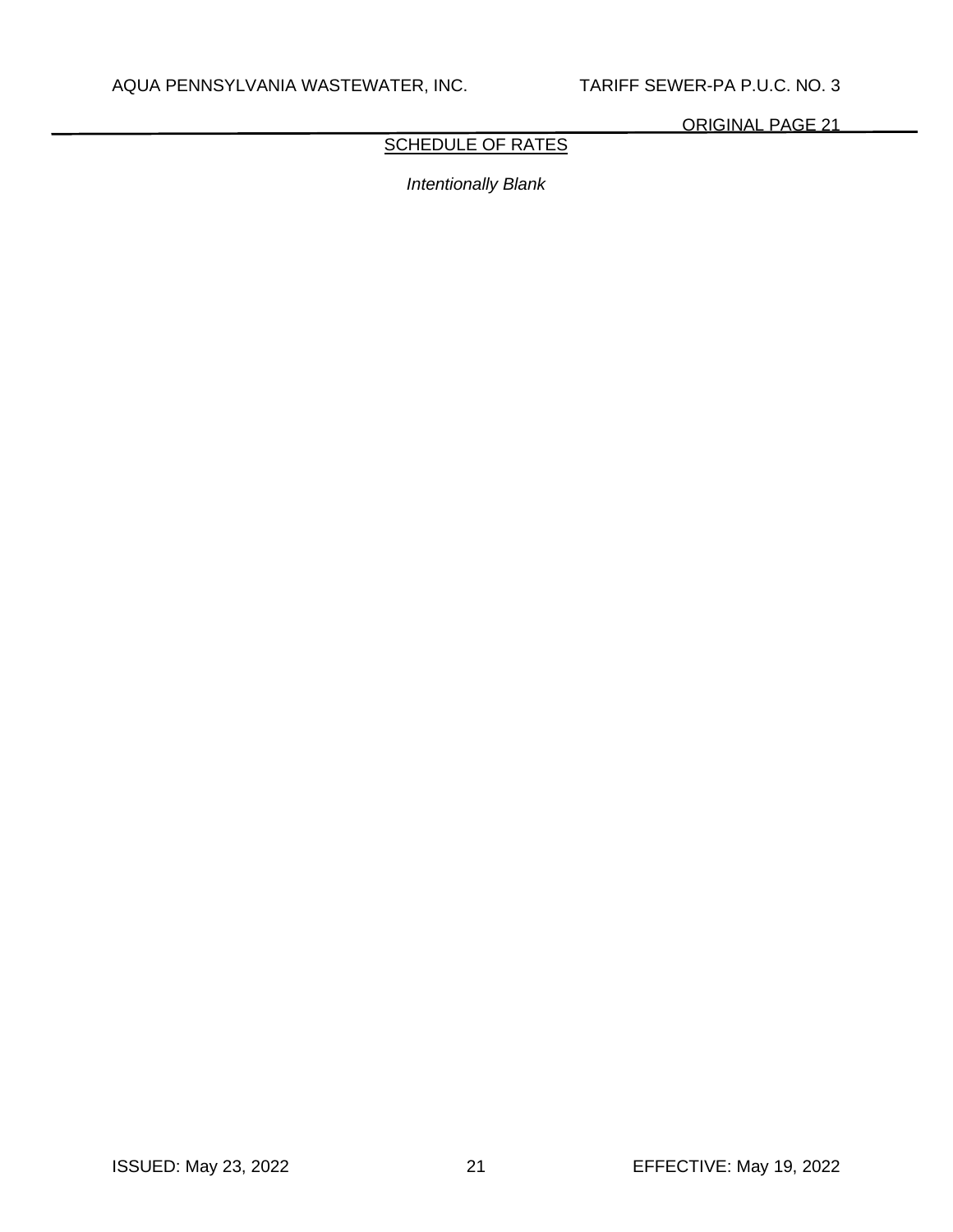## SCHEDULE OF RATES

*Intentionally Blank*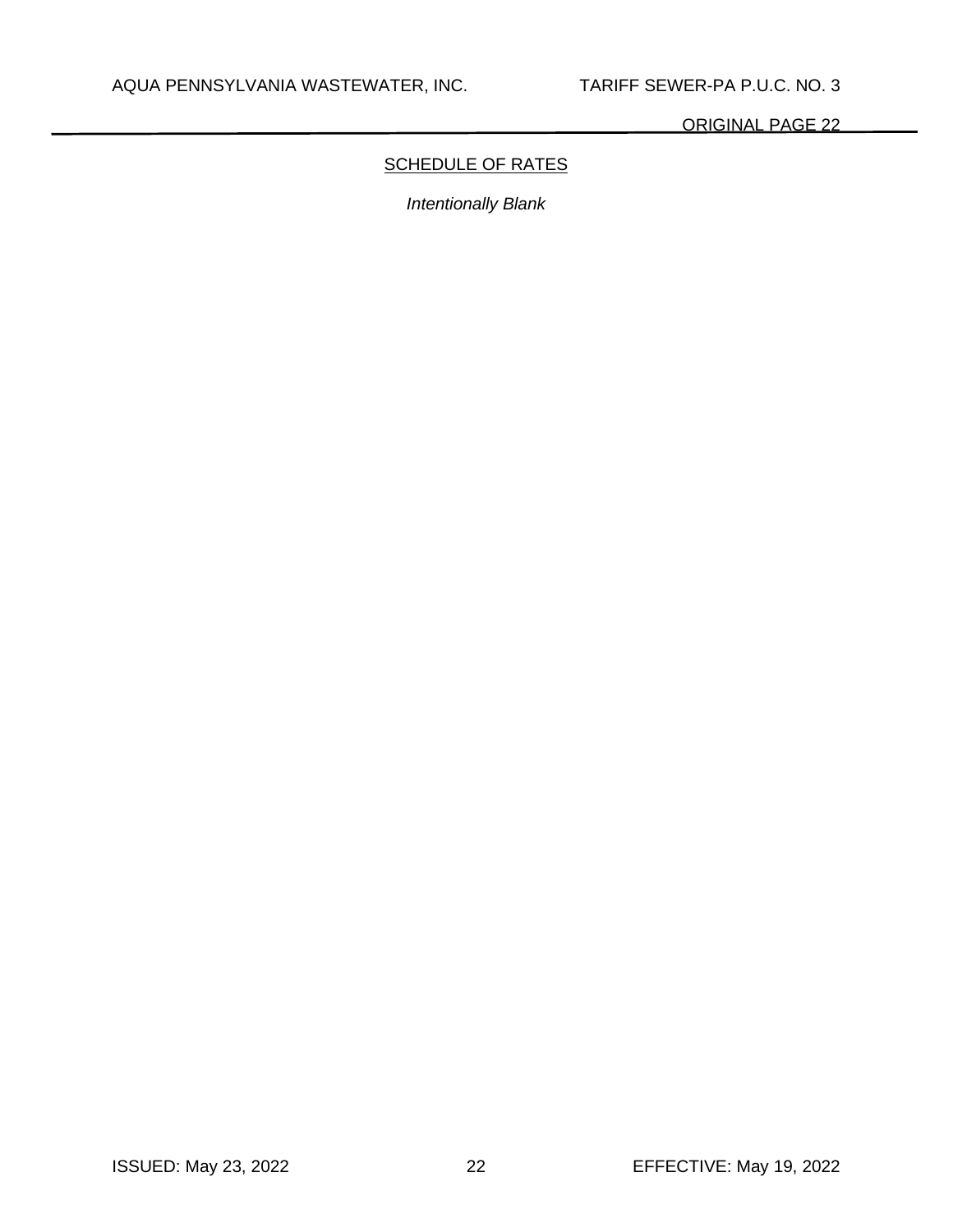## SCHEDULE OF RATES

*Intentionally Blank*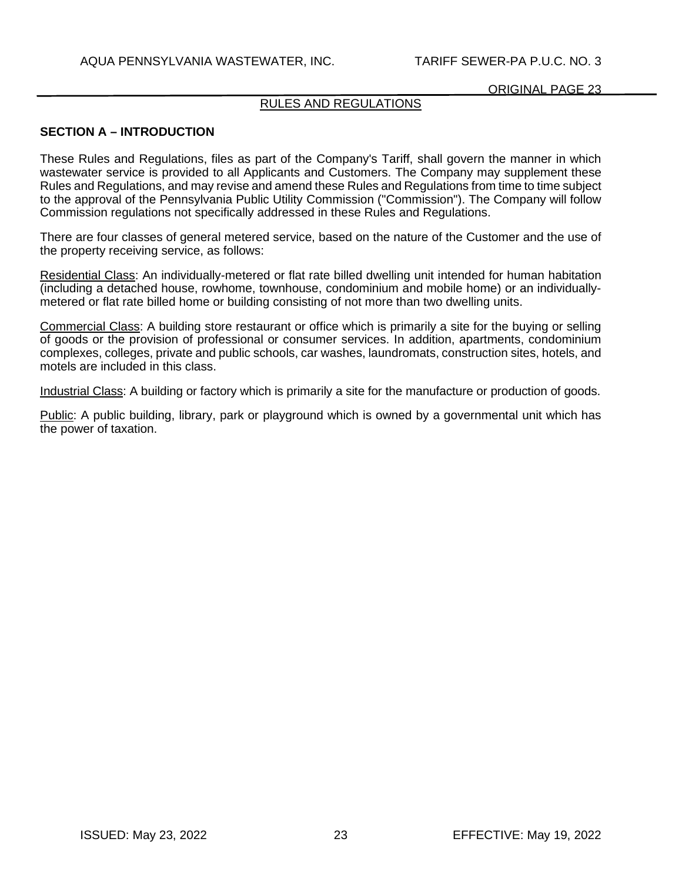## RULES AND REGULATIONS

### SECTION A – INTRODUCTION

These Rules and Regulations, files as part of the Company's Tariff, shall govern the manner in which wastewater service is provided to all Applicants and Customers. The Company may supplement these Rules and Regulations, and may revise and amend these Rules and Regulations from time to time subject to the approval of the Pennsylvania Public Utility Commission ("Commission"). The Company will follow Commission regulations not specifically addressed in these Rules and Regulations.

There are four classes of general metered service, based on the nature of the Customer and the use of the property receiving service, as follows:

Residential Class: An individually-metered or flat rate billed dwelling unit intended for human habitation (including a detached house, rowhome, townhouse, condominium and mobile home) or an individually-metered or flat rate billed home or building consisting of not more than two dwelling units.

Commercial Class: A building store restaurant or office which is primarily a site for the buying or selling of goods or the provision of professional or consumer services. In addition, apartments, condominium complexes, colleges, private and public schools, car washes, laundromats, construction sites, hotels, and motels are included in this class.

Industrial Class: A building or factory which is primarily a site for the manufacture or production of goods.

Public: A public building, library, park or playground which is owned by a governmental unit which has the power of taxation.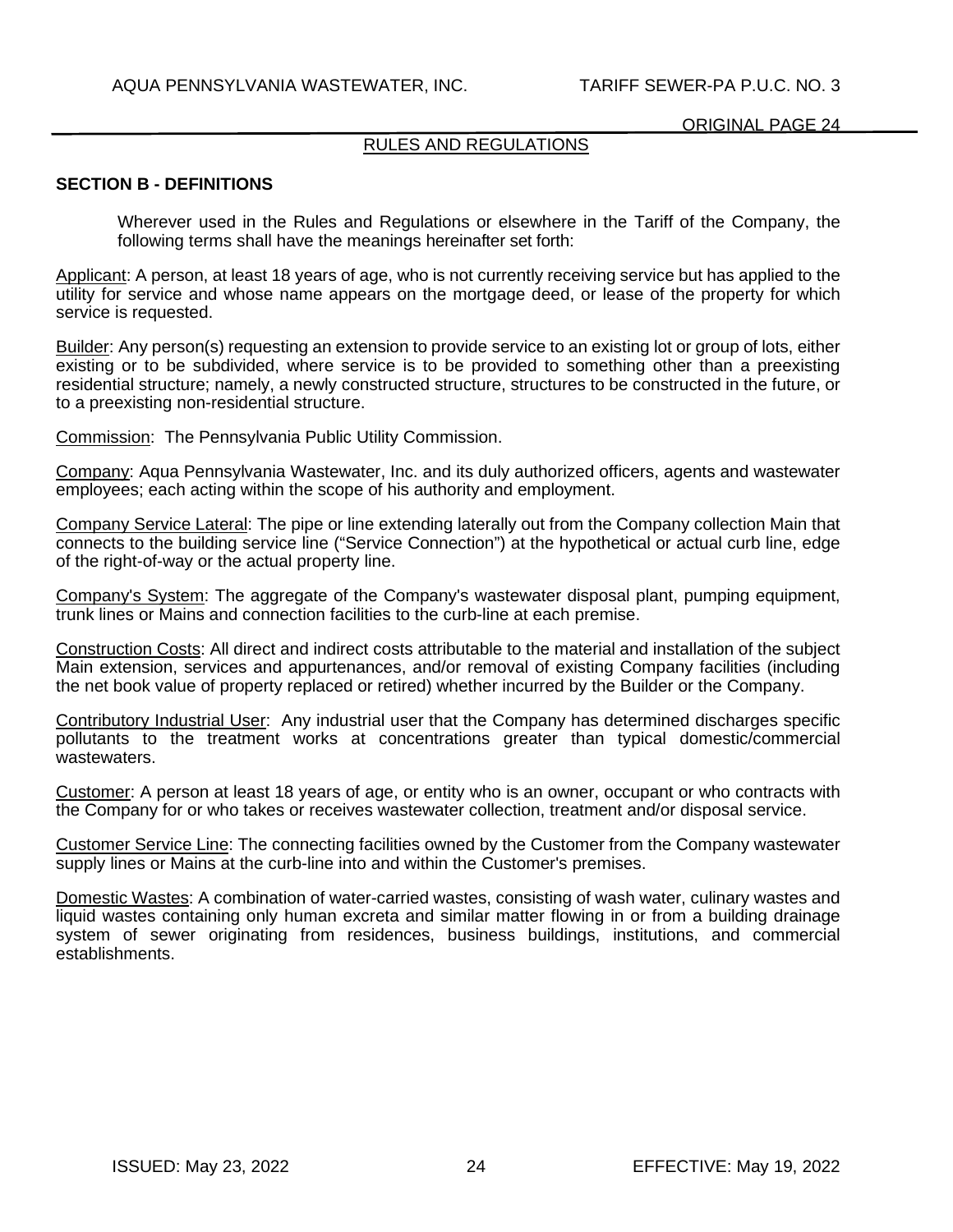## RULES AND REGULATIONS

### SECTION B - DEFINITIONS

Wherever used in the Rules and Regulations or elsewhere in the Tariff of the Company, the following terms shall have the meanings hereinafter set forth:

Applicant: A person, at least 18 years of age, who is not currently receiving service but has applied to the utility for service and whose name appears on the mortgage deed, or lease of the property for which service is requested.

Builder: Any person(s) requesting an extension to provide service to an existing lot or group of lots, either existing or to be subdivided, where service is to be provided to something other than a preexisting residential structure; namely, a newly constructed structure, structures to be constructed in the future, or to a preexisting non-residential structure.

Commission: The Pennsylvania Public Utility Commission.

Company: Aqua Pennsylvania Wastewater, Inc. and its duly authorized officers, agents and wastewater employees; each acting within the scope of his authority and employment.

Company Service Lateral: The pipe or line extending laterally out from the Company collection Main that connects to the building service line ("Service Connection") at the hypothetical or actual curb line, edge of the right-of-way or the actual property line.

Company's System: The aggregate of the Company's wastewater disposal plant, pumping equipment, trunk lines or Mains and connection facilities to the curb-line at each premise.

Construction Costs: All direct and indirect costs attributable to the material and installation of the subject Main extension, services and appurtenances, and/or removal of existing Company facilities (including the net book value of property replaced or retired) whether incurred by the Builder or the Company.

Contributory Industrial User: Any industrial user that the Company has determined discharges specific pollutants to the treatment works at concentrations greater than typical domestic/commercial wastewaters.

Customer: A person at least 18 years of age, or entity who is an owner, occupant or who contracts with the Company for or who takes or receives wastewater collection, treatment and/or disposal service.

Customer Service Line: The connecting facilities owned by the Customer from the Company wastewater supply lines or Mains at the curb-line into and within the Customer's premises.

Domestic Wastes: A combination of water-carried wastes, consisting of wash water, culinary wastes and liquid wastes containing only human excreta and similar matter flowing in or from a building drainage system of sewer originating from residences, business buildings, institutions, and commercial establishments.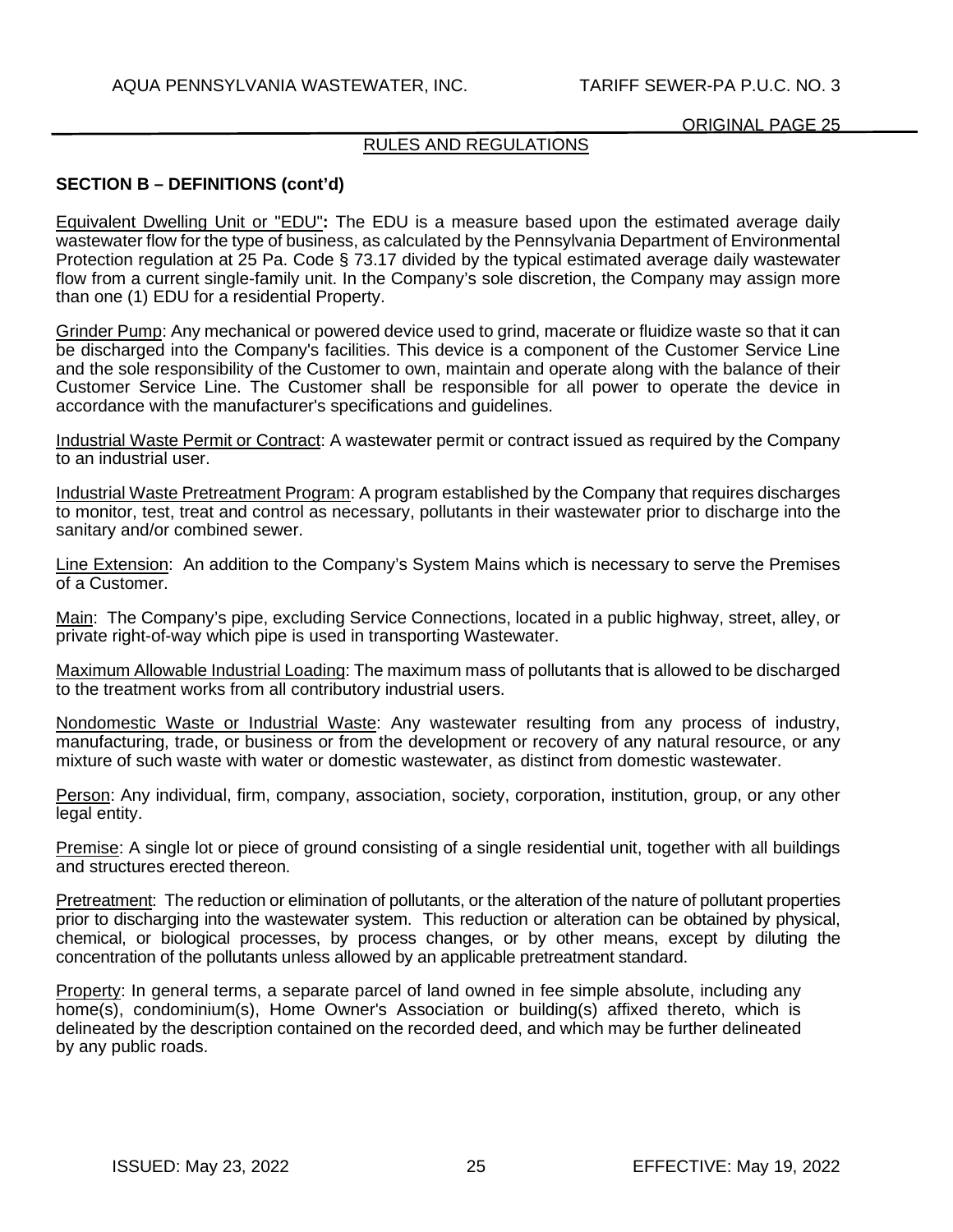RULES AND REGULATIONS

**SECTION B – DEFINITIONS (cont'd)**

Equivalent Dwelling Unit or "EDU"**:** The EDU is a measure based upon the estimated average daily wastewater flow for the type of business, as calculated by the Pennsylvania Department of Environmental Protection regulation at 25 Pa. Code § 73.17 divided by the typical estimated average daily wastewater flow from a current single-family unit. In the Company's sole discretion, the Company may assign more than one (1) EDU for a residential Property.

Grinder Pump: Any mechanical or powered device used to grind, macerate or fluidize waste so that it can be discharged into the Company's facilities. This device is a component of the Customer Service Line and the sole responsibility of the Customer to own, maintain and operate along with the balance of their Customer Service Line. The Customer shall be responsible for all power to operate the device in accordance with the manufacturer's specifications and guidelines.

Industrial Waste Permit or Contract: A wastewater permit or contract issued as required by the Company to an industrial user.

Industrial Waste Pretreatment Program: A program established by the Company that requires discharges to monitor, test, treat and control as necessary, pollutants in their wastewater prior to discharge into the sanitary and/or combined sewer.

Line Extension: An addition to the Company's System Mains which is necessary to serve the Premises of a Customer.

Main: The Company's pipe, excluding Service Connections, located in a public highway, street, alley, or private right-of-way which pipe is used in transporting Wastewater.

Maximum Allowable Industrial Loading: The maximum mass of pollutants that is allowed to be discharged to the treatment works from all contributory industrial users.

Nondomestic Waste or Industrial Waste: Any wastewater resulting from any process of industry, manufacturing, trade, or business or from the development or recovery of any natural resource, or any mixture of such waste with water or domestic wastewater, as distinct from domestic wastewater.

Person: Any individual, firm, company, association, society, corporation, institution, group, or any other legal entity.

Premise: A single lot or piece of ground consisting of a single residential unit, together with all buildings and structures erected thereon.

Pretreatment: The reduction or elimination of pollutants, or the alteration of the nature of pollutant properties prior to discharging into the wastewater system. This reduction or alteration can be obtained by physical, chemical, or biological processes, by process changes, or by other means, except by diluting the concentration of the pollutants unless allowed by an applicable pretreatment standard.

Property: In general terms, a separate parcel of land owned in fee simple absolute, including any home(s), condominium(s), Home Owner's Association or building(s) affixed thereto, which is delineated by the description contained on the recorded deed, and which may be further delineated by any public roads.

ISSUED: May 23, 2022 EFFECTIVE: May 19, 2022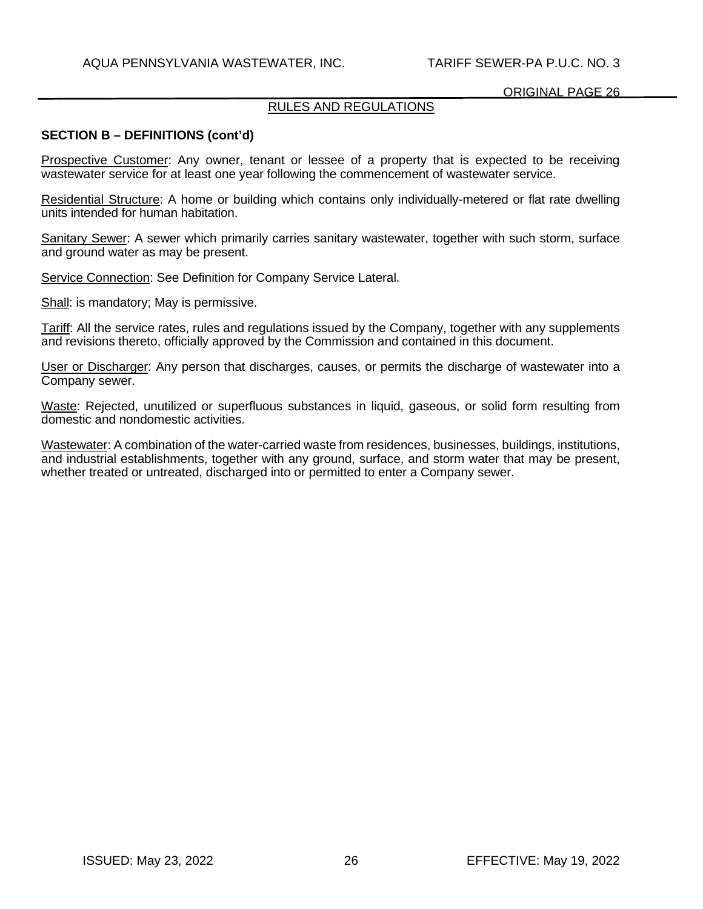## RULES AND REGULATIONS

### SECTION B – DEFINITIONS (cont'd)

Prospective Customer: Any owner, tenant or lessee of a property that is expected to be receiving wastewater service for at least one year following the commencement of wastewater service.

Residential Structure: A home or building which contains only individually-metered or flat rate dwelling units intended for human habitation.

Sanitary Sewer: A sewer which primarily carries sanitary wastewater, together with such storm, surface and ground water as may be present.

Service Connection: See Definition for Company Service Lateral.

Shall: is mandatory; May is permissive.

Tariff: All the service rates, rules and regulations issued by the Company, together with any supplements and revisions thereto, officially approved by the Commission and contained in this document.

User or Discharger: Any person that discharges, causes, or permits the discharge of wastewater into a Company sewer.

Waste: Rejected, unutilized or superfluous substances in liquid, gaseous, or solid form resulting from domestic and nondomestic activities.

Wastewater: A combination of the water-carried waste from residences, businesses, buildings, institutions, and industrial establishments, together with any ground, surface, and storm water that may be present, whether treated or untreated, discharged into or permitted to enter a Company sewer.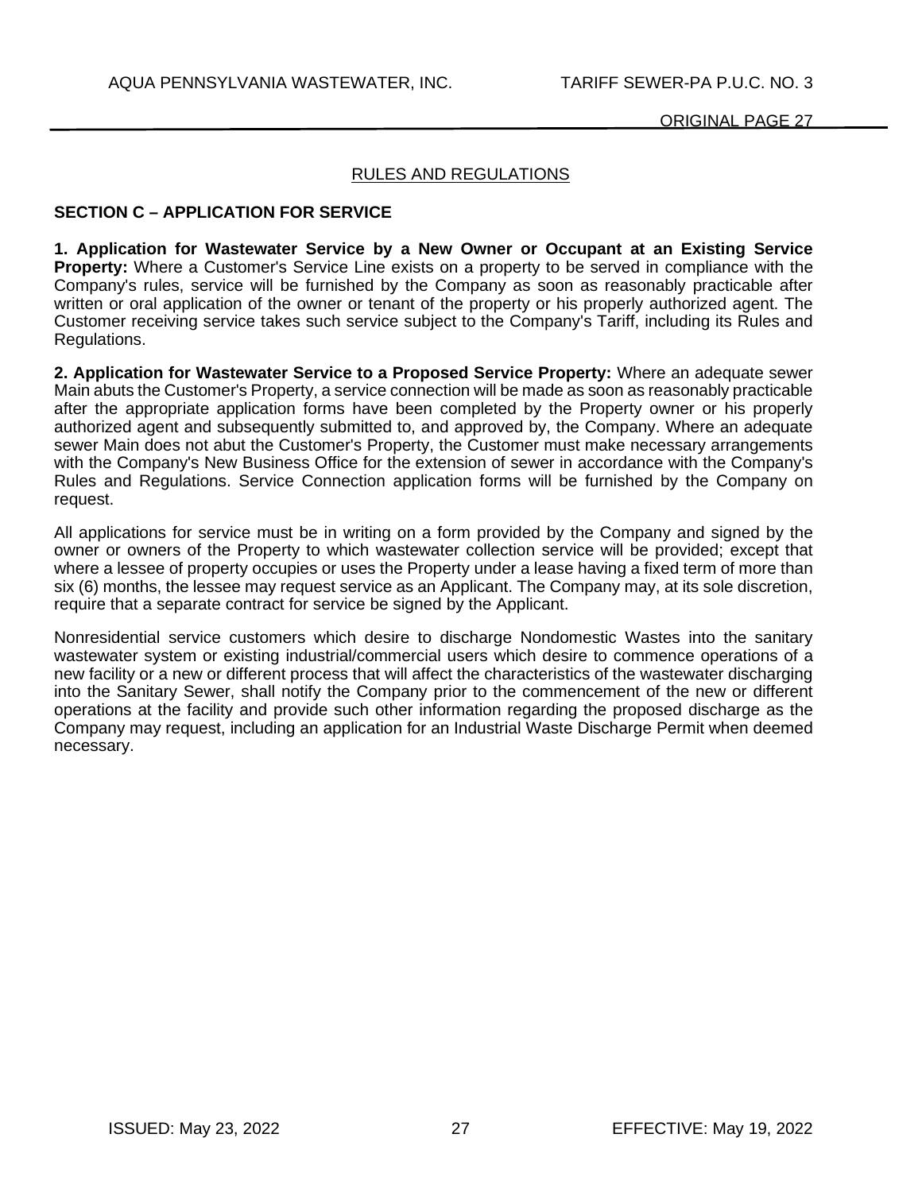## RULES AND REGULATIONS

### SECTION C – APPLICATION FOR SERVICE

**1. Application for Wastewater Service by a New Owner or Occupant at an Existing Service Property:** Where a Customer's Service Line exists on a property to be served in compliance with the Company's rules, service will be furnished by the Company as soon as reasonably practicable after written or oral application of the owner or tenant of the property or his properly authorized agent. The Customer receiving service takes such service subject to the Company's Tariff, including its Rules and Regulations.

**2. Application for Wastewater Service to a Proposed Service Property:** Where an adequate sewer Main abuts the Customer's Property, a service connection will be made as soon as reasonably practicable after the appropriate application forms have been completed by the Property owner or his properly authorized agent and subsequently submitted to, and approved by, the Company. Where an adequate sewer Main does not abut the Customer's Property, the Customer must make necessary arrangements with the Company's New Business Office for the extension of sewer in accordance with the Company's Rules and Regulations. Service Connection application forms will be furnished by the Company on request.

All applications for service must be in writing on a form provided by the Company and signed by the owner or owners of the Property to which wastewater collection service will be provided; except that where a lessee of property occupies or uses the Property under a lease having a fixed term of more than six (6) months, the lessee may request service as an Applicant. The Company may, at its sole discretion, require that a separate contract for service be signed by the Applicant.

Nonresidential service customers which desire to discharge Nondomestic Wastes into the sanitary wastewater system or existing industrial/commercial users which desire to commence operations of a new facility or a new or different process that will affect the characteristics of the wastewater discharging into the Sanitary Sewer, shall notify the Company prior to the commencement of the new or different operations at the facility and provide such other information regarding the proposed discharge as the Company may request, including an application for an Industrial Waste Discharge Permit when deemed necessary.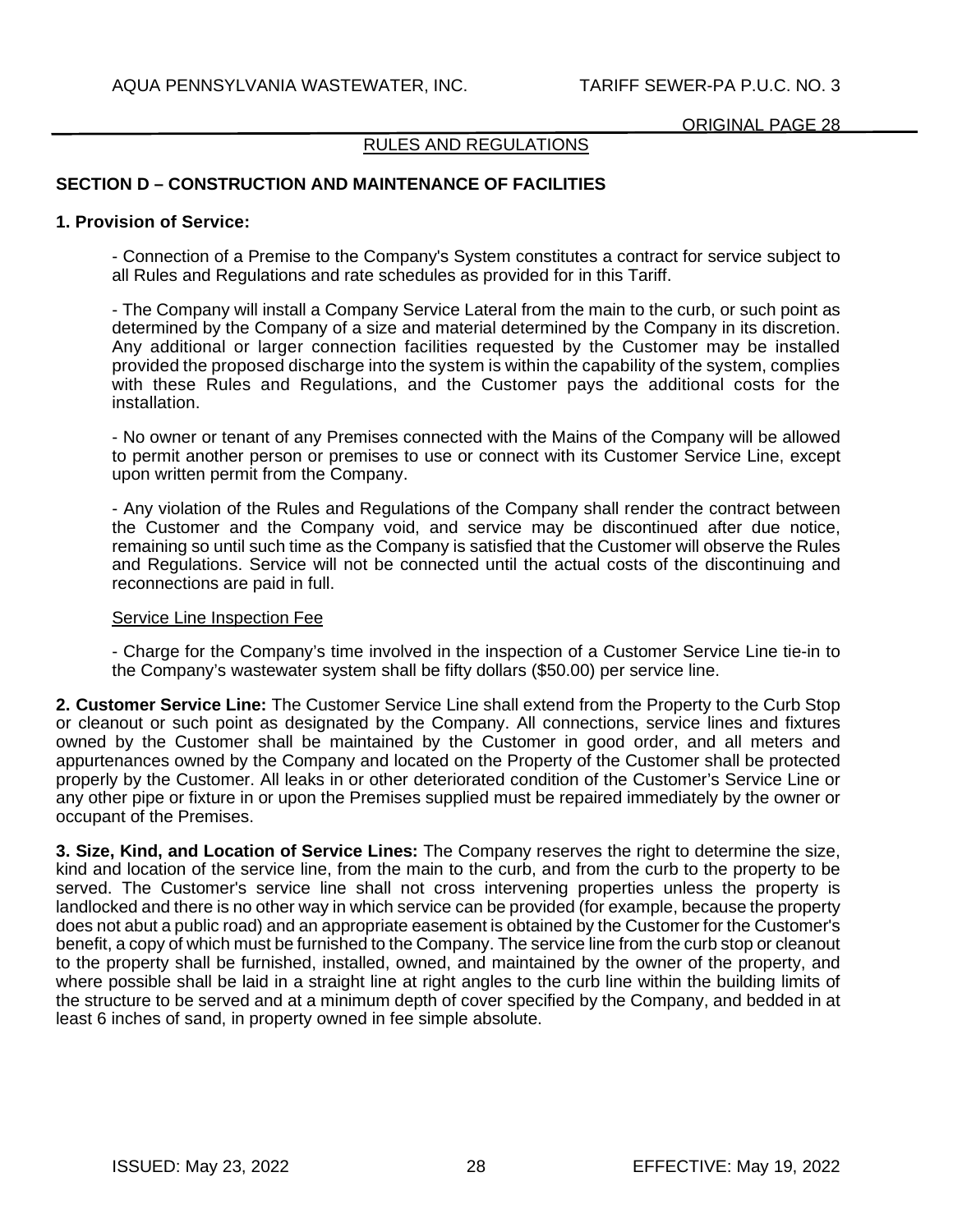RULES AND REGULATIONS

## SECTION D – CONSTRUCTION AND MAINTENANCE OF FACILITIES

**1. Provision of Service:**

- Connection of a Premise to the Company's System constitutes a contract for service subject to all Rules and Regulations and rate schedules as provided for in this Tariff.

- The Company will install a Company Service Lateral from the main to the curb, or such point as determined by the Company of a size and material determined by the Company in its discretion. Any additional or larger connection facilities requested by the Customer may be installed provided the proposed discharge into the system is within the capability of the system, complies with these Rules and Regulations, and the Customer pays the additional costs for the installation.

- No owner or tenant of any Premises connected with the Mains of the Company will be allowed to permit another person or premises to use or connect with its Customer Service Line, except upon written permit from the Company.

- Any violation of the Rules and Regulations of the Company shall render the contract between the Customer and the Company void, and service may be discontinued after due notice, remaining so until such time as the Company is satisfied that the Customer will observe the Rules and Regulations. Service will not be connected until the actual costs of the discontinuing and reconnections are paid in full.

Service Line Inspection Fee

- Charge for the Company's time involved in the inspection of a Customer Service Line tie-in to the Company's wastewater system shall be fifty dollars ($50.00) per service line.

**2. Customer Service Line:** The Customer Service Line shall extend from the Property to the Curb Stop or cleanout or such point as designated by the Company. All connections, service lines and fixtures owned by the Customer shall be maintained by the Customer in good order, and all meters and appurtenances owned by the Company and located on the Property of the Customer shall be protected properly by the Customer. All leaks in or other deteriorated condition of the Customer's Service Line or any other pipe or fixture in or upon the Premises supplied must be repaired immediately by the owner or occupant of the Premises.

**3. Size, Kind, and Location of Service Lines:** The Company reserves the right to determine the size, kind and location of the service line, from the main to the curb, and from the curb to the property to be served. The Customer's service line shall not cross intervening properties unless the property is landlocked and there is no other way in which service can be provided (for example, because the property does not abut a public road) and an appropriate easement is obtained by the Customer for the Customer's benefit, a copy of which must be furnished to the Company. The service line from the curb stop or cleanout to the property shall be furnished, installed, owned, and maintained by the owner of the property, and where possible shall be laid in a straight line at right angles to the curb line within the building limits of the structure to be served and at a minimum depth of cover specified by the Company, and bedded in at least 6 inches of sand, in property owned in fee simple absolute.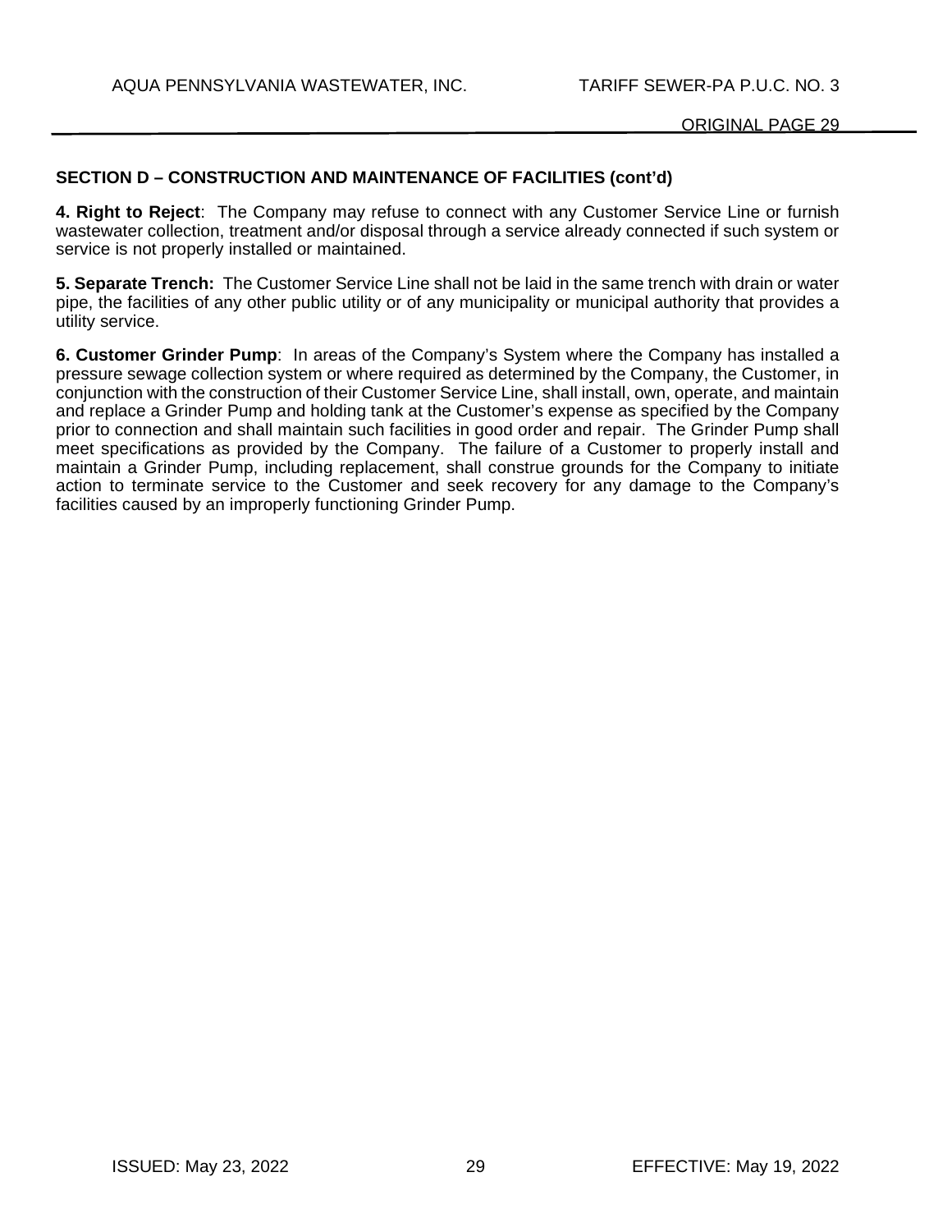## SECTION D – CONSTRUCTION AND MAINTENANCE OF FACILITIES (cont'd)

**4. Right to Reject**: The Company may refuse to connect with any Customer Service Line or furnish wastewater collection, treatment and/or disposal through a service already connected if such system or service is not properly installed or maintained.

**5. Separate Trench:** The Customer Service Line shall not be laid in the same trench with drain or water pipe, the facilities of any other public utility or of any municipality or municipal authority that provides a utility service.

**6. Customer Grinder Pump**: In areas of the Company's System where the Company has installed a pressure sewage collection system or where required as determined by the Company, the Customer, in conjunction with the construction of their Customer Service Line, shall install, own, operate, and maintain and replace a Grinder Pump and holding tank at the Customer's expense as specified by the Company prior to connection and shall maintain such facilities in good order and repair. The Grinder Pump shall meet specifications as provided by the Company. The failure of a Customer to properly install and maintain a Grinder Pump, including replacement, shall construe grounds for the Company to initiate action to terminate service to the Customer and seek recovery for any damage to the Company's facilities caused by an improperly functioning Grinder Pump.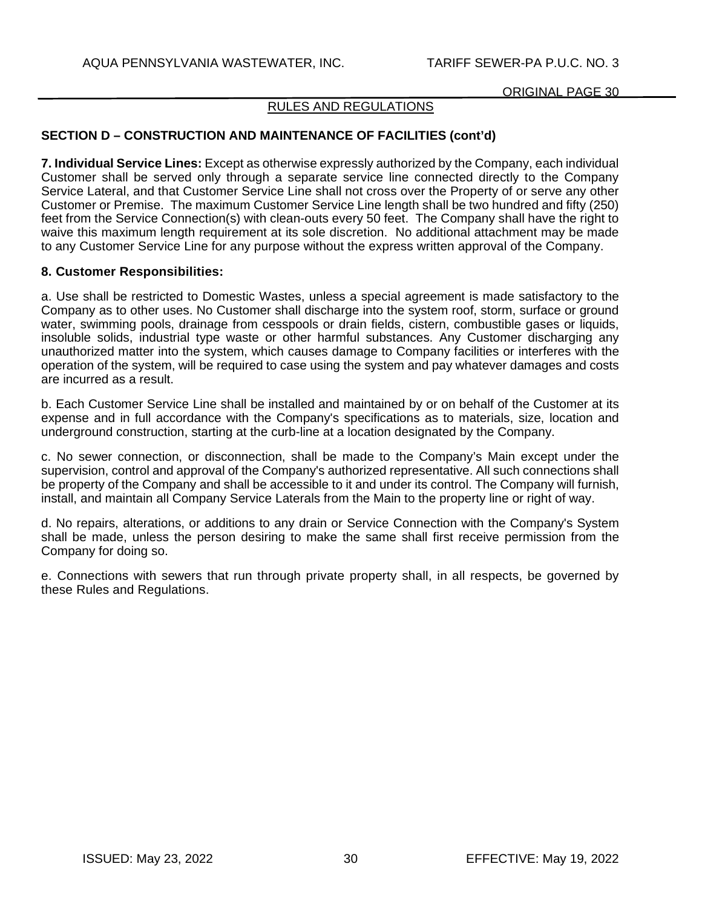RULES AND REGULATIONS

## SECTION D – CONSTRUCTION AND MAINTENANCE OF FACILITIES (cont'd)

**7. Individual Service Lines:** Except as otherwise expressly authorized by the Company, each individual Customer shall be served only through a separate service line connected directly to the Company Service Lateral, and that Customer Service Line shall not cross over the Property of or serve any other Customer or Premise. The maximum Customer Service Line length shall be two hundred and fifty (250) feet from the Service Connection(s) with clean-outs every 50 feet. The Company shall have the right to waive this maximum length requirement at its sole discretion. No additional attachment may be made to any Customer Service Line for any purpose without the express written approval of the Company.

**8. Customer Responsibilities:**

a. Use shall be restricted to Domestic Wastes, unless a special agreement is made satisfactory to the Company as to other uses. No Customer shall discharge into the system roof, storm, surface or ground water, swimming pools, drainage from cesspools or drain fields, cistern, combustible gases or liquids, insoluble solids, industrial type waste or other harmful substances. Any Customer discharging any unauthorized matter into the system, which causes damage to Company facilities or interferes with the operation of the system, will be required to case using the system and pay whatever damages and costs are incurred as a result.

b. Each Customer Service Line shall be installed and maintained by or on behalf of the Customer at its expense and in full accordance with the Company's specifications as to materials, size, location and underground construction, starting at the curb-line at a location designated by the Company.

c. No sewer connection, or disconnection, shall be made to the Company's Main except under the supervision, control and approval of the Company's authorized representative. All such connections shall be property of the Company and shall be accessible to it and under its control. The Company will furnish, install, and maintain all Company Service Laterals from the Main to the property line or right of way.

d. No repairs, alterations, or additions to any drain or Service Connection with the Company's System shall be made, unless the person desiring to make the same shall first receive permission from the Company for doing so.

e. Connections with sewers that run through private property shall, in all respects, be governed by these Rules and Regulations.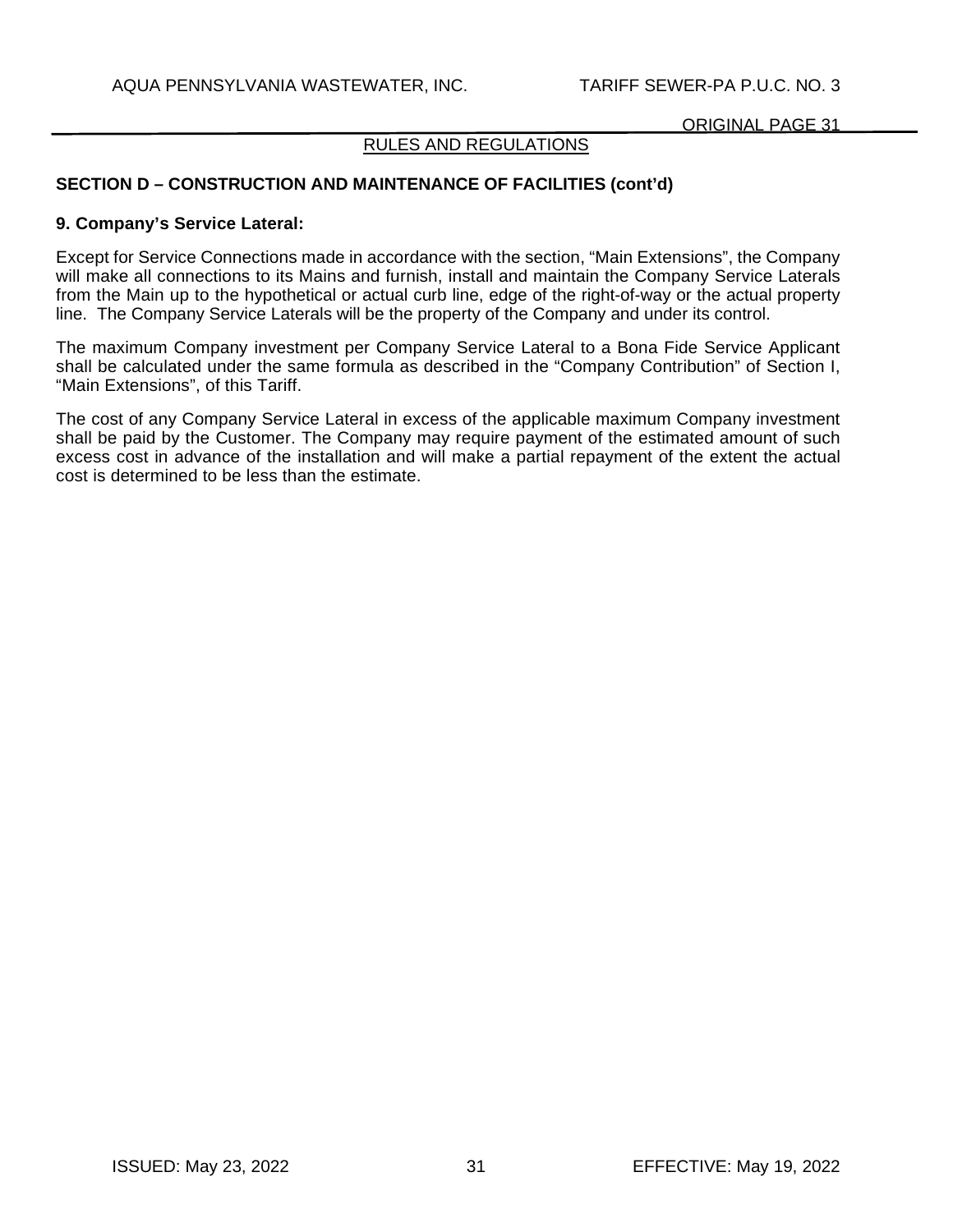RULES AND REGULATIONS

**SECTION D – CONSTRUCTION AND MAINTENANCE OF FACILITIES (cont'd)**

**9. Company's Service Lateral:**

Except for Service Connections made in accordance with the section, "Main Extensions", the Company will make all connections to its Mains and furnish, install and maintain the Company Service Laterals from the Main up to the hypothetical or actual curb line, edge of the right-of-way or the actual property line. The Company Service Laterals will be the property of the Company and under its control.

The maximum Company investment per Company Service Lateral to a Bona Fide Service Applicant shall be calculated under the same formula as described in the "Company Contribution" of Section I, "Main Extensions", of this Tariff.

The cost of any Company Service Lateral in excess of the applicable maximum Company investment shall be paid by the Customer. The Company may require payment of the estimated amount of such excess cost in advance of the installation and will make a partial repayment of the extent the actual cost is determined to be less than the estimate.

ISSUED: May 23, 2022 EFFECTIVE: May 19, 2022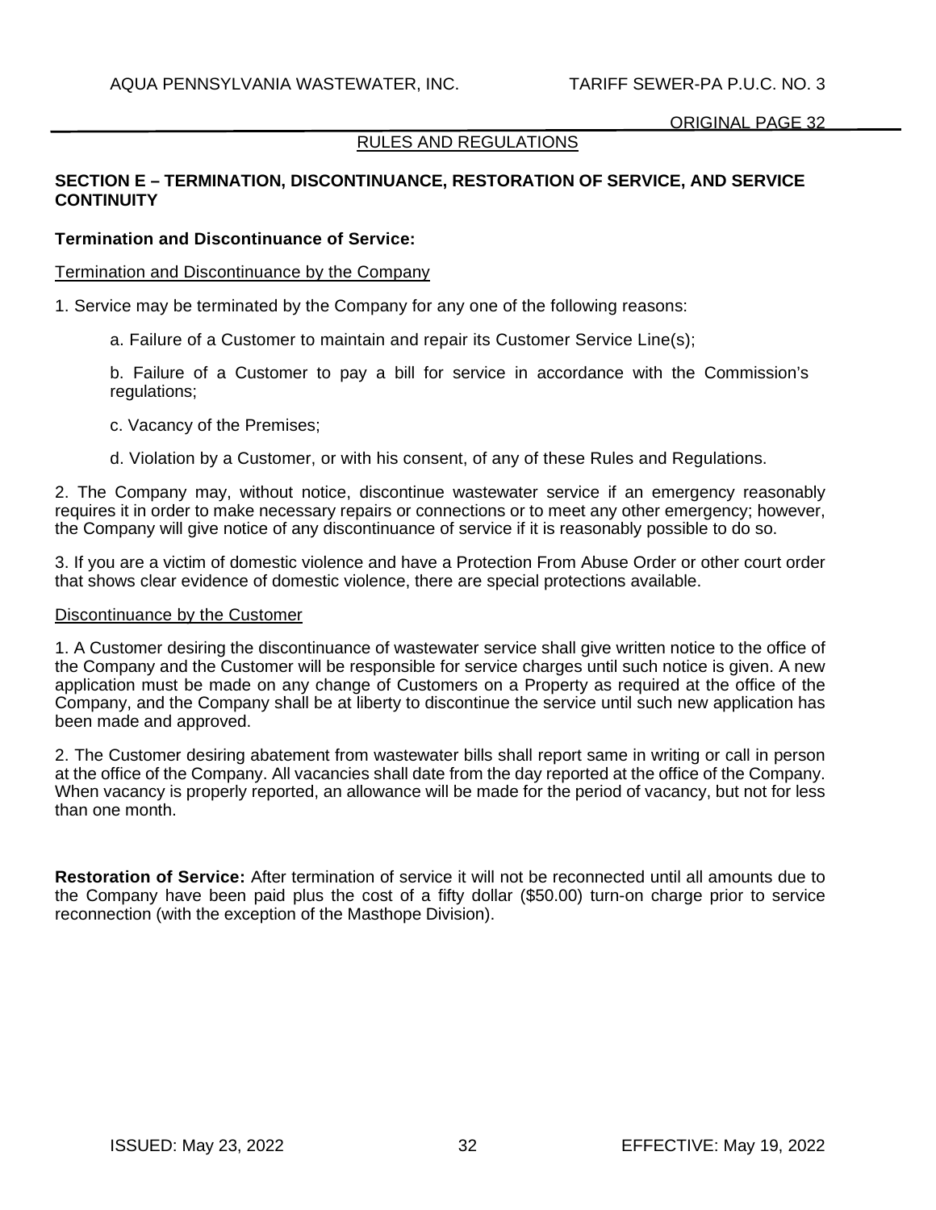## RULES AND REGULATIONS

### SECTION E – TERMINATION, DISCONTINUANCE, RESTORATION OF SERVICE, AND SERVICE CONTINUITY

**Termination and Discontinuance of Service:**

Termination and Discontinuance by the Company

1. Service may be terminated by the Company for any one of the following reasons:

   a. Failure of a Customer to maintain and repair its Customer Service Line(s);

   b. Failure of a Customer to pay a bill for service in accordance with the Commission's regulations;

   c. Vacancy of the Premises;

   d. Violation by a Customer, or with his consent, of any of these Rules and Regulations.

2. The Company may, without notice, discontinue wastewater service if an emergency reasonably requires it in order to make necessary repairs or connections or to meet any other emergency; however, the Company will give notice of any discontinuance of service if it is reasonably possible to do so.

3. If you are a victim of domestic violence and have a Protection From Abuse Order or other court order that shows clear evidence of domestic violence, there are special protections available.

Discontinuance by the Customer

1. A Customer desiring the discontinuance of wastewater service shall give written notice to the office of the Company and the Customer will be responsible for service charges until such notice is given. A new application must be made on any change of Customers on a Property as required at the office of the Company, and the Company shall be at liberty to discontinue the service until such new application has been made and approved.

2. The Customer desiring abatement from wastewater bills shall report same in writing or call in person at the office of the Company. All vacancies shall date from the day reported at the office of the Company. When vacancy is properly reported, an allowance will be made for the period of vacancy, but not for less than one month.

**Restoration of Service:** After termination of service it will not be reconnected until all amounts due to the Company have been paid plus the cost of a fifty dollar ($50.00) turn-on charge prior to service reconnection (with the exception of the Masthope Division).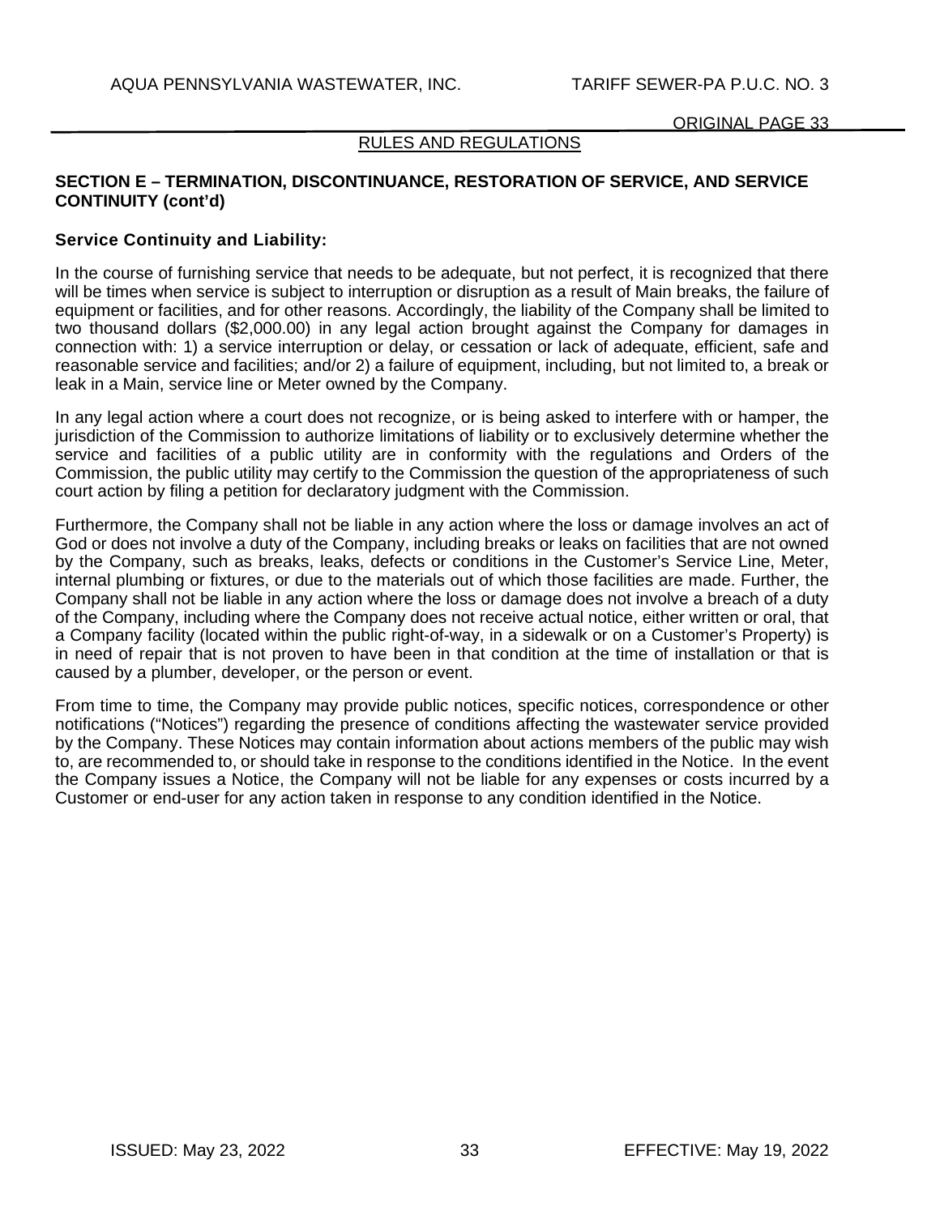## RULES AND REGULATIONS

### SECTION E – TERMINATION, DISCONTINUANCE, RESTORATION OF SERVICE, AND SERVICE CONTINUITY (cont'd)

**Service Continuity and Liability:**

In the course of furnishing service that needs to be adequate, but not perfect, it is recognized that there will be times when service is subject to interruption or disruption as a result of Main breaks, the failure of equipment or facilities, and for other reasons. Accordingly, the liability of the Company shall be limited to two thousand dollars ($2,000.00) in any legal action brought against the Company for damages in connection with: 1) a service interruption or delay, or cessation or lack of adequate, efficient, safe and reasonable service and facilities; and/or 2) a failure of equipment, including, but not limited to, a break or leak in a Main, service line or Meter owned by the Company.

In any legal action where a court does not recognize, or is being asked to interfere with or hamper, the jurisdiction of the Commission to authorize limitations of liability or to exclusively determine whether the service and facilities of a public utility are in conformity with the regulations and Orders of the Commission, the public utility may certify to the Commission the question of the appropriateness of such court action by filing a petition for declaratory judgment with the Commission.

Furthermore, the Company shall not be liable in any action where the loss or damage involves an act of God or does not involve a duty of the Company, including breaks or leaks on facilities that are not owned by the Company, such as breaks, leaks, defects or conditions in the Customer's Service Line, Meter, internal plumbing or fixtures, or due to the materials out of which those facilities are made. Further, the Company shall not be liable in any action where the loss or damage does not involve a breach of a duty of the Company, including where the Company does not receive actual notice, either written or oral, that a Company facility (located within the public right-of-way, in a sidewalk or on a Customer's Property) is in need of repair that is not proven to have been in that condition at the time of installation or that is caused by a plumber, developer, or the person or event.

From time to time, the Company may provide public notices, specific notices, correspondence or other notifications ("Notices") regarding the presence of conditions affecting the wastewater service provided by the Company. These Notices may contain information about actions members of the public may wish to, are recommended to, or should take in response to the conditions identified in the Notice. In the event the Company issues a Notice, the Company will not be liable for any expenses or costs incurred by a Customer or end-user for any action taken in response to any condition identified in the Notice.

ISSUED: May 23, 2022 EFFECTIVE: May 19, 2022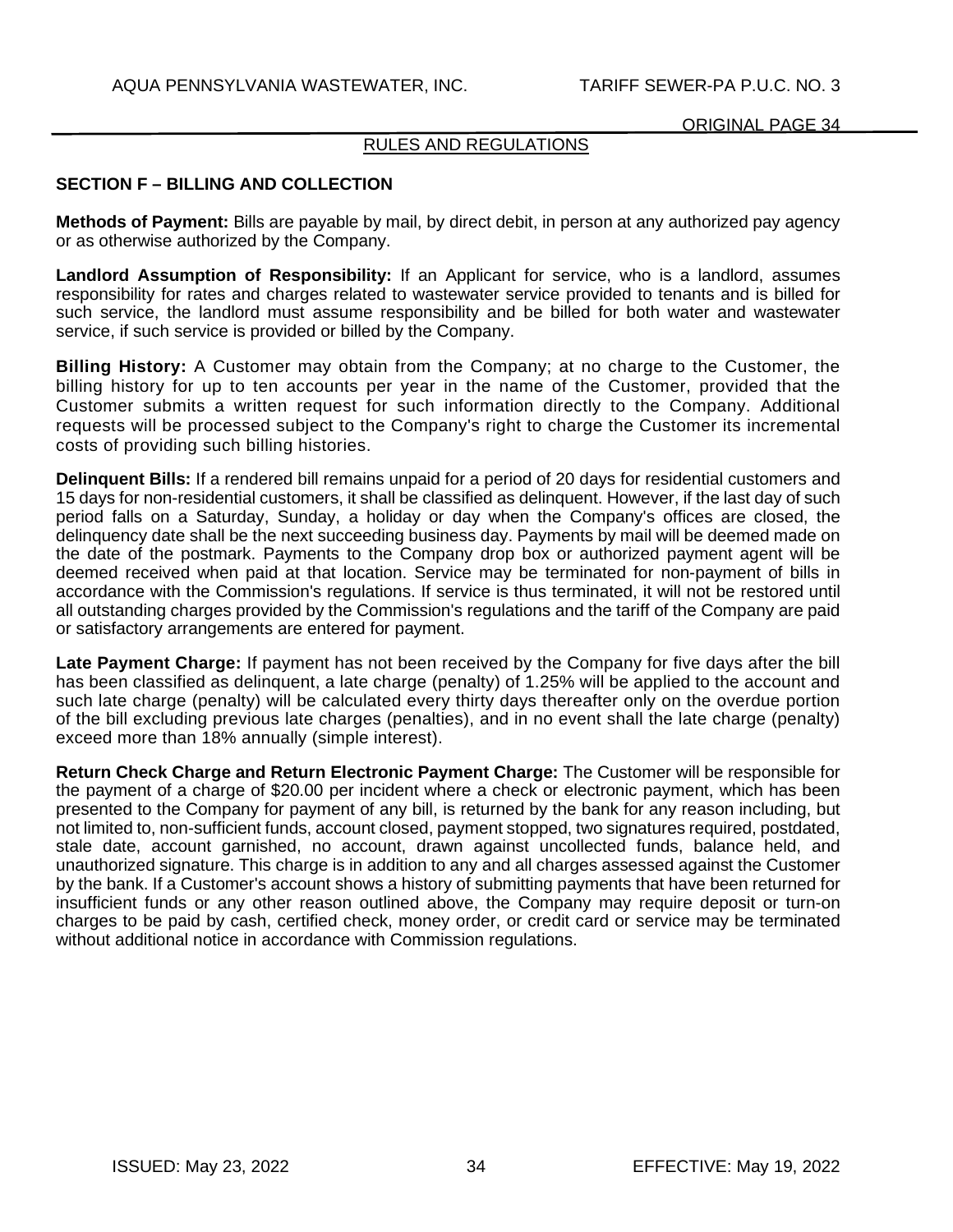RULES AND REGULATIONS

## SECTION F – BILLING AND COLLECTION

**Methods of Payment:** Bills are payable by mail, by direct debit, in person at any authorized pay agency or as otherwise authorized by the Company.

**Landlord Assumption of Responsibility:** If an Applicant for service, who is a landlord, assumes responsibility for rates and charges related to wastewater service provided to tenants and is billed for such service, the landlord must assume responsibility and be billed for both water and wastewater service, if such service is provided or billed by the Company.

**Billing History:** A Customer may obtain from the Company; at no charge to the Customer, the billing history for up to ten accounts per year in the name of the Customer, provided that the Customer submits a written request for such information directly to the Company. Additional requests will be processed subject to the Company's right to charge the Customer its incremental costs of providing such billing histories.

**Delinquent Bills:** If a rendered bill remains unpaid for a period of 20 days for residential customers and 15 days for non-residential customers, it shall be classified as delinquent. However, if the last day of such period falls on a Saturday, Sunday, a holiday or day when the Company's offices are closed, the delinquency date shall be the next succeeding business day. Payments by mail will be deemed made on the date of the postmark. Payments to the Company drop box or authorized payment agent will be deemed received when paid at that location. Service may be terminated for non-payment of bills in accordance with the Commission's regulations. If service is thus terminated, it will not be restored until all outstanding charges provided by the Commission's regulations and the tariff of the Company are paid or satisfactory arrangements are entered for payment.

**Late Payment Charge:** If payment has not been received by the Company for five days after the bill has been classified as delinquent, a late charge (penalty) of 1.25% will be applied to the account and such late charge (penalty) will be calculated every thirty days thereafter only on the overdue portion of the bill excluding previous late charges (penalties), and in no event shall the late charge (penalty) exceed more than 18% annually (simple interest).

**Return Check Charge and Return Electronic Payment Charge:** The Customer will be responsible for the payment of a charge of $20.00 per incident where a check or electronic payment, which has been presented to the Company for payment of any bill, is returned by the bank for any reason including, but not limited to, non-sufficient funds, account closed, payment stopped, two signatures required, postdated, stale date, account garnished, no account, drawn against uncollected funds, balance held, and unauthorized signature. This charge is in addition to any and all charges assessed against the Customer by the bank. If a Customer's account shows a history of submitting payments that have been returned for insufficient funds or any other reason outlined above, the Company may require deposit or turn-on charges to be paid by cash, certified check, money order, or credit card or service may be terminated without additional notice in accordance with Commission regulations.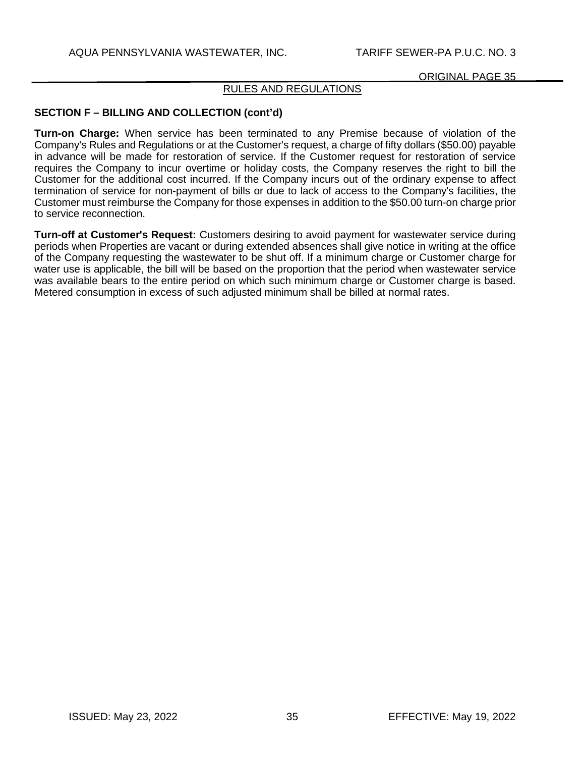RULES AND REGULATIONS

**SECTION F – BILLING AND COLLECTION (cont'd)**

**Turn-on Charge:** When service has been terminated to any Premise because of violation of the Company's Rules and Regulations or at the Customer's request, a charge of fifty dollars ($50.00) payable in advance will be made for restoration of service. If the Customer request for restoration of service requires the Company to incur overtime or holiday costs, the Company reserves the right to bill the Customer for the additional cost incurred. If the Company incurs out of the ordinary expense to affect termination of service for non-payment of bills or due to lack of access to the Company's facilities, the Customer must reimburse the Company for those expenses in addition to the $50.00 turn-on charge prior to service reconnection.

**Turn-off at Customer's Request:** Customers desiring to avoid payment for wastewater service during periods when Properties are vacant or during extended absences shall give notice in writing at the office of the Company requesting the wastewater to be shut off. If a minimum charge or Customer charge for water use is applicable, the bill will be based on the proportion that the period when wastewater service was available bears to the entire period on which such minimum charge or Customer charge is based. Metered consumption in excess of such adjusted minimum shall be billed at normal rates.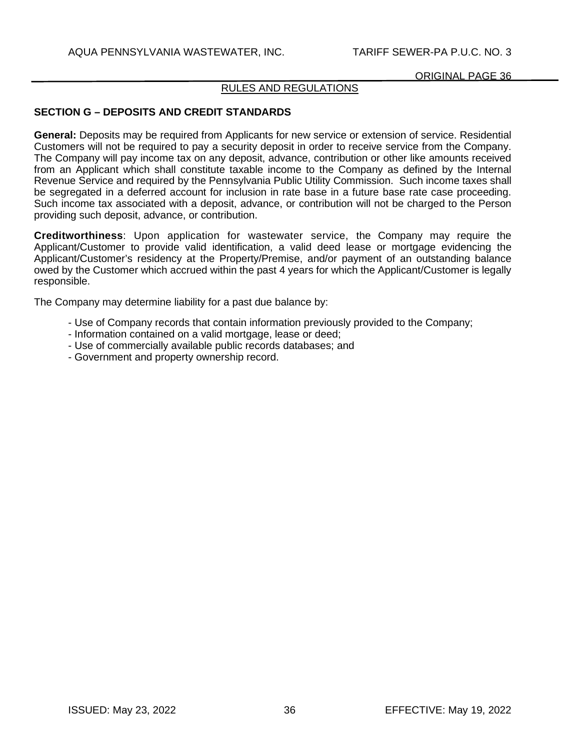RULES AND REGULATIONS

## SECTION G – DEPOSITS AND CREDIT STANDARDS

**General:** Deposits may be required from Applicants for new service or extension of service. Residential Customers will not be required to pay a security deposit in order to receive service from the Company. The Company will pay income tax on any deposit, advance, contribution or other like amounts received from an Applicant which shall constitute taxable income to the Company as defined by the Internal Revenue Service and required by the Pennsylvania Public Utility Commission. Such income taxes shall be segregated in a deferred account for inclusion in rate base in a future base rate case proceeding. Such income tax associated with a deposit, advance, or contribution will not be charged to the Person providing such deposit, advance, or contribution.

**Creditworthiness**: Upon application for wastewater service, the Company may require the Applicant/Customer to provide valid identification, a valid deed lease or mortgage evidencing the Applicant/Customer's residency at the Property/Premise, and/or payment of an outstanding balance owed by the Customer which accrued within the past 4 years for which the Applicant/Customer is legally responsible.

The Company may determine liability for a past due balance by:

- Use of Company records that contain information previously provided to the Company;
- Information contained on a valid mortgage, lease or deed;
- Use of commercially available public records databases; and
- Government and property ownership record.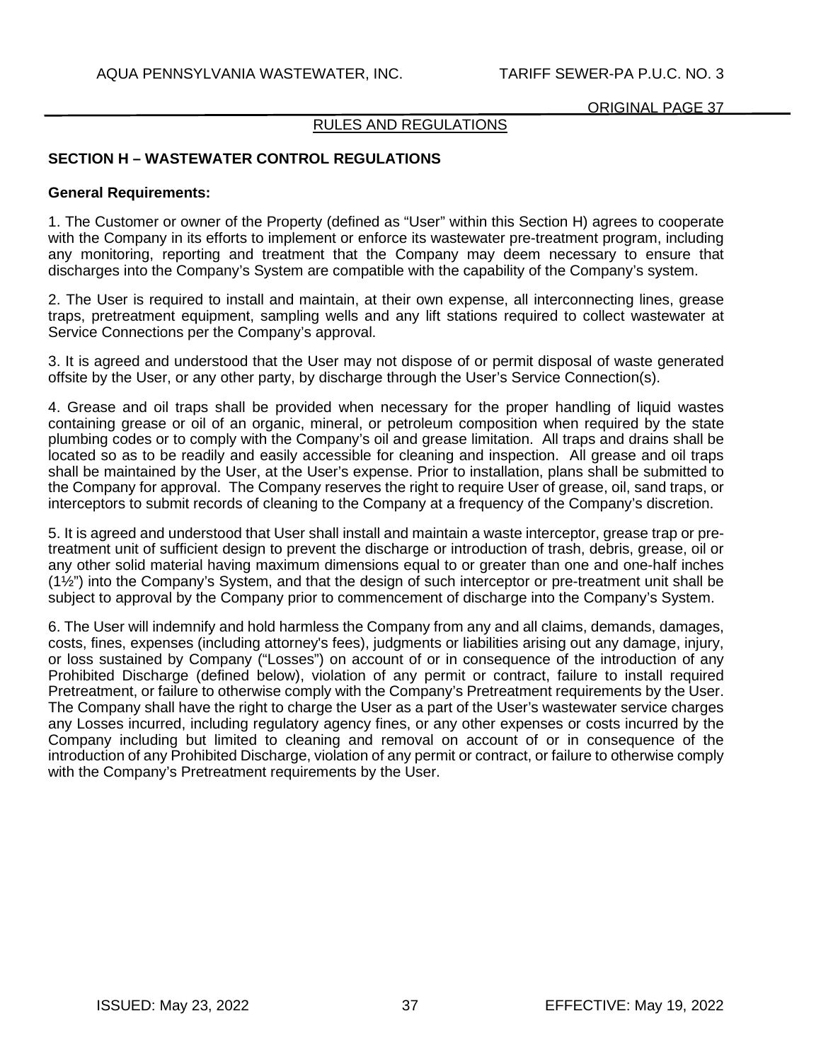RULES AND REGULATIONS

## SECTION H – WASTEWATER CONTROL REGULATIONS

**General Requirements:**

1. The Customer or owner of the Property (defined as "User" within this Section H) agrees to cooperate with the Company in its efforts to implement or enforce its wastewater pre-treatment program, including any monitoring, reporting and treatment that the Company may deem necessary to ensure that discharges into the Company's System are compatible with the capability of the Company's system.

2. The User is required to install and maintain, at their own expense, all interconnecting lines, grease traps, pretreatment equipment, sampling wells and any lift stations required to collect wastewater at Service Connections per the Company's approval.

3. It is agreed and understood that the User may not dispose of or permit disposal of waste generated offsite by the User, or any other party, by discharge through the User's Service Connection(s).

4. Grease and oil traps shall be provided when necessary for the proper handling of liquid wastes containing grease or oil of an organic, mineral, or petroleum composition when required by the state plumbing codes or to comply with the Company's oil and grease limitation. All traps and drains shall be located so as to be readily and easily accessible for cleaning and inspection. All grease and oil traps shall be maintained by the User, at the User's expense. Prior to installation, plans shall be submitted to the Company for approval. The Company reserves the right to require User of grease, oil, sand traps, or interceptors to submit records of cleaning to the Company at a frequency of the Company's discretion.

5. It is agreed and understood that User shall install and maintain a waste interceptor, grease trap or pre-treatment unit of sufficient design to prevent the discharge or introduction of trash, debris, grease, oil or any other solid material having maximum dimensions equal to or greater than one and one-half inches (1½") into the Company's System, and that the design of such interceptor or pre-treatment unit shall be subject to approval by the Company prior to commencement of discharge into the Company's System.

6. The User will indemnify and hold harmless the Company from any and all claims, demands, damages, costs, fines, expenses (including attorney's fees), judgments or liabilities arising out any damage, injury, or loss sustained by Company ("Losses") on account of or in consequence of the introduction of any Prohibited Discharge (defined below), violation of any permit or contract, failure to install required Pretreatment, or failure to otherwise comply with the Company's Pretreatment requirements by the User. The Company shall have the right to charge the User as a part of the User's wastewater service charges any Losses incurred, including regulatory agency fines, or any other expenses or costs incurred by the Company including but limited to cleaning and removal on account of or in consequence of the introduction of any Prohibited Discharge, violation of any permit or contract, or failure to otherwise comply with the Company's Pretreatment requirements by the User.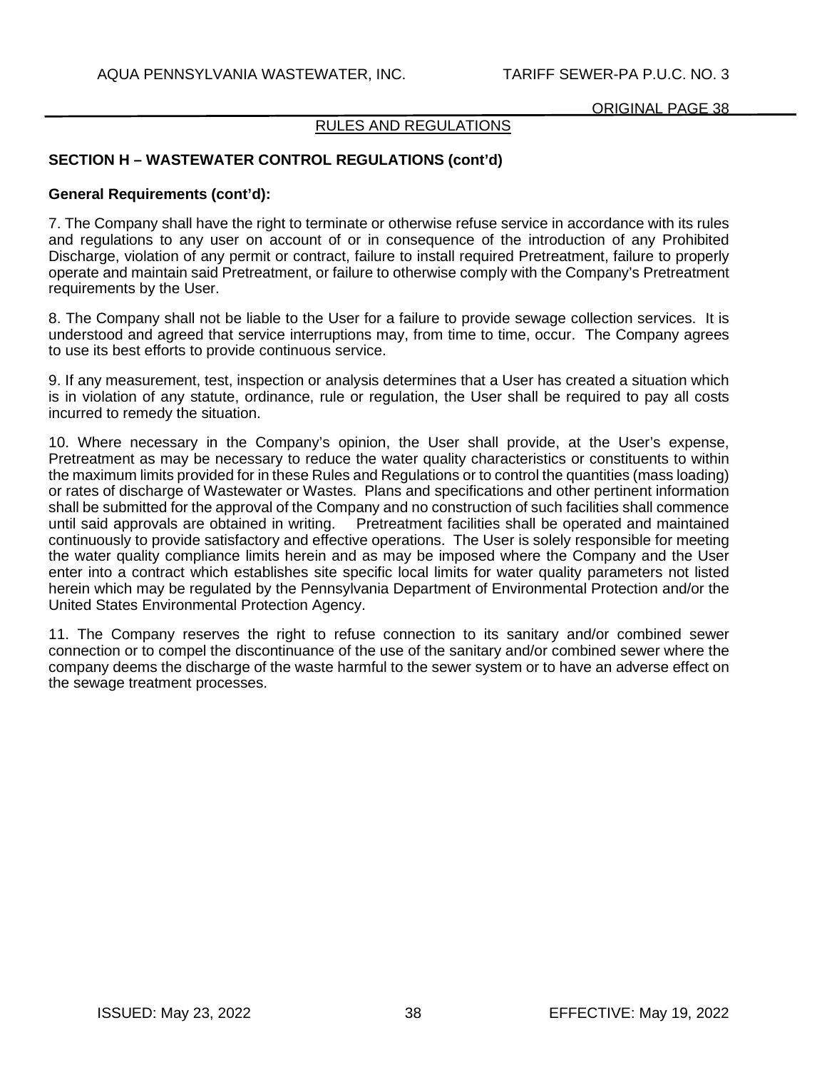RULES AND REGULATIONS

## SECTION H – WASTEWATER CONTROL REGULATIONS (cont'd)

**General Requirements (cont'd):**

7. The Company shall have the right to terminate or otherwise refuse service in accordance with its rules and regulations to any user on account of or in consequence of the introduction of any Prohibited Discharge, violation of any permit or contract, failure to install required Pretreatment, failure to properly operate and maintain said Pretreatment, or failure to otherwise comply with the Company's Pretreatment requirements by the User.

8. The Company shall not be liable to the User for a failure to provide sewage collection services. It is understood and agreed that service interruptions may, from time to time, occur. The Company agrees to use its best efforts to provide continuous service.

9. If any measurement, test, inspection or analysis determines that a User has created a situation which is in violation of any statute, ordinance, rule or regulation, the User shall be required to pay all costs incurred to remedy the situation.

10. Where necessary in the Company's opinion, the User shall provide, at the User's expense, Pretreatment as may be necessary to reduce the water quality characteristics or constituents to within the maximum limits provided for in these Rules and Regulations or to control the quantities (mass loading) or rates of discharge of Wastewater or Wastes. Plans and specifications and other pertinent information shall be submitted for the approval of the Company and no construction of such facilities shall commence until said approvals are obtained in writing. Pretreatment facilities shall be operated and maintained continuously to provide satisfactory and effective operations. The User is solely responsible for meeting the water quality compliance limits herein and as may be imposed where the Company and the User enter into a contract which establishes site specific local limits for water quality parameters not listed herein which may be regulated by the Pennsylvania Department of Environmental Protection and/or the United States Environmental Protection Agency.

11. The Company reserves the right to refuse connection to its sanitary and/or combined sewer connection or to compel the discontinuance of the use of the sanitary and/or combined sewer where the company deems the discharge of the waste harmful to the sewer system or to have an adverse effect on the sewage treatment processes.

ISSUED: May 23, 2022 EFFECTIVE: May 19, 2022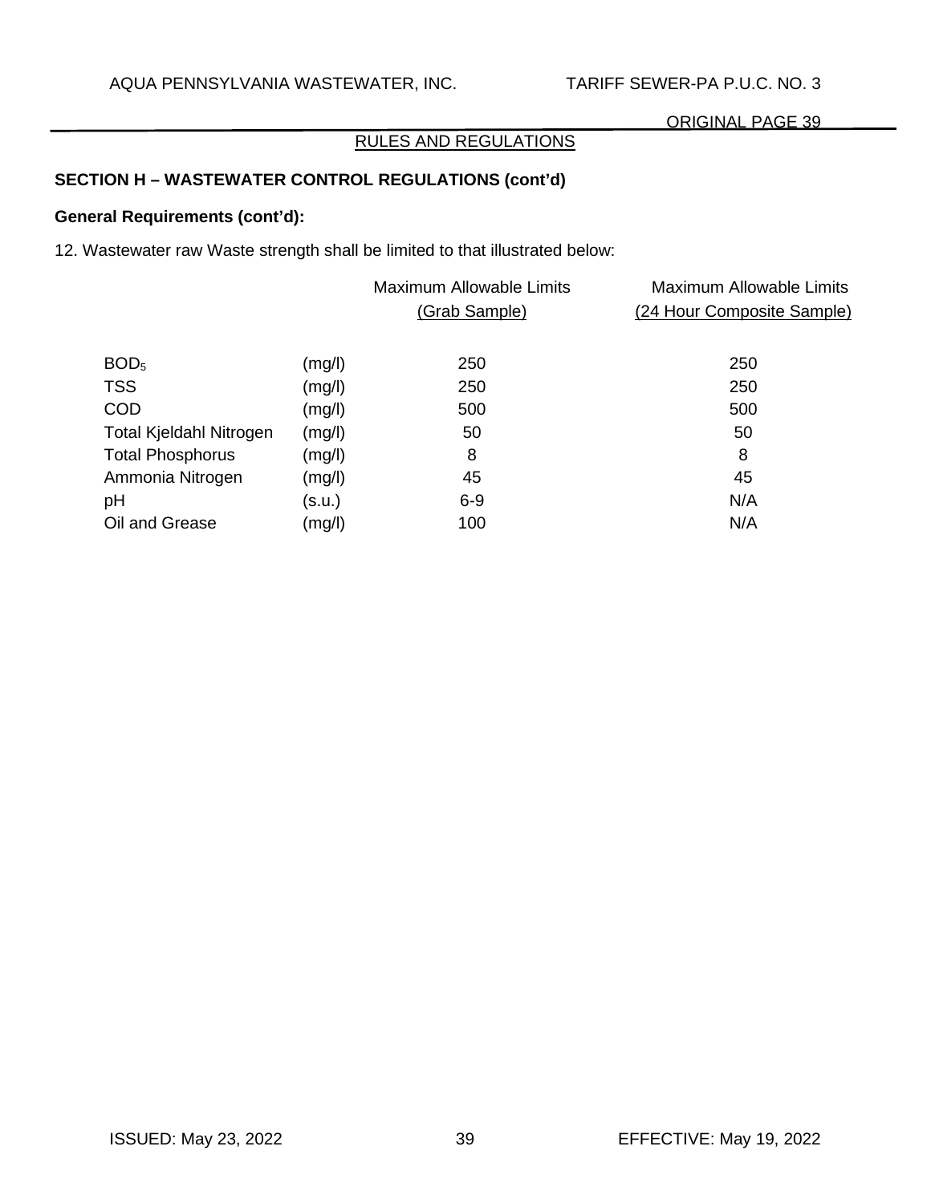RULES AND REGULATIONS

**SECTION H – WASTEWATER CONTROL REGULATIONS (cont'd)**

**General Requirements (cont'd):**

12. Wastewater raw Waste strength shall be limited to that illustrated below:

| | | Maximum Allowable Limits (Grab Sample) | Maximum Allowable Limits (24 Hour Composite Sample) |
|---|---|---|---|
| $BOD_5$ | (mg/l) | 250 | 250 |
| TSS | (mg/l) | 250 | 250 |
| COD | (mg/l) | 500 | 500 |
| Total Kjeldahl Nitrogen | (mg/l) | 50 | 50 |
| Total Phosphorus | (mg/l) | 8 | 8 |
| Ammonia Nitrogen | (mg/l) | 45 | 45 |
| pH | (s.u.) | 6-9 | N/A |
| Oil and Grease | (mg/l) | 100 | N/A |

ISSUED: May 23, 2022 EFFECTIVE: May 19, 2022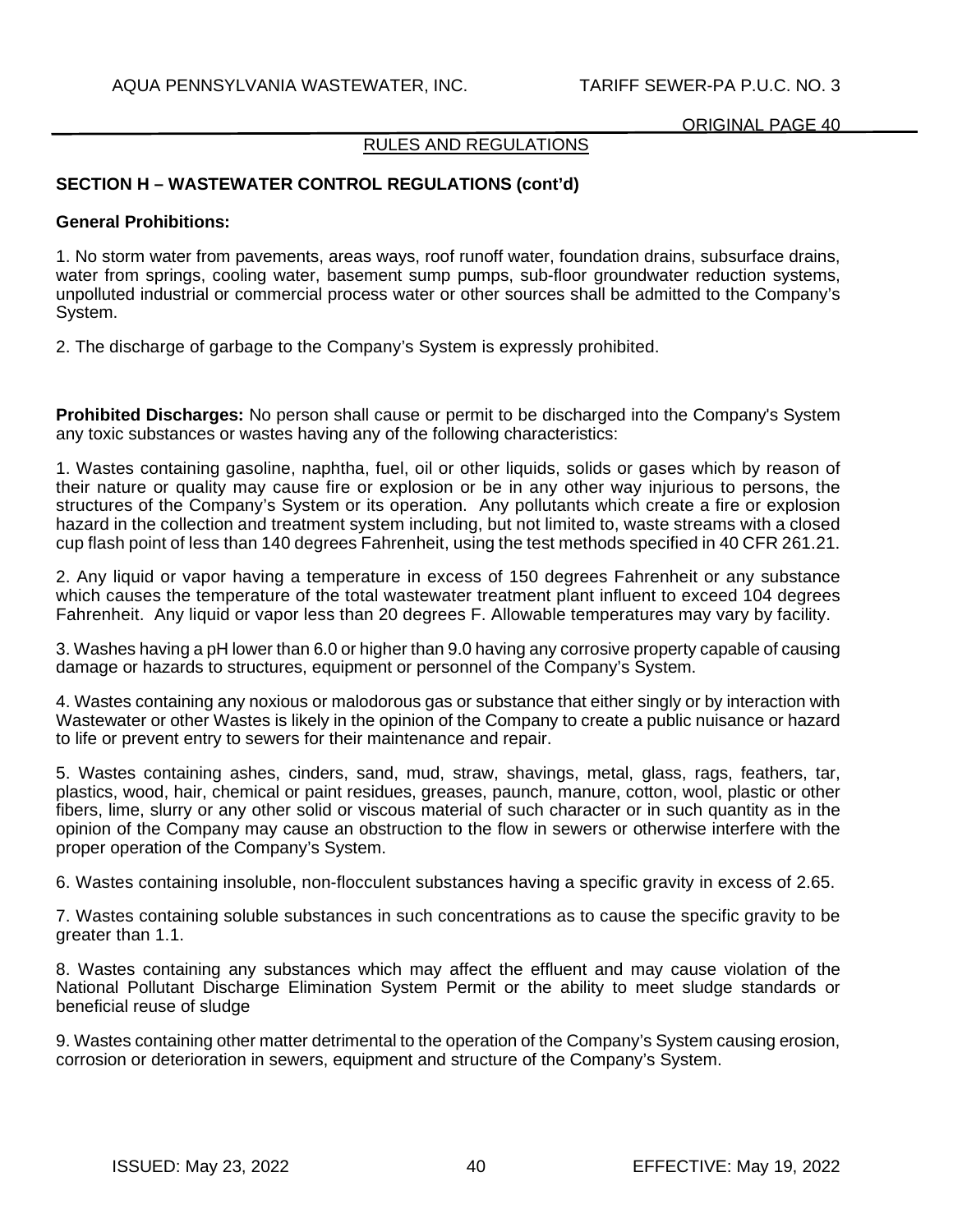RULES AND REGULATIONS

## SECTION H – WASTEWATER CONTROL REGULATIONS (cont'd)

**General Prohibitions:**

1. No storm water from pavements, areas ways, roof runoff water, foundation drains, subsurface drains, water from springs, cooling water, basement sump pumps, sub-floor groundwater reduction systems, unpolluted industrial or commercial process water or other sources shall be admitted to the Company's System.

2. The discharge of garbage to the Company's System is expressly prohibited.

**Prohibited Discharges:** No person shall cause or permit to be discharged into the Company's System any toxic substances or wastes having any of the following characteristics:

1. Wastes containing gasoline, naphtha, fuel, oil or other liquids, solids or gases which by reason of their nature or quality may cause fire or explosion or be in any other way injurious to persons, the structures of the Company's System or its operation. Any pollutants which create a fire or explosion hazard in the collection and treatment system including, but not limited to, waste streams with a closed cup flash point of less than 140 degrees Fahrenheit, using the test methods specified in 40 CFR 261.21.

2. Any liquid or vapor having a temperature in excess of 150 degrees Fahrenheit or any substance which causes the temperature of the total wastewater treatment plant influent to exceed 104 degrees Fahrenheit. Any liquid or vapor less than 20 degrees F. Allowable temperatures may vary by facility.

3. Washes having a pH lower than 6.0 or higher than 9.0 having any corrosive property capable of causing damage or hazards to structures, equipment or personnel of the Company's System.

4. Wastes containing any noxious or malodorous gas or substance that either singly or by interaction with Wastewater or other Wastes is likely in the opinion of the Company to create a public nuisance or hazard to life or prevent entry to sewers for their maintenance and repair.

5. Wastes containing ashes, cinders, sand, mud, straw, shavings, metal, glass, rags, feathers, tar, plastics, wood, hair, chemical or paint residues, greases, paunch, manure, cotton, wool, plastic or other fibers, lime, slurry or any other solid or viscous material of such character or in such quantity as in the opinion of the Company may cause an obstruction to the flow in sewers or otherwise interfere with the proper operation of the Company's System.

6. Wastes containing insoluble, non-flocculent substances having a specific gravity in excess of 2.65.

7. Wastes containing soluble substances in such concentrations as to cause the specific gravity to be greater than 1.1.

8. Wastes containing any substances which may affect the effluent and may cause violation of the National Pollutant Discharge Elimination System Permit or the ability to meet sludge standards or beneficial reuse of sludge

9. Wastes containing other matter detrimental to the operation of the Company's System causing erosion, corrosion or deterioration in sewers, equipment and structure of the Company's System.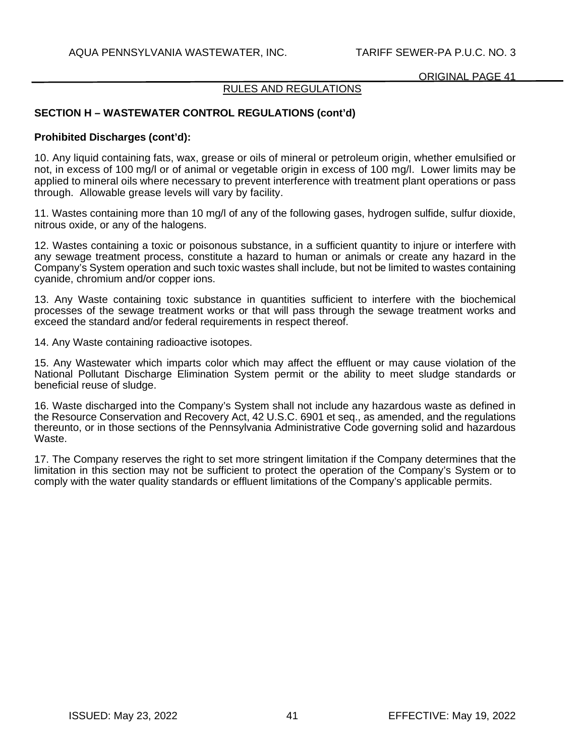## RULES AND REGULATIONS

### SECTION H – WASTEWATER CONTROL REGULATIONS (cont'd)

**Prohibited Discharges (cont'd):**

10. Any liquid containing fats, wax, grease or oils of mineral or petroleum origin, whether emulsified or not, in excess of 100 mg/l or of animal or vegetable origin in excess of 100 mg/l. Lower limits may be applied to mineral oils where necessary to prevent interference with treatment plant operations or pass through. Allowable grease levels will vary by facility.

11. Wastes containing more than 10 mg/l of any of the following gases, hydrogen sulfide, sulfur dioxide, nitrous oxide, or any of the halogens.

12. Wastes containing a toxic or poisonous substance, in a sufficient quantity to injure or interfere with any sewage treatment process, constitute a hazard to human or animals or create any hazard in the Company's System operation and such toxic wastes shall include, but not be limited to wastes containing cyanide, chromium and/or copper ions.

13. Any Waste containing toxic substance in quantities sufficient to interfere with the biochemical processes of the sewage treatment works or that will pass through the sewage treatment works and exceed the standard and/or federal requirements in respect thereof.

14. Any Waste containing radioactive isotopes.

15. Any Wastewater which imparts color which may affect the effluent or may cause violation of the National Pollutant Discharge Elimination System permit or the ability to meet sludge standards or beneficial reuse of sludge.

16. Waste discharged into the Company's System shall not include any hazardous waste as defined in the Resource Conservation and Recovery Act, 42 U.S.C. 6901 et seq., as amended, and the regulations thereunto, or in those sections of the Pennsylvania Administrative Code governing solid and hazardous Waste.

17. The Company reserves the right to set more stringent limitation if the Company determines that the limitation in this section may not be sufficient to protect the operation of the Company's System or to comply with the water quality standards or effluent limitations of the Company's applicable permits.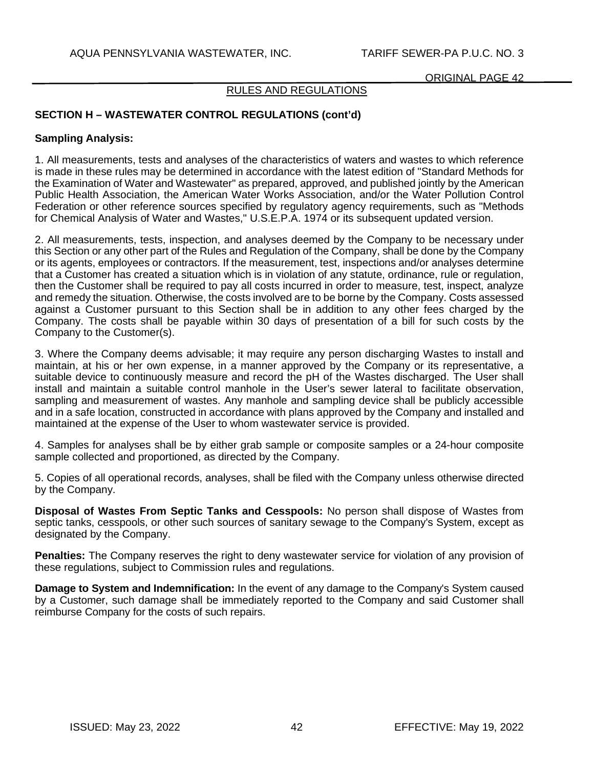RULES AND REGULATIONS

## SECTION H – WASTEWATER CONTROL REGULATIONS (cont'd)

**Sampling Analysis:**

1. All measurements, tests and analyses of the characteristics of waters and wastes to which reference is made in these rules may be determined in accordance with the latest edition of "Standard Methods for the Examination of Water and Wastewater" as prepared, approved, and published jointly by the American Public Health Association, the American Water Works Association, and/or the Water Pollution Control Federation or other reference sources specified by regulatory agency requirements, such as "Methods for Chemical Analysis of Water and Wastes," U.S.E.P.A. 1974 or its subsequent updated version.

2. All measurements, tests, inspection, and analyses deemed by the Company to be necessary under this Section or any other part of the Rules and Regulation of the Company, shall be done by the Company or its agents, employees or contractors. If the measurement, test, inspections and/or analyses determine that a Customer has created a situation which is in violation of any statute, ordinance, rule or regulation, then the Customer shall be required to pay all costs incurred in order to measure, test, inspect, analyze and remedy the situation. Otherwise, the costs involved are to be borne by the Company. Costs assessed against a Customer pursuant to this Section shall be in addition to any other fees charged by the Company. The costs shall be payable within 30 days of presentation of a bill for such costs by the Company to the Customer(s).

3. Where the Company deems advisable; it may require any person discharging Wastes to install and maintain, at his or her own expense, in a manner approved by the Company or its representative, a suitable device to continuously measure and record the pH of the Wastes discharged. The User shall install and maintain a suitable control manhole in the User's sewer lateral to facilitate observation, sampling and measurement of wastes. Any manhole and sampling device shall be publicly accessible and in a safe location, constructed in accordance with plans approved by the Company and installed and maintained at the expense of the User to whom wastewater service is provided.

4. Samples for analyses shall be by either grab sample or composite samples or a 24-hour composite sample collected and proportioned, as directed by the Company.

5. Copies of all operational records, analyses, shall be filed with the Company unless otherwise directed by the Company.

**Disposal of Wastes From Septic Tanks and Cesspools:** No person shall dispose of Wastes from septic tanks, cesspools, or other such sources of sanitary sewage to the Company's System, except as designated by the Company.

**Penalties:** The Company reserves the right to deny wastewater service for violation of any provision of these regulations, subject to Commission rules and regulations.

**Damage to System and Indemnification:** In the event of any damage to the Company's System caused by a Customer, such damage shall be immediately reported to the Company and said Customer shall reimburse Company for the costs of such repairs.

ISSUED: May 23, 2022 EFFECTIVE: May 19, 2022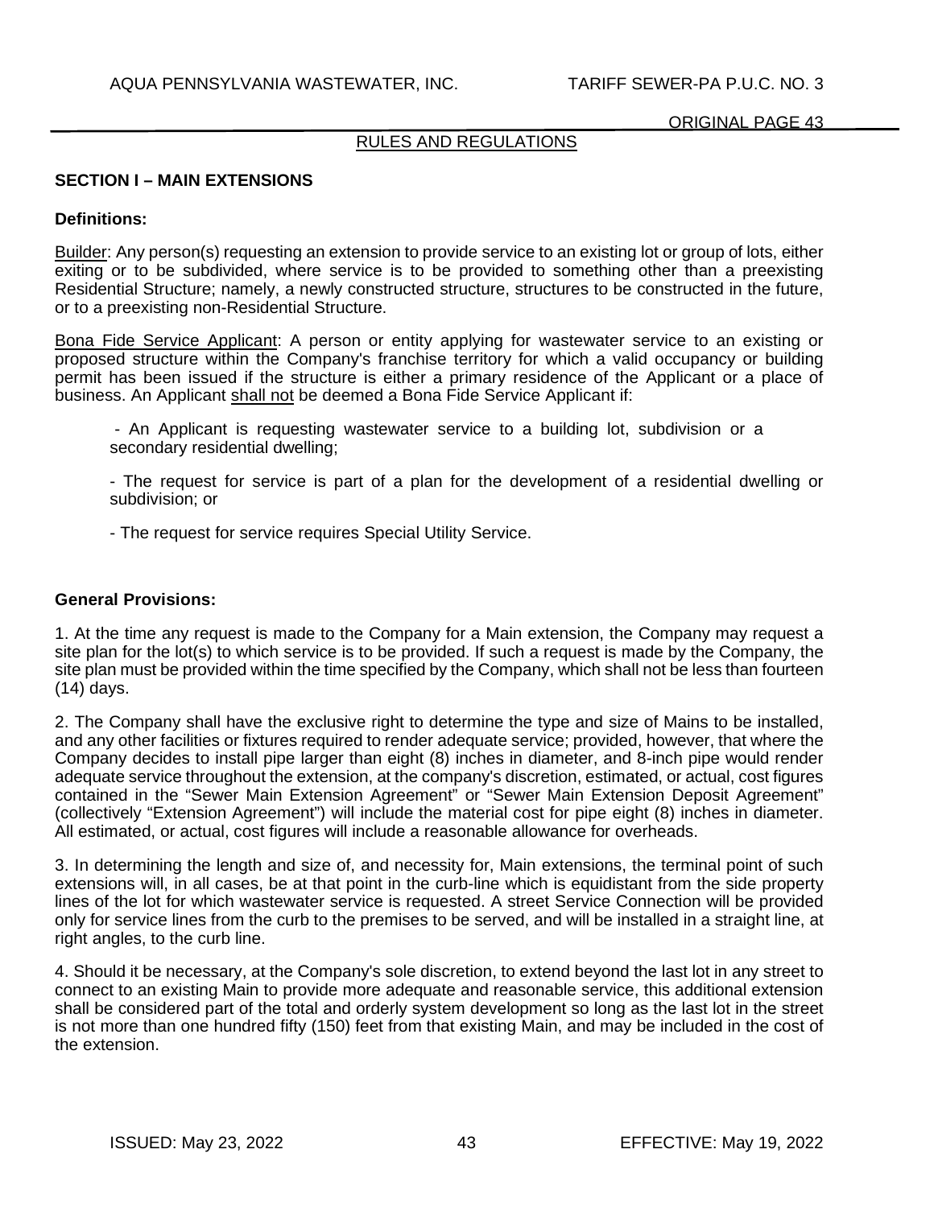## RULES AND REGULATIONS

### SECTION I – MAIN EXTENSIONS

**Definitions:**

Builder: Any person(s) requesting an extension to provide service to an existing lot or group of lots, either exiting or to be subdivided, where service is to be provided to something other than a preexisting Residential Structure; namely, a newly constructed structure, structures to be constructed in the future, or to a preexisting non-Residential Structure.

Bona Fide Service Applicant: A person or entity applying for wastewater service to an existing or proposed structure within the Company's franchise territory for which a valid occupancy or building permit has been issued if the structure is either a primary residence of the Applicant or a place of business. An Applicant shall not be deemed a Bona Fide Service Applicant if:

- An Applicant is requesting wastewater service to a building lot, subdivision or a secondary residential dwelling;
- The request for service is part of a plan for the development of a residential dwelling or subdivision; or
- The request for service requires Special Utility Service.

**General Provisions:**

1. At the time any request is made to the Company for a Main extension, the Company may request a site plan for the lot(s) to which service is to be provided. If such a request is made by the Company, the site plan must be provided within the time specified by the Company, which shall not be less than fourteen (14) days.

2. The Company shall have the exclusive right to determine the type and size of Mains to be installed, and any other facilities or fixtures required to render adequate service; provided, however, that where the Company decides to install pipe larger than eight (8) inches in diameter, and 8-inch pipe would render adequate service throughout the extension, at the company's discretion, estimated, or actual, cost figures contained in the "Sewer Main Extension Agreement" or "Sewer Main Extension Deposit Agreement" (collectively "Extension Agreement") will include the material cost for pipe eight (8) inches in diameter. All estimated, or actual, cost figures will include a reasonable allowance for overheads.

3. In determining the length and size of, and necessity for, Main extensions, the terminal point of such extensions will, in all cases, be at that point in the curb-line which is equidistant from the side property lines of the lot for which wastewater service is requested. A street Service Connection will be provided only for service lines from the curb to the premises to be served, and will be installed in a straight line, at right angles, to the curb line.

4. Should it be necessary, at the Company's sole discretion, to extend beyond the last lot in any street to connect to an existing Main to provide more adequate and reasonable service, this additional extension shall be considered part of the total and orderly system development so long as the last lot in the street is not more than one hundred fifty (150) feet from that existing Main, and may be included in the cost of the extension.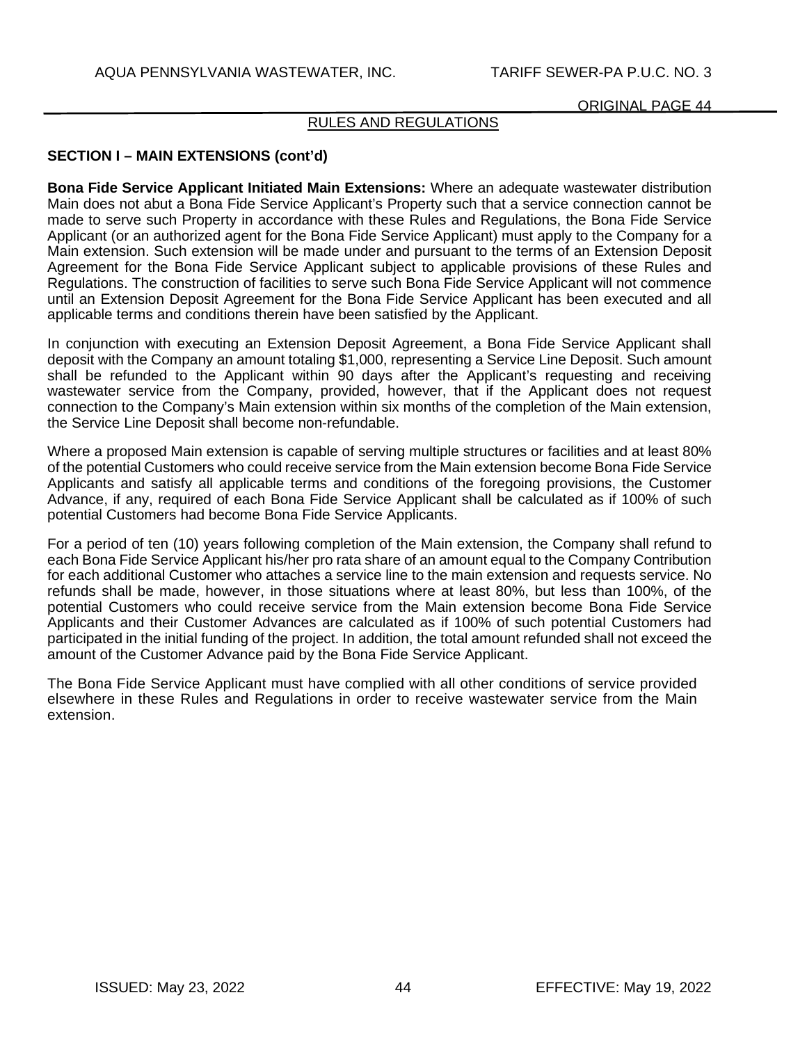RULES AND REGULATIONS

**SECTION I – MAIN EXTENSIONS (cont'd)**

**Bona Fide Service Applicant Initiated Main Extensions:** Where an adequate wastewater distribution Main does not abut a Bona Fide Service Applicant's Property such that a service connection cannot be made to serve such Property in accordance with these Rules and Regulations, the Bona Fide Service Applicant (or an authorized agent for the Bona Fide Service Applicant) must apply to the Company for a Main extension. Such extension will be made under and pursuant to the terms of an Extension Deposit Agreement for the Bona Fide Service Applicant subject to applicable provisions of these Rules and Regulations. The construction of facilities to serve such Bona Fide Service Applicant will not commence until an Extension Deposit Agreement for the Bona Fide Service Applicant has been executed and all applicable terms and conditions therein have been satisfied by the Applicant.

In conjunction with executing an Extension Deposit Agreement, a Bona Fide Service Applicant shall deposit with the Company an amount totaling $1,000, representing a Service Line Deposit. Such amount shall be refunded to the Applicant within 90 days after the Applicant's requesting and receiving wastewater service from the Company, provided, however, that if the Applicant does not request connection to the Company's Main extension within six months of the completion of the Main extension, the Service Line Deposit shall become non-refundable.

Where a proposed Main extension is capable of serving multiple structures or facilities and at least 80% of the potential Customers who could receive service from the Main extension become Bona Fide Service Applicants and satisfy all applicable terms and conditions of the foregoing provisions, the Customer Advance, if any, required of each Bona Fide Service Applicant shall be calculated as if 100% of such potential Customers had become Bona Fide Service Applicants.

For a period of ten (10) years following completion of the Main extension, the Company shall refund to each Bona Fide Service Applicant his/her pro rata share of an amount equal to the Company Contribution for each additional Customer who attaches a service line to the main extension and requests service. No refunds shall be made, however, in those situations where at least 80%, but less than 100%, of the potential Customers who could receive service from the Main extension become Bona Fide Service Applicants and their Customer Advances are calculated as if 100% of such potential Customers had participated in the initial funding of the project. In addition, the total amount refunded shall not exceed the amount of the Customer Advance paid by the Bona Fide Service Applicant.

The Bona Fide Service Applicant must have complied with all other conditions of service provided elsewhere in these Rules and Regulations in order to receive wastewater service from the Main extension.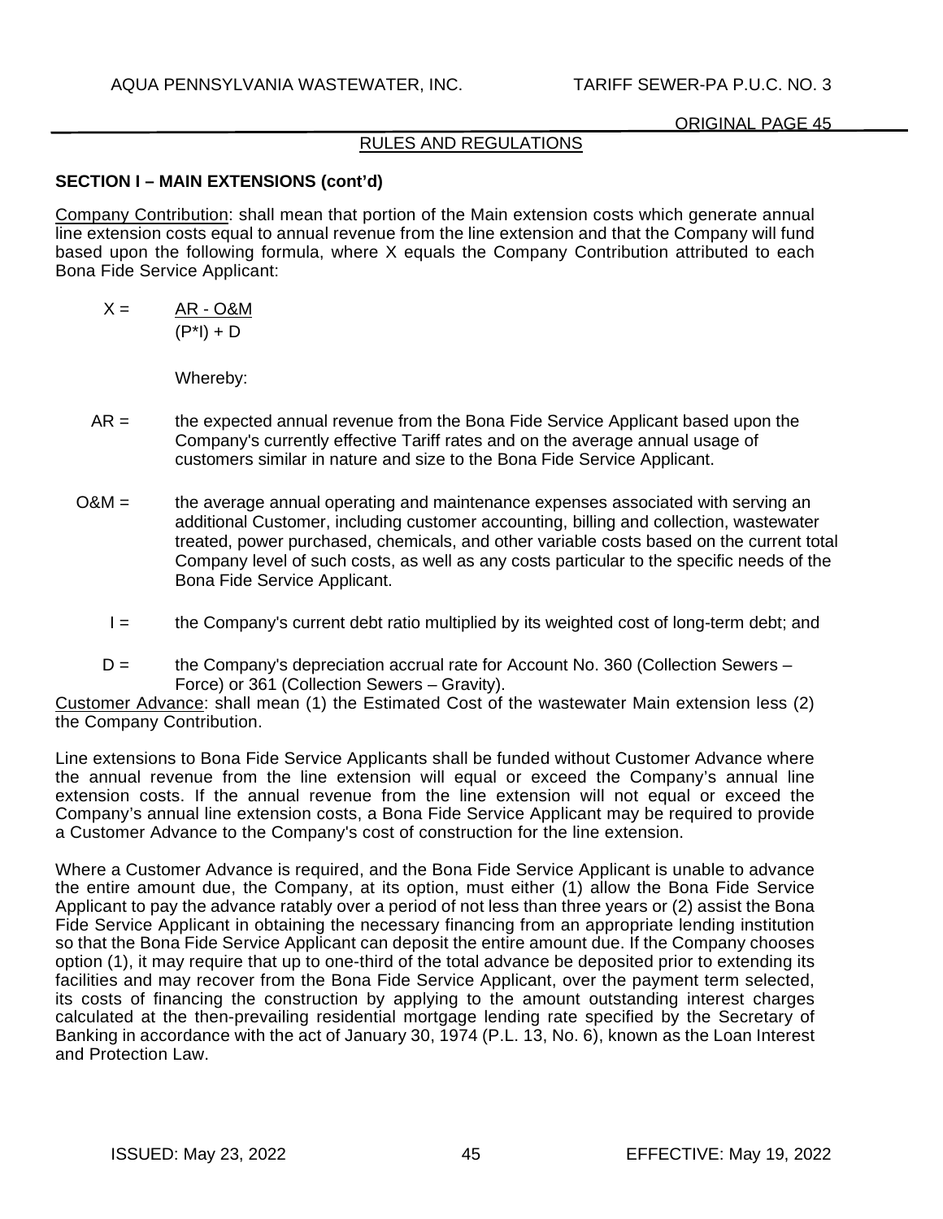## RULES AND REGULATIONS

### SECTION I – MAIN EXTENSIONS (cont'd)

Company Contribution: shall mean that portion of the Main extension costs which generate annual line extension costs equal to annual revenue from the line extension and that the Company will fund based upon the following formula, where X equals the Company Contribution attributed to each Bona Fide Service Applicant:

$$X = \frac{AR - O\&M}{(P*I) + D}$$

Whereby:

AR = the expected annual revenue from the Bona Fide Service Applicant based upon the Company's currently effective Tariff rates and on the average annual usage of customers similar in nature and size to the Bona Fide Service Applicant.

O&M = the average annual operating and maintenance expenses associated with serving an additional Customer, including customer accounting, billing and collection, wastewater treated, power purchased, chemicals, and other variable costs based on the current total Company level of such costs, as well as any costs particular to the specific needs of the Bona Fide Service Applicant.

I = the Company's current debt ratio multiplied by its weighted cost of long-term debt; and

D = the Company's depreciation accrual rate for Account No. 360 (Collection Sewers – Force) or 361 (Collection Sewers – Gravity).

Customer Advance: shall mean (1) the Estimated Cost of the wastewater Main extension less (2) the Company Contribution.

Line extensions to Bona Fide Service Applicants shall be funded without Customer Advance where the annual revenue from the line extension will equal or exceed the Company's annual line extension costs. If the annual revenue from the line extension will not equal or exceed the Company's annual line extension costs, a Bona Fide Service Applicant may be required to provide a Customer Advance to the Company's cost of construction for the line extension.

Where a Customer Advance is required, and the Bona Fide Service Applicant is unable to advance the entire amount due, the Company, at its option, must either (1) allow the Bona Fide Service Applicant to pay the advance ratably over a period of not less than three years or (2) assist the Bona Fide Service Applicant in obtaining the necessary financing from an appropriate lending institution so that the Bona Fide Service Applicant can deposit the entire amount due. If the Company chooses option (1), it may require that up to one-third of the total advance be deposited prior to extending its facilities and may recover from the Bona Fide Service Applicant, over the payment term selected, its costs of financing the construction by applying to the amount outstanding interest charges calculated at the then-prevailing residential mortgage lending rate specified by the Secretary of Banking in accordance with the act of January 30, 1974 (P.L. 13, No. 6), known as the Loan Interest and Protection Law.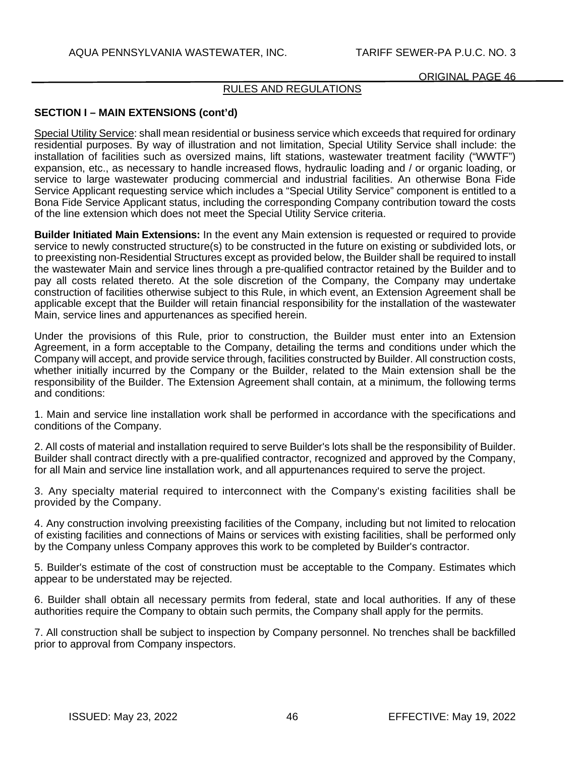## RULES AND REGULATIONS

### SECTION I – MAIN EXTENSIONS (cont'd)

Special Utility Service: shall mean residential or business service which exceeds that required for ordinary residential purposes. By way of illustration and not limitation, Special Utility Service shall include: the installation of facilities such as oversized mains, lift stations, wastewater treatment facility ("WWTF") expansion, etc., as necessary to handle increased flows, hydraulic loading and / or organic loading, or service to large wastewater producing commercial and industrial facilities. An otherwise Bona Fide Service Applicant requesting service which includes a "Special Utility Service" component is entitled to a Bona Fide Service Applicant status, including the corresponding Company contribution toward the costs of the line extension which does not meet the Special Utility Service criteria.

**Builder Initiated Main Extensions:** In the event any Main extension is requested or required to provide service to newly constructed structure(s) to be constructed in the future on existing or subdivided lots, or to preexisting non-Residential Structures except as provided below, the Builder shall be required to install the wastewater Main and service lines through a pre-qualified contractor retained by the Builder and to pay all costs related thereto. At the sole discretion of the Company, the Company may undertake construction of facilities otherwise subject to this Rule, in which event, an Extension Agreement shall be applicable except that the Builder will retain financial responsibility for the installation of the wastewater Main, service lines and appurtenances as specified herein.

Under the provisions of this Rule, prior to construction, the Builder must enter into an Extension Agreement, in a form acceptable to the Company, detailing the terms and conditions under which the Company will accept, and provide service through, facilities constructed by Builder. All construction costs, whether initially incurred by the Company or the Builder, related to the Main extension shall be the responsibility of the Builder. The Extension Agreement shall contain, at a minimum, the following terms and conditions:

1. Main and service line installation work shall be performed in accordance with the specifications and conditions of the Company.

2. All costs of material and installation required to serve Builder's lots shall be the responsibility of Builder. Builder shall contract directly with a pre-qualified contractor, recognized and approved by the Company, for all Main and service line installation work, and all appurtenances required to serve the project.

3. Any specialty material required to interconnect with the Company's existing facilities shall be provided by the Company.

4. Any construction involving preexisting facilities of the Company, including but not limited to relocation of existing facilities and connections of Mains or services with existing facilities, shall be performed only by the Company unless Company approves this work to be completed by Builder's contractor.

5. Builder's estimate of the cost of construction must be acceptable to the Company. Estimates which appear to be understated may be rejected.

6. Builder shall obtain all necessary permits from federal, state and local authorities. If any of these authorities require the Company to obtain such permits, the Company shall apply for the permits.

7. All construction shall be subject to inspection by Company personnel. No trenches shall be backfilled prior to approval from Company inspectors.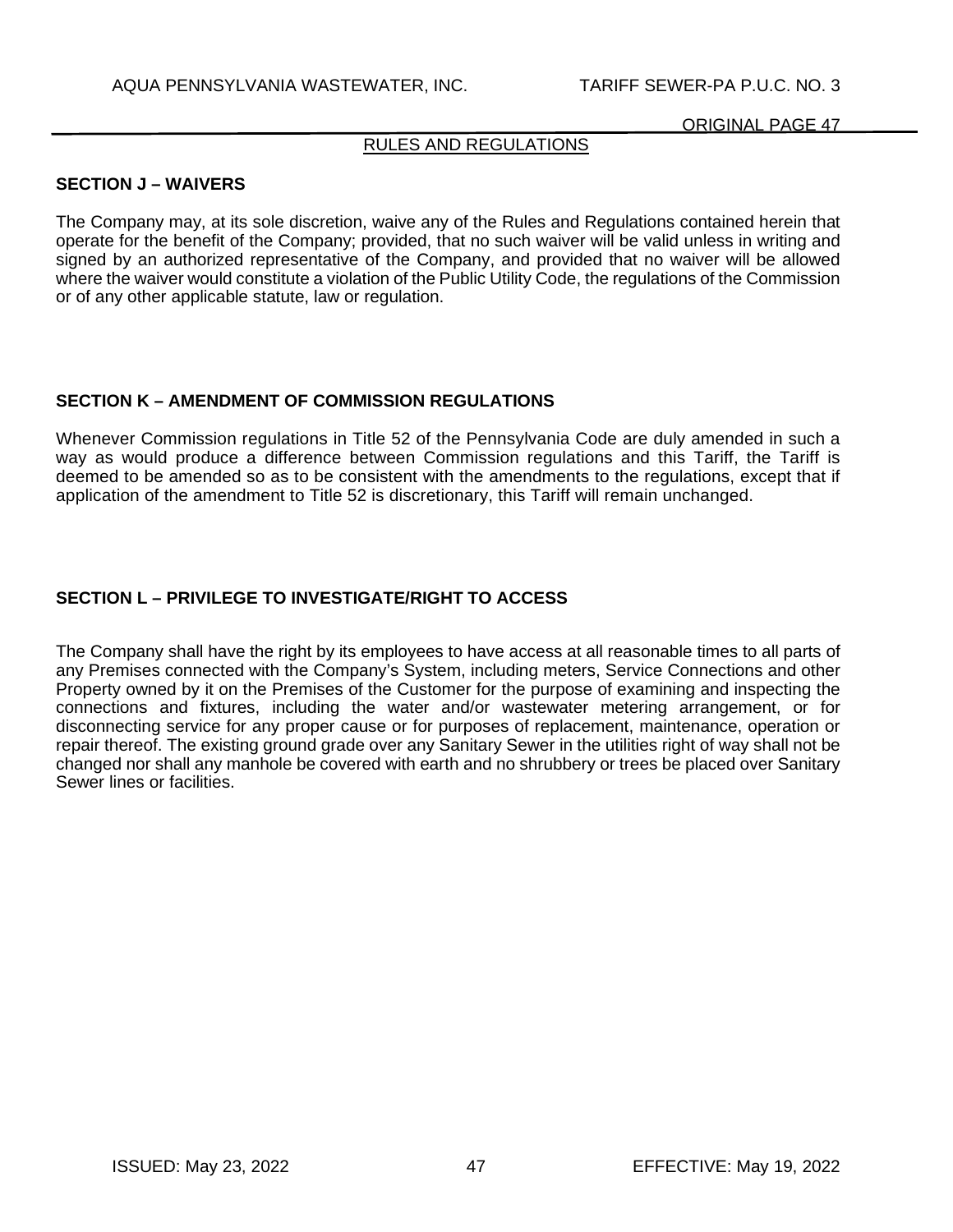## RULES AND REGULATIONS

### SECTION J – WAIVERS

The Company may, at its sole discretion, waive any of the Rules and Regulations contained herein that operate for the benefit of the Company; provided, that no such waiver will be valid unless in writing and signed by an authorized representative of the Company, and provided that no waiver will be allowed where the waiver would constitute a violation of the Public Utility Code, the regulations of the Commission or of any other applicable statute, law or regulation.

### SECTION K – AMENDMENT OF COMMISSION REGULATIONS

Whenever Commission regulations in Title 52 of the Pennsylvania Code are duly amended in such a way as would produce a difference between Commission regulations and this Tariff, the Tariff is deemed to be amended so as to be consistent with the amendments to the regulations, except that if application of the amendment to Title 52 is discretionary, this Tariff will remain unchanged.

### SECTION L – PRIVILEGE TO INVESTIGATE/RIGHT TO ACCESS

The Company shall have the right by its employees to have access at all reasonable times to all parts of any Premises connected with the Company's System, including meters, Service Connections and other Property owned by it on the Premises of the Customer for the purpose of examining and inspecting the connections and fixtures, including the water and/or wastewater metering arrangement, or for disconnecting service for any proper cause or for purposes of replacement, maintenance, operation or repair thereof. The existing ground grade over any Sanitary Sewer in the utilities right of way shall not be changed nor shall any manhole be covered with earth and no shrubbery or trees be placed over Sanitary Sewer lines or facilities.

ISSUED: May 23, 2022 EFFECTIVE: May 19, 2022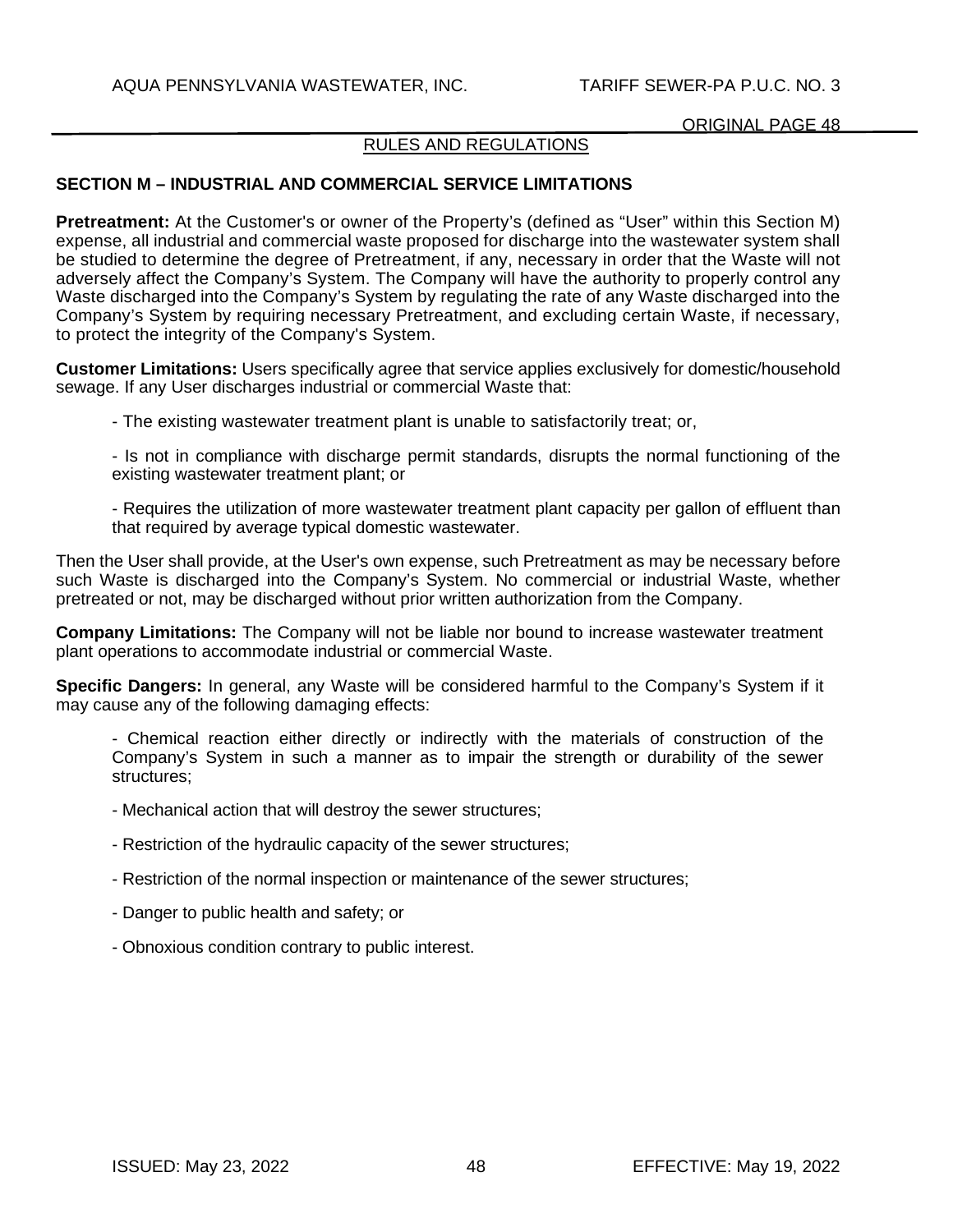## RULES AND REGULATIONS

### SECTION M – INDUSTRIAL AND COMMERCIAL SERVICE LIMITATIONS

**Pretreatment:** At the Customer's or owner of the Property's (defined as "User" within this Section M) expense, all industrial and commercial waste proposed for discharge into the wastewater system shall be studied to determine the degree of Pretreatment, if any, necessary in order that the Waste will not adversely affect the Company's System. The Company will have the authority to properly control any Waste discharged into the Company's System by regulating the rate of any Waste discharged into the Company's System by requiring necessary Pretreatment, and excluding certain Waste, if necessary, to protect the integrity of the Company's System.

**Customer Limitations:** Users specifically agree that service applies exclusively for domestic/household sewage. If any User discharges industrial or commercial Waste that:

- The existing wastewater treatment plant is unable to satisfactorily treat; or,
- Is not in compliance with discharge permit standards, disrupts the normal functioning of the existing wastewater treatment plant; or
- Requires the utilization of more wastewater treatment plant capacity per gallon of effluent than that required by average typical domestic wastewater.

Then the User shall provide, at the User's own expense, such Pretreatment as may be necessary before such Waste is discharged into the Company's System. No commercial or industrial Waste, whether pretreated or not, may be discharged without prior written authorization from the Company.

**Company Limitations:** The Company will not be liable nor bound to increase wastewater treatment plant operations to accommodate industrial or commercial Waste.

**Specific Dangers:** In general, any Waste will be considered harmful to the Company's System if it may cause any of the following damaging effects:

- Chemical reaction either directly or indirectly with the materials of construction of the Company's System in such a manner as to impair the strength or durability of the sewer structures;
- Mechanical action that will destroy the sewer structures;
- Restriction of the hydraulic capacity of the sewer structures;
- Restriction of the normal inspection or maintenance of the sewer structures;
- Danger to public health and safety; or
- Obnoxious condition contrary to public interest.

ISSUED: May 23, 2022 EFFECTIVE: May 19, 2022